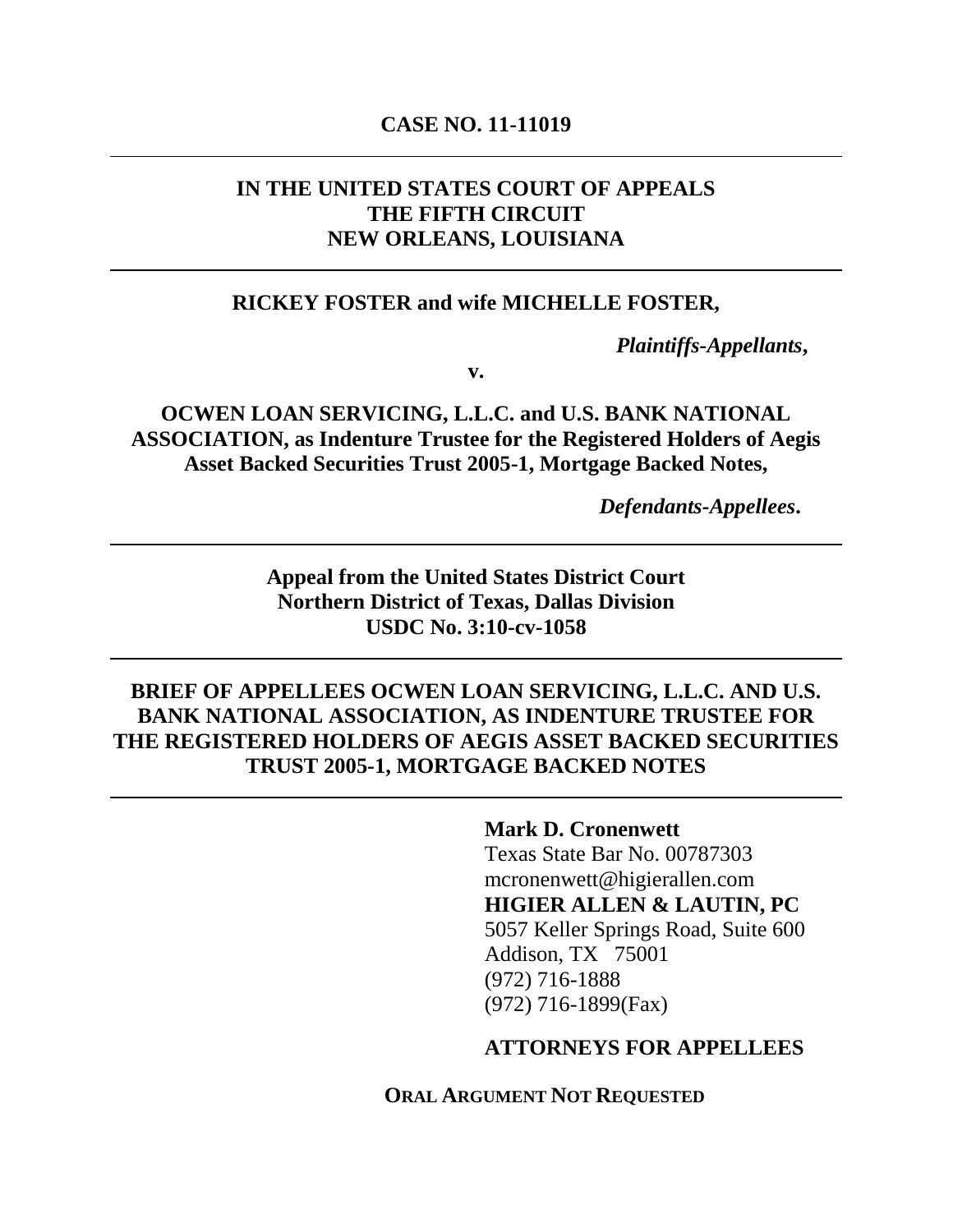**CASE NO. 11-11019**

---

**IN THE UNITED STATES COURT OF APPEALS**
**THE FIFTH CIRCUIT**
**NEW ORLEANS, LOUISIANA**

---

**RICKEY FOSTER and wife MICHELLE FOSTER,**

***Plaintiffs-Appellants*,**

**v.**

**OCWEN LOAN SERVICING, L.L.C. and U.S. BANK NATIONAL ASSOCIATION, as Indenture Trustee for the Registered Holders of Aegis Asset Backed Securities Trust 2005-1, Mortgage Backed Notes,**

***Defendants-Appellees*.**

---

**Appeal from the United States District Court**
**Northern District of Texas, Dallas Division**
**USDC No. 3:10-cv-1058**

---

**BRIEF OF APPELLEES OCWEN LOAN SERVICING, L.L.C. AND U.S. BANK NATIONAL ASSOCIATION, AS INDENTURE TRUSTEE FOR THE REGISTERED HOLDERS OF AEGIS ASSET BACKED SECURITIES TRUST 2005-1, MORTGAGE BACKED NOTES**

---

**Mark D. Cronenwett**
Texas State Bar No. 00787303
mcronenwett@higierallen.com
**HIGIER ALLEN & LAUTIN, PC**
5057 Keller Springs Road, Suite 600
Addison, TX 75001
(972) 716-1888
(972) 716-1899(Fax)

**ATTORNEYS FOR APPELLEES**

**ORAL ARGUMENT NOT REQUESTED**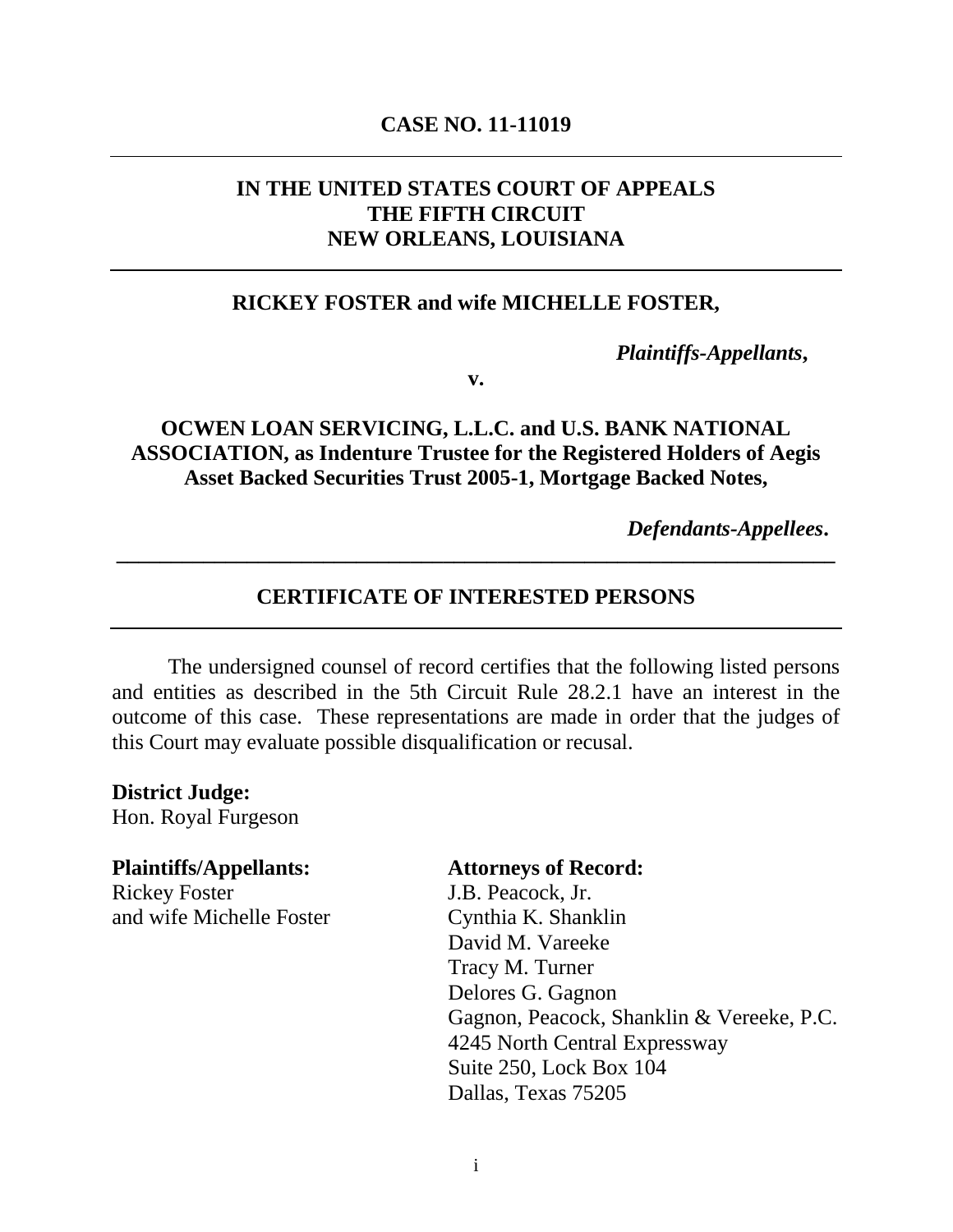**CASE NO. 11-11019**

---

**IN THE UNITED STATES COURT OF APPEALS**
**THE FIFTH CIRCUIT**
**NEW ORLEANS, LOUISIANA**

---

**RICKEY FOSTER and wife MICHELLE FOSTER,**

***Plaintiffs-Appellants*,**

**v.**

**OCWEN LOAN SERVICING, L.L.C. and U.S. BANK NATIONAL ASSOCIATION, as Indenture Trustee for the Registered Holders of Aegis Asset Backed Securities Trust 2005-1, Mortgage Backed Notes,**

***Defendants-Appellees*.**

---

**CERTIFICATE OF INTERESTED PERSONS**

---

The undersigned counsel of record certifies that the following listed persons and entities as described in the 5th Circuit Rule 28.2.1 have an interest in the outcome of this case. These representations are made in order that the judges of this Court may evaluate possible disqualification or recusal.

**District Judge:**
Hon. Royal Furgeson

**Plaintiffs/Appellants:**
Rickey Foster
and wife Michelle Foster

**Attorneys of Record:**
J.B. Peacock, Jr.
Cynthia K. Shanklin
David M. Vareeke
Tracy M. Turner
Delores G. Gagnon
Gagnon, Peacock, Shanklin & Vereeke, P.C.
4245 North Central Expressway
Suite 250, Lock Box 104
Dallas, Texas 75205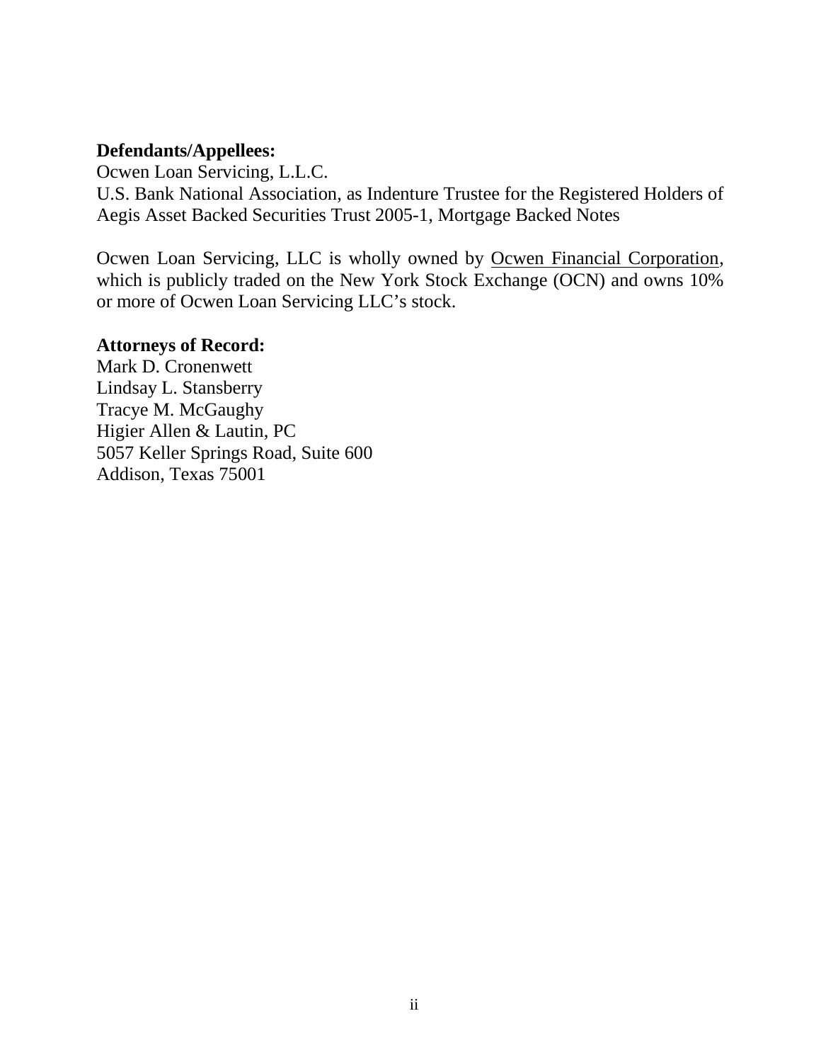**Defendants/Appellees:**
Ocwen Loan Servicing, L.L.C.
U.S. Bank National Association, as Indenture Trustee for the Registered Holders of Aegis Asset Backed Securities Trust 2005-1, Mortgage Backed Notes

Ocwen Loan Servicing, LLC is wholly owned by Ocwen Financial Corporation, which is publicly traded on the New York Stock Exchange (OCN) and owns 10% or more of Ocwen Loan Servicing LLC's stock.

**Attorneys of Record:**
Mark D. Cronenwett
Lindsay L. Stansberry
Tracye M. McGaughy
Higier Allen & Lautin, PC
5057 Keller Springs Road, Suite 600
Addison, Texas 75001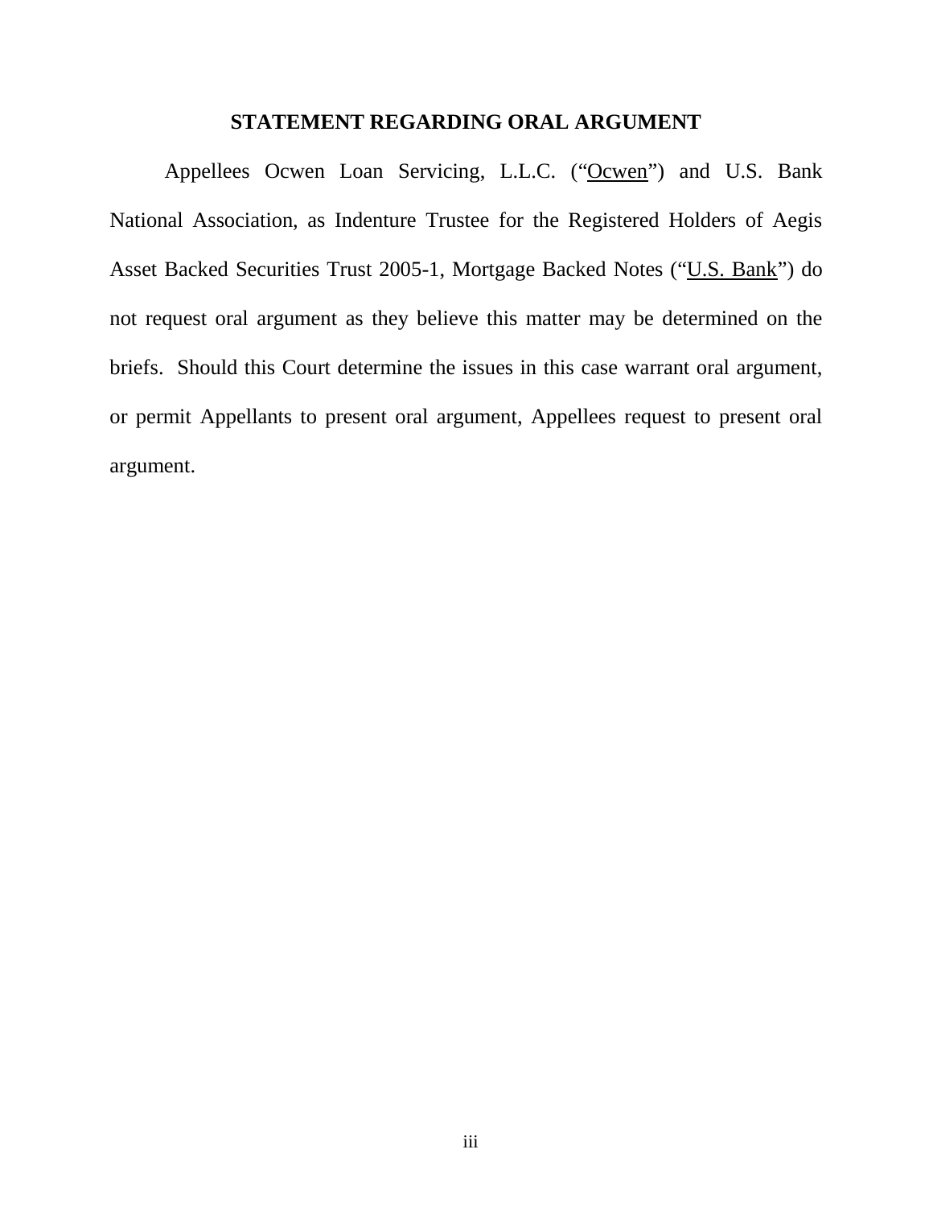## STATEMENT REGARDING ORAL ARGUMENT

Appellees Ocwen Loan Servicing, L.L.C. ("<u>Ocwen</u>") and U.S. Bank National Association, as Indenture Trustee for the Registered Holders of Aegis Asset Backed Securities Trust 2005-1, Mortgage Backed Notes ("<u>U.S. Bank</u>") do not request oral argument as they believe this matter may be determined on the briefs. Should this Court determine the issues in this case warrant oral argument, or permit Appellants to present oral argument, Appellees request to present oral argument.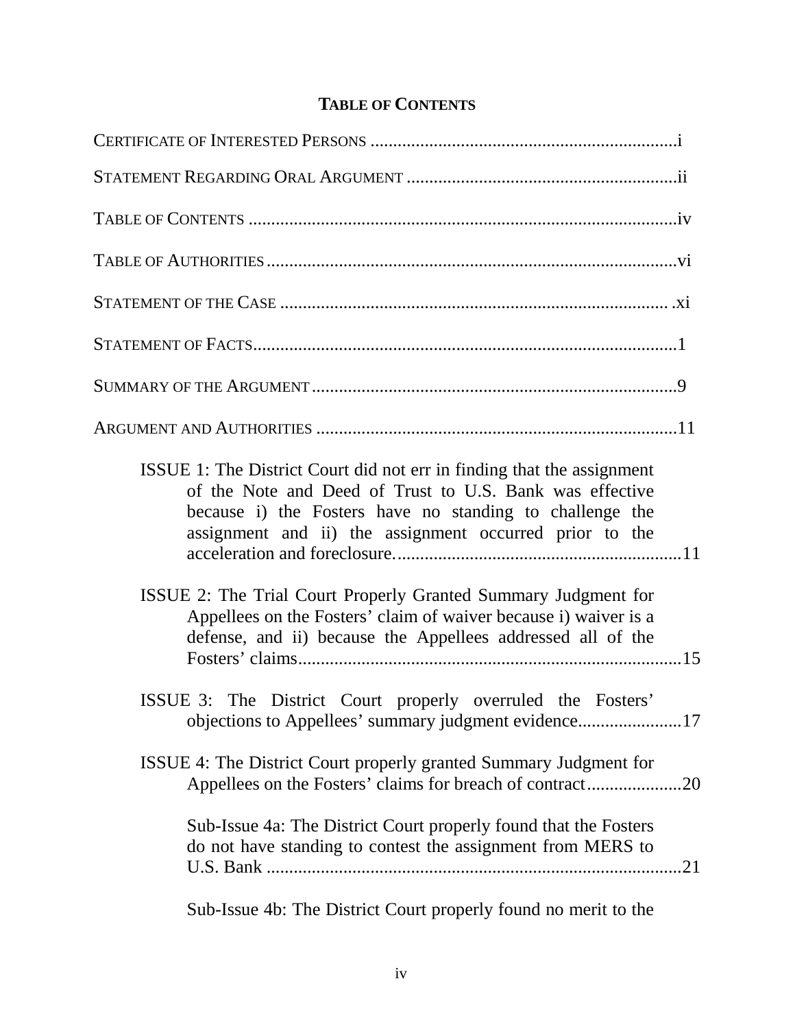# TABLE OF CONTENTS

CERTIFICATE OF INTERESTED PERSONS ....................................................................i

STATEMENT REGARDING ORAL ARGUMENT ............................................................ii

TABLE OF CONTENTS ...............................................................................................iv

TABLE OF AUTHORITIES..........................................................................................vi

STATEMENT OF THE CASE ...................................................................................... .xi

STATEMENT OF FACTS...............................................................................................1

SUMMARY OF THE ARGUMENT.................................................................................9

ARGUMENT AND AUTHORITIES ................................................................................11

ISSUE 1: The District Court did not err in finding that the assignment of the Note and Deed of Trust to U.S. Bank was effective because i) the Fosters have no standing to challenge the assignment and ii) the assignment occurred prior to the acceleration and foreclosure...............................................................11

ISSUE 2: The Trial Court Properly Granted Summary Judgment for Appellees on the Fosters' claim of waiver because i) waiver is a defense, and ii) because the Appellees addressed all of the Fosters' claims.....................................................................................15

ISSUE 3: The District Court properly overruled the Fosters' objections to Appellees' summary judgment evidence.......................17

ISSUE 4: The District Court properly granted Summary Judgment for Appellees on the Fosters' claims for breach of contract.....................20

Sub-Issue 4a: The District Court properly found that the Fosters do not have standing to contest the assignment from MERS to U.S. Bank ..........................................................................................21

Sub-Issue 4b: The District Court properly found no merit to the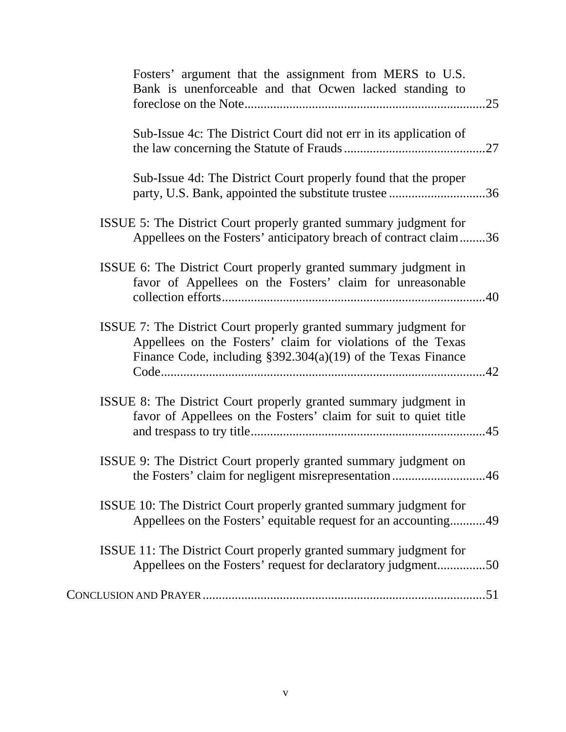Fosters' argument that the assignment from MERS to U.S. Bank is unenforceable and that Ocwen lacked standing to foreclose on the Note..........................................................................25

Sub-Issue 4c: The District Court did not err in its application of the law concerning the Statute of Frauds ...........................................27

Sub-Issue 4d: The District Court properly found that the proper party, U.S. Bank, appointed the substitute trustee .............................36

ISSUE 5: The District Court properly granted summary judgment for Appellees on the Fosters' anticipatory breach of contract claim........36

ISSUE 6: The District Court properly granted summary judgment in favor of Appellees on the Fosters' claim for unreasonable collection efforts.................................................................................40

ISSUE 7: The District Court properly granted summary judgment for Appellees on the Fosters' claim for violations of the Texas Finance Code, including §392.304(a)(19) of the Texas Finance Code...................................................................................................42

ISSUE 8: The District Court properly granted summary judgment in favor of Appellees on the Fosters' claim for suit to quiet title and trespass to try title.......................................................................45

ISSUE 9: The District Court properly granted summary judgment on the Fosters' claim for negligent misrepresentation............................46

ISSUE 10: The District Court properly granted summary judgment for Appellees on the Fosters' equitable request for an accounting...........49

ISSUE 11: The District Court properly granted summary judgment for Appellees on the Fosters' request for declaratory judgment...............50

CONCLUSION AND PRAYER.......................................................................................51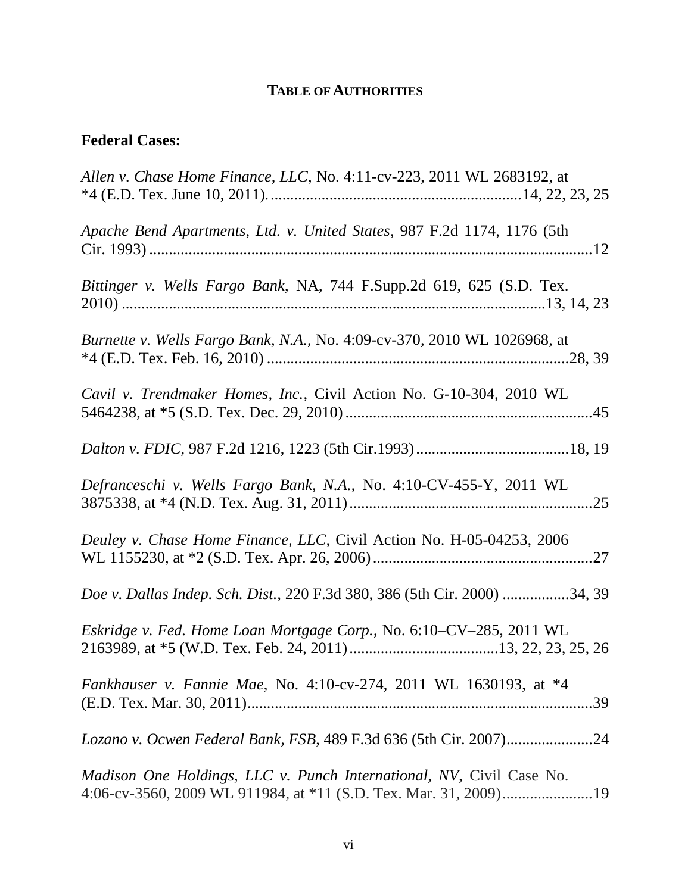**TABLE OF AUTHORITIES**

## Federal Cases:

*Allen v. Chase Home Finance, LLC*, No. 4:11-cv-223, 2011 WL 2683192, at *4 (E.D. Tex. June 10, 2011). ................................................................14, 22, 23, 25

*Apache Bend Apartments, Ltd. v. United States*, 987 F.2d 1174, 1176 (5th Cir. 1993) ..................................................................................................12

*Bittinger v. Wells Fargo Bank*, NA, 744 F.Supp.2d 619, 625 (S.D. Tex. 2010) ...........................................................................................................13, 14, 23

*Burnette v. Wells Fargo Bank, N.A.*, No. 4:09-cv-370, 2010 WL 1026968, at *4 (E.D. Tex. Feb. 16, 2010) ............................................................................28, 39

*Cavil v. Trendmaker Homes, Inc.*, Civil Action No. G-10-304, 2010 WL 5464238, at *5 (S.D. Tex. Dec. 29, 2010) ...............................................................45

*Dalton v. FDIC*, 987 F.2d 1216, 1223 (5th Cir.1993) ........................................18, 19

*Defranceschi v. Wells Fargo Bank, N.A.*, No. 4:10-CV-455-Y, 2011 WL 3875338, at *4 (N.D. Tex. Aug. 31, 2011) ..............................................................25

*Deuley v. Chase Home Finance, LLC*, Civil Action No. H-05-04253, 2006 WL 1155230, at *2 (S.D. Tex. Apr. 26, 2006) ........................................................27

*Doe v. Dallas Indep. Sch. Dist.*, 220 F.3d 380, 386 (5th Cir. 2000) .................34, 39

*Eskridge v. Fed. Home Loan Mortgage Corp.*, No. 6:10–CV–285, 2011 WL 2163989, at *5 (W.D. Tex. Feb. 24, 2011) ......................................13, 22, 23, 25, 26

*Fankhauser v. Fannie Mae*, No. 4:10-cv-274, 2011 WL 1630193, at *4 (E.D. Tex. Mar. 30, 2011).........................................................................................39

*Lozano v. Ocwen Federal Bank, FSB*, 489 F.3d 636 (5th Cir. 2007)......................24

*Madison One Holdings, LLC v. Punch International, NV*, Civil Case No. 4:06-cv-3560, 2009 WL 911984, at *11 (S.D. Tex. Mar. 31, 2009).......................19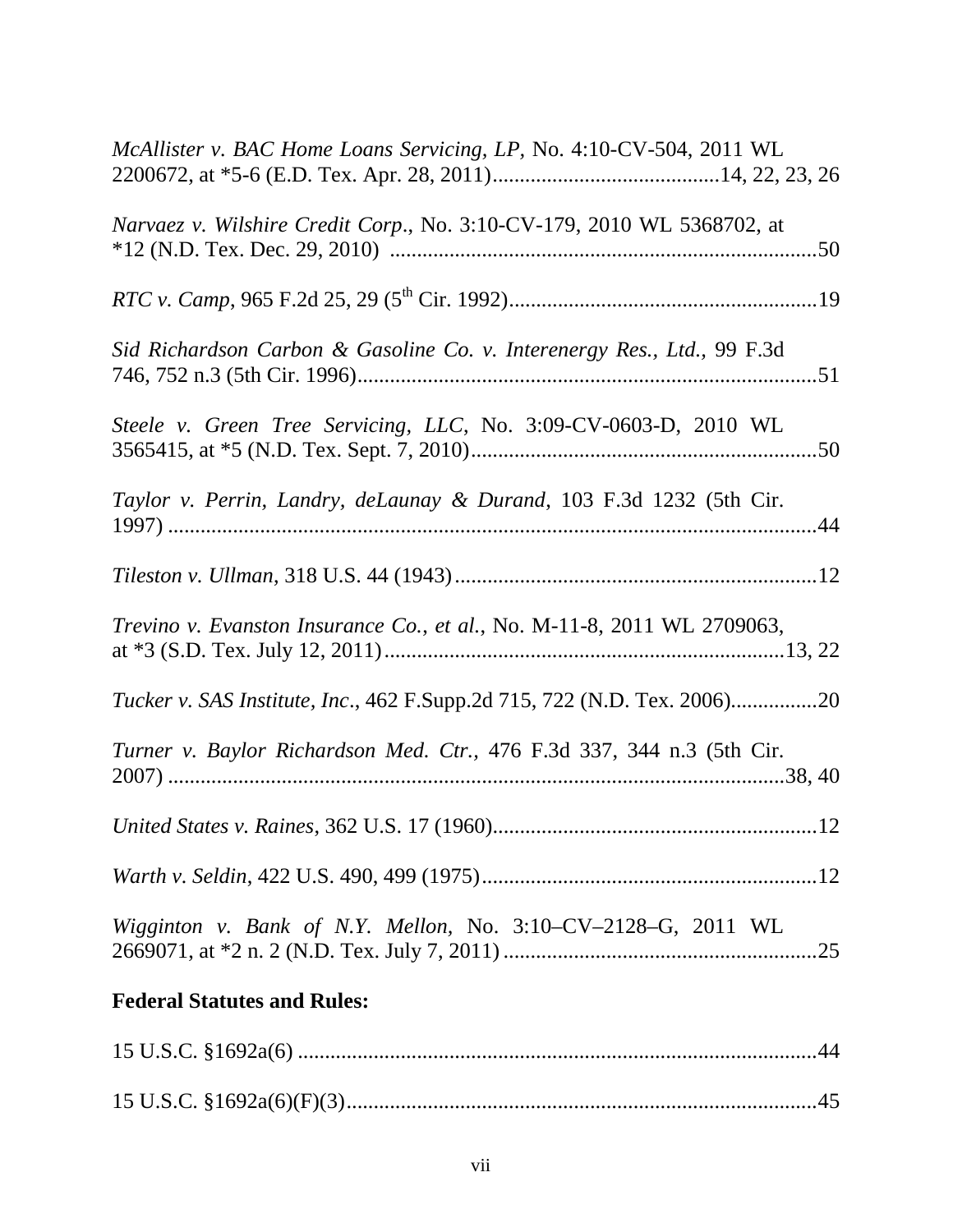*McAllister v. BAC Home Loans Servicing, LP*, No. 4:10-CV-504, 2011 WL 2200672, at *5-6 (E.D. Tex. Apr. 28, 2011)..........................................14, 22, 23, 26

*Narvaez v. Wilshire Credit Corp*., No. 3:10-CV-179, 2010 WL 5368702, at *12 (N.D. Tex. Dec. 29, 2010) ..............................................................................50

*RTC v. Camp*, 965 F.2d 25, 29 (5th Cir. 1992).........................................................19

*Sid Richardson Carbon & Gasoline Co. v. Interenergy Res., Ltd.*, 99 F.3d 746, 752 n.3 (5th Cir. 1996)....................................................................................51

*Steele v. Green Tree Servicing, LLC*, No. 3:09-CV-0603-D, 2010 WL 3565415, at *5 (N.D. Tex. Sept. 7, 2010)...............................................................50

*Taylor v. Perrin, Landry, deLaunay & Durand*, 103 F.3d 1232 (5th Cir. 1997) ........................................................................................................................44

*Tileston v. Ullman*, 318 U.S. 44 (1943)..................................................................12

*Trevino v. Evanston Insurance Co., et al.*, No. M-11-8, 2011 WL 2709063, at *3 (S.D. Tex. July 12, 2011)..........................................................................13, 22

*Tucker v. SAS Institute, Inc*., 462 F.Supp.2d 715, 722 (N.D. Tex. 2006)................20

*Turner v. Baylor Richardson Med. Ctr.*, 476 F.3d 337, 344 n.3 (5th Cir. 2007) ..................................................................................................................38, 40

*United States v. Raines*, 362 U.S. 17 (1960)............................................................12

*Warth v. Seldin*, 422 U.S. 490, 499 (1975).............................................................12

*Wigginton v. Bank of N.Y. Mellon*, No. 3:10–CV–2128–G, 2011 WL 2669071, at *2 n. 2 (N.D. Tex. July 7, 2011) ..........................................................25

**Federal Statutes and Rules:**

15 U.S.C. §1692a(6) ................................................................................................44

15 U.S.C. §1692a(6)(F)(3).......................................................................................45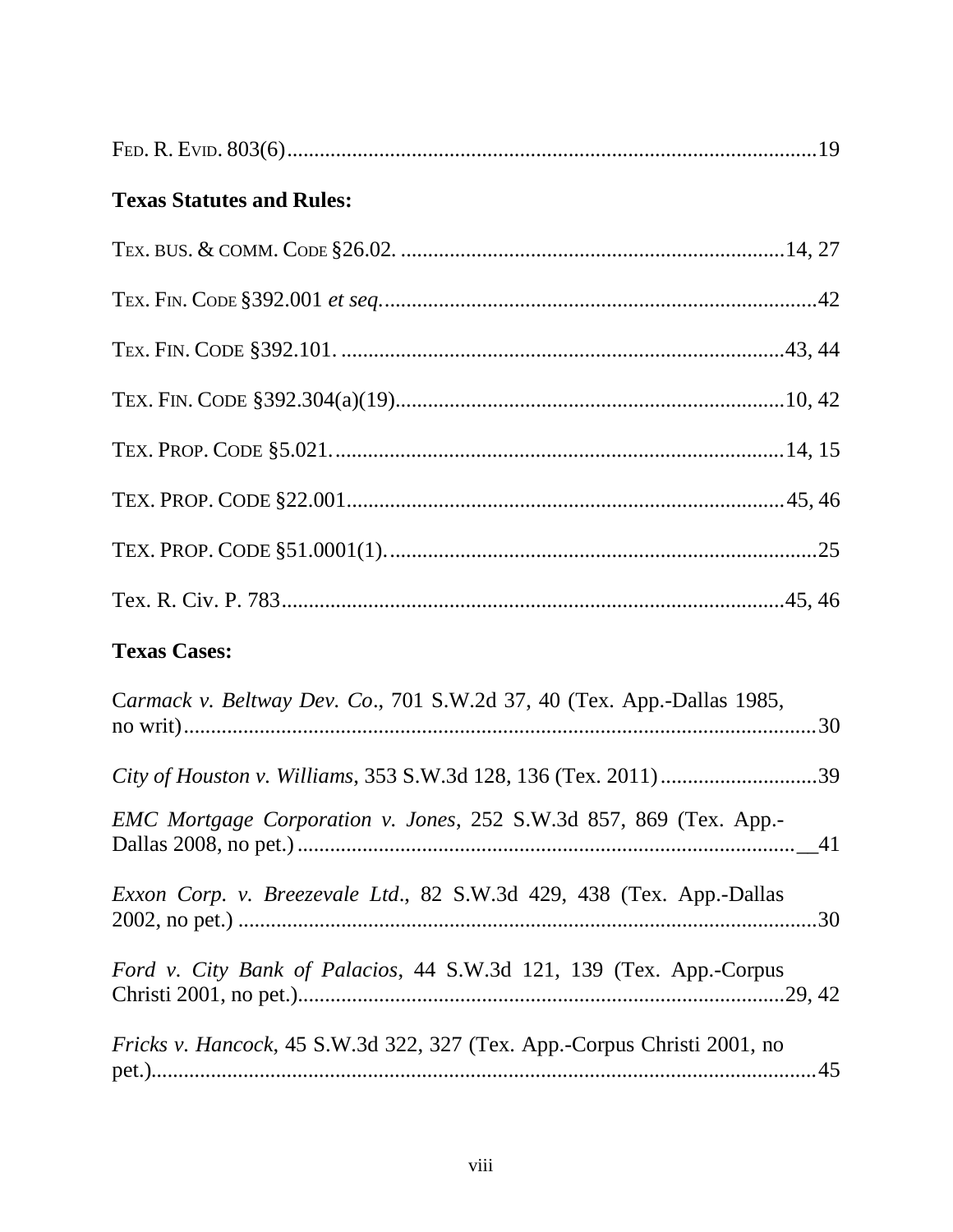FED. R. EVID. 803(6)...............................................................................................19

**Texas Statutes and Rules:**

TEX. BUS. & COMM. CODE §26.02. .....................................................................14, 27

TEX. FIN. CODE §392.001 *et seq*..............................................................................42

TEX. FIN. CODE §392.101. .................................................................................43, 44

TEX. FIN. CODE §392.304(a)(19).......................................................................10, 42

TEX. PROP. CODE §5.021..................................................................................14, 15

TEX. PROP. CODE §22.001................................................................................45, 46

TEX. PROP. CODE §51.0001(1)..............................................................................25

Tex. R. Civ. P. 783............................................................................................45, 46

**Texas Cases:**

*Carmack v. Beltway Dev. Co*., 701 S.W.2d 37, 40 (Tex. App.-Dallas 1985, no writ)....................................................................................................................30

*City of Houston v. Williams,* 353 S.W.3d 128, 136 (Tex. 2011).............................39

*EMC Mortgage Corporation v. Jones*, 252 S.W.3d 857, 869 (Tex. App.-Dallas 2008, no pet.)..........................................................................................__41

*Exxon Corp. v. Breezevale Ltd*., 82 S.W.3d 429, 438 (Tex. App.-Dallas 2002, no pet.) .......................................................................................................30

*Ford v. City Bank of Palacios*, 44 S.W.3d 121, 139 (Tex. App.-Corpus Christi 2001, no pet.)..........................................................................................29, 42

*Fricks v. Hancock*, 45 S.W.3d 322, 327 (Tex. App.-Corpus Christi 2001, no pet.)........................................................................................................................45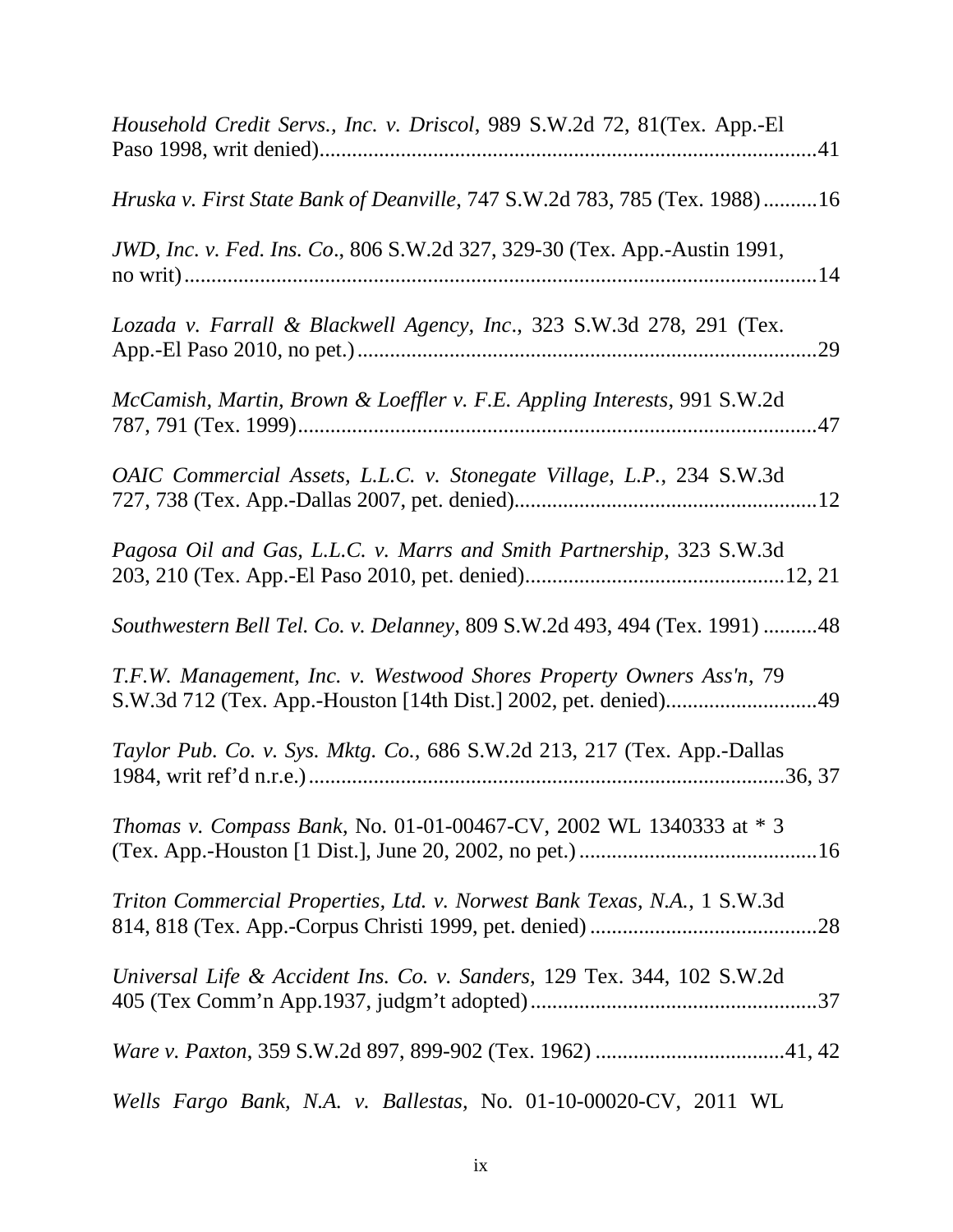*Household Credit Servs., Inc. v. Driscol*, 989 S.W.2d 72, 81(Tex. App.-El Paso 1998, writ denied)........................................................................................41

*Hruska v. First State Bank of Deanville*, 747 S.W.2d 783, 785 (Tex. 1988)..........16

*JWD, Inc. v. Fed. Ins. Co*., 806 S.W.2d 327, 329-30 (Tex. App.-Austin 1991, no writ)..................................................................................................................14

*Lozada v. Farrall & Blackwell Agency, Inc*., 323 S.W.3d 278, 291 (Tex. App.-El Paso 2010, no pet.)....................................................................................29

*McCamish, Martin, Brown & Loeffler v. F.E. Appling Interests*, 991 S.W.2d 787, 791 (Tex. 1999)..............................................................................................47

*OAIC Commercial Assets, L.L.C. v. Stonegate Village, L.P.*, 234 S.W.3d 727, 738 (Tex. App.-Dallas 2007, pet. denied).......................................................12

*Pagosa Oil and Gas, L.L.C. v. Marrs and Smith Partnership*, 323 S.W.3d 203, 210 (Tex. App.-El Paso 2010, pet. denied)...............................................12, 21

*Southwestern Bell Tel. Co. v. Delanney*, 809 S.W.2d 493, 494 (Tex. 1991) ..........48

*T.F.W. Management, Inc. v. Westwood Shores Property Owners Ass'n*, 79 S.W.3d 712 (Tex. App.-Houston [14th Dist.] 2002, pet. denied)...........................49

*Taylor Pub. Co. v. Sys. Mktg. Co.*, 686 S.W.2d 213, 217 (Tex. App.-Dallas 1984, writ ref'd n.r.e.)........................................................................................36, 37

*Thomas v. Compass Bank*, No. 01-01-00467-CV, 2002 WL 1340333 at * 3 (Tex. App.-Houston [1 Dist.], June 20, 2002, no pet.)............................................16

*Triton Commercial Properties, Ltd. v. Norwest Bank Texas, N.A.*, 1 S.W.3d 814, 818 (Tex. App.-Corpus Christi 1999, pet. denied) ..........................................28

*Universal Life & Accident Ins. Co. v. Sanders*, 129 Tex. 344, 102 S.W.2d 405 (Tex Comm'n App.1937, judgm't adopted)....................................................37

*Ware v. Paxton*, 359 S.W.2d 897, 899-902 (Tex. 1962) ..................................41, 42

*Wells Fargo Bank, N.A. v. Ballestas*, No. 01-10-00020-CV, 2011 WL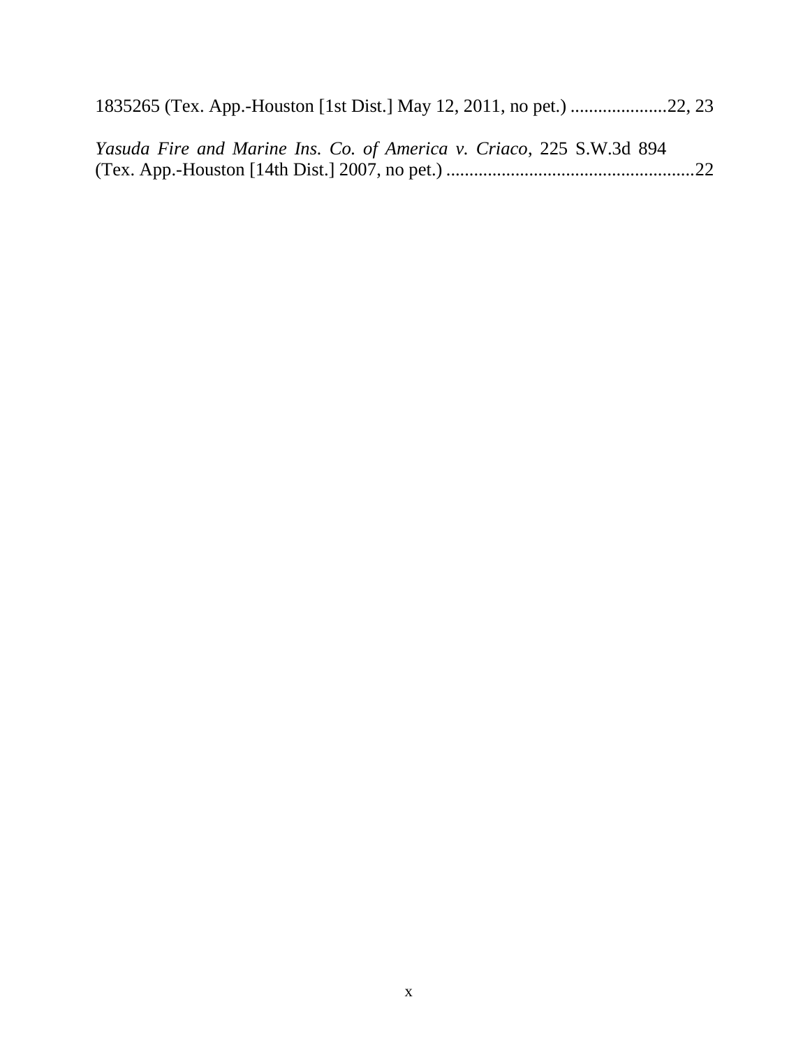1835265 (Tex. App.-Houston [1st Dist.] May 12, 2011, no pet.) .....................22, 23

*Yasuda Fire and Marine Ins. Co. of America v. Criaco*, 225 S.W.3d 894 (Tex. App.-Houston [14th Dist.] 2007, no pet.) ......................................................22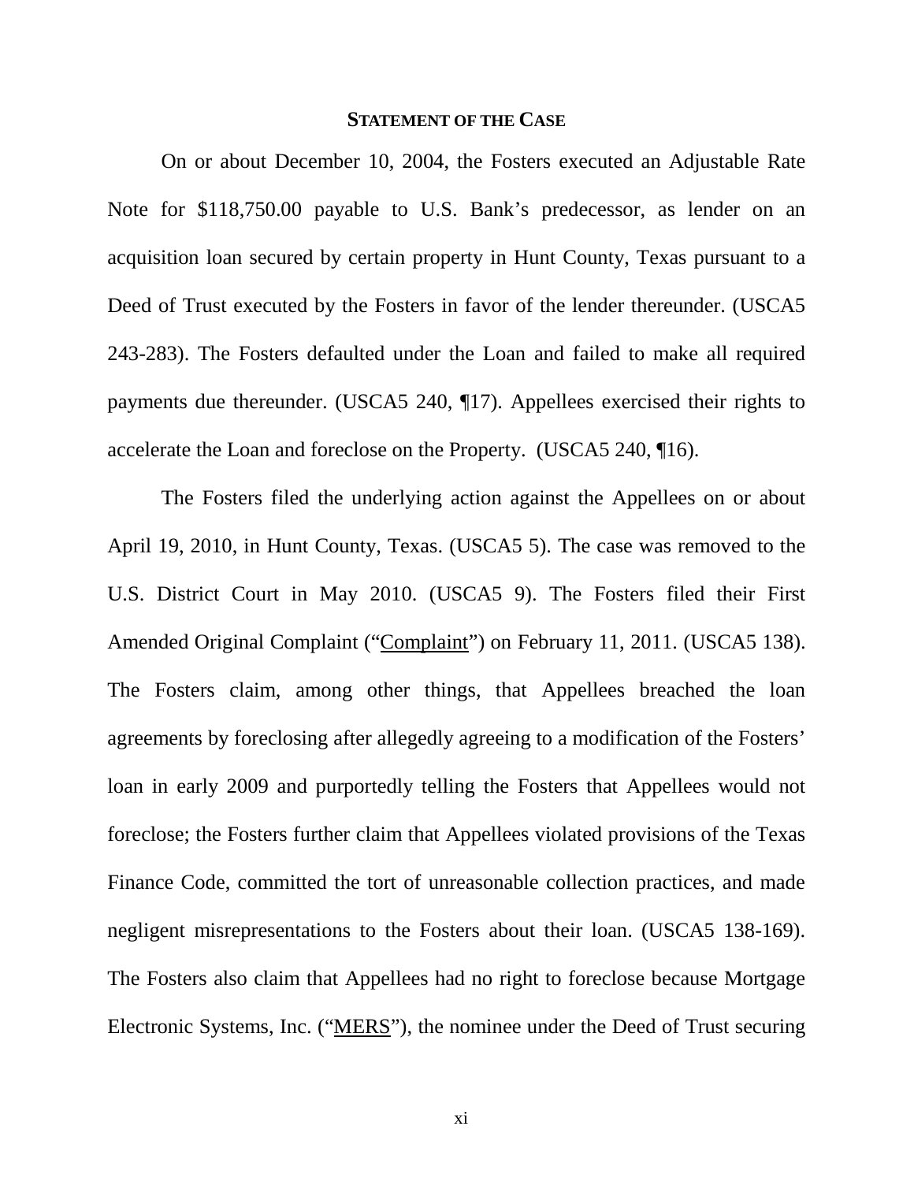## STATEMENT OF THE CASE

On or about December 10, 2004, the Fosters executed an Adjustable Rate Note for $118,750.00 payable to U.S. Bank's predecessor, as lender on an acquisition loan secured by certain property in Hunt County, Texas pursuant to a Deed of Trust executed by the Fosters in favor of the lender thereunder. (USCA5 243-283). The Fosters defaulted under the Loan and failed to make all required payments due thereunder. (USCA5 240, ¶17). Appellees exercised their rights to accelerate the Loan and foreclose on the Property. (USCA5 240, ¶16).

The Fosters filed the underlying action against the Appellees on or about April 19, 2010, in Hunt County, Texas. (USCA5 5). The case was removed to the U.S. District Court in May 2010. (USCA5 9). The Fosters filed their First Amended Original Complaint ("Complaint") on February 11, 2011. (USCA5 138). The Fosters claim, among other things, that Appellees breached the loan agreements by foreclosing after allegedly agreeing to a modification of the Fosters' loan in early 2009 and purportedly telling the Fosters that Appellees would not foreclose; the Fosters further claim that Appellees violated provisions of the Texas Finance Code, committed the tort of unreasonable collection practices, and made negligent misrepresentations to the Fosters about their loan. (USCA5 138-169). The Fosters also claim that Appellees had no right to foreclose because Mortgage Electronic Systems, Inc. ("MERS"), the nominee under the Deed of Trust securing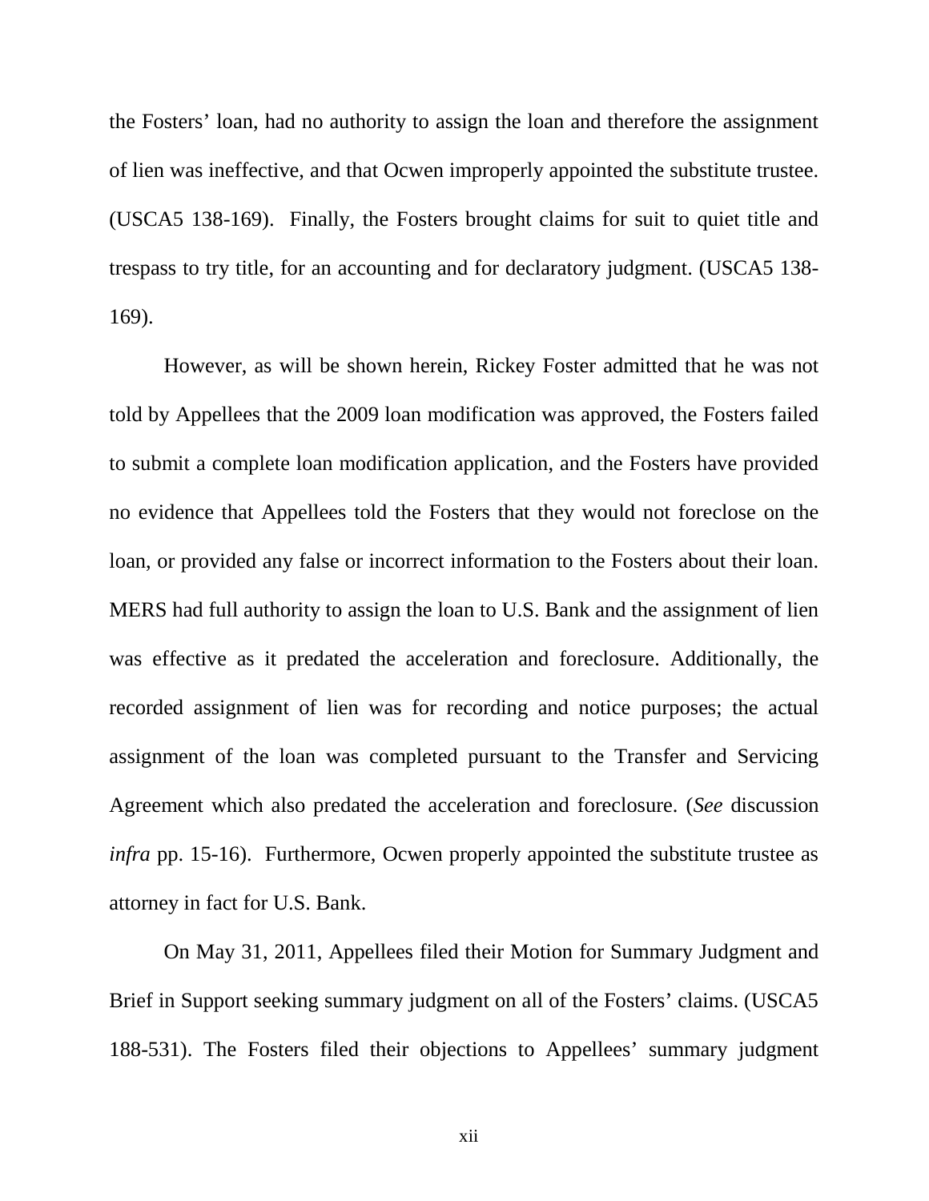the Fosters' loan, had no authority to assign the loan and therefore the assignment of lien was ineffective, and that Ocwen improperly appointed the substitute trustee. (USCA5 138-169). Finally, the Fosters brought claims for suit to quiet title and trespass to try title, for an accounting and for declaratory judgment. (USCA5 138-169).

However, as will be shown herein, Rickey Foster admitted that he was not told by Appellees that the 2009 loan modification was approved, the Fosters failed to submit a complete loan modification application, and the Fosters have provided no evidence that Appellees told the Fosters that they would not foreclose on the loan, or provided any false or incorrect information to the Fosters about their loan. MERS had full authority to assign the loan to U.S. Bank and the assignment of lien was effective as it predated the acceleration and foreclosure. Additionally, the recorded assignment of lien was for recording and notice purposes; the actual assignment of the loan was completed pursuant to the Transfer and Servicing Agreement which also predated the acceleration and foreclosure. (*See* discussion *infra* pp. 15-16). Furthermore, Ocwen properly appointed the substitute trustee as attorney in fact for U.S. Bank.

On May 31, 2011, Appellees filed their Motion for Summary Judgment and Brief in Support seeking summary judgment on all of the Fosters' claims. (USCA5 188-531). The Fosters filed their objections to Appellees' summary judgment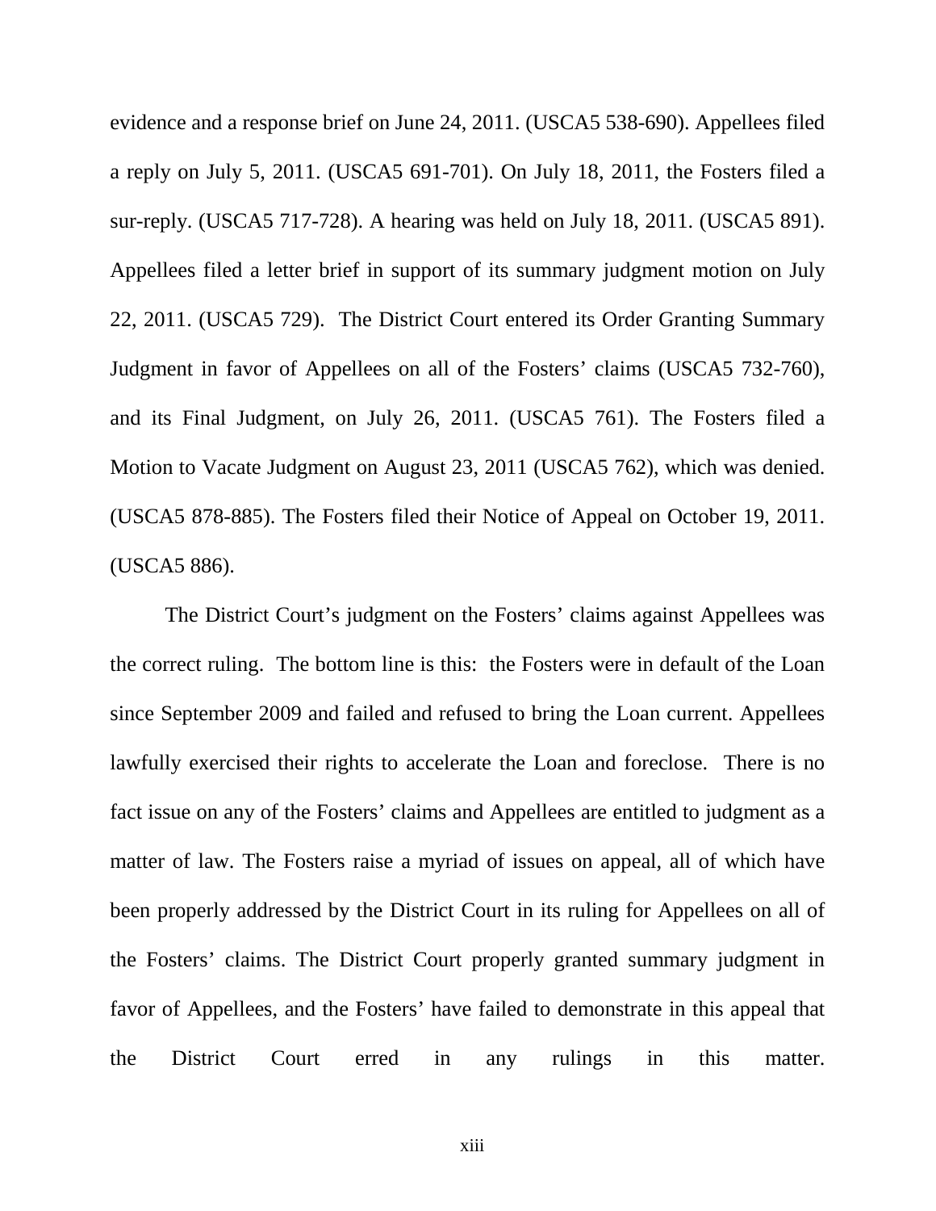evidence and a response brief on June 24, 2011. (USCA5 538-690). Appellees filed a reply on July 5, 2011. (USCA5 691-701). On July 18, 2011, the Fosters filed a sur-reply. (USCA5 717-728). A hearing was held on July 18, 2011. (USCA5 891). Appellees filed a letter brief in support of its summary judgment motion on July 22, 2011. (USCA5 729). The District Court entered its Order Granting Summary Judgment in favor of Appellees on all of the Fosters' claims (USCA5 732-760), and its Final Judgment, on July 26, 2011. (USCA5 761). The Fosters filed a Motion to Vacate Judgment on August 23, 2011 (USCA5 762), which was denied. (USCA5 878-885). The Fosters filed their Notice of Appeal on October 19, 2011. (USCA5 886).

The District Court's judgment on the Fosters' claims against Appellees was the correct ruling. The bottom line is this: the Fosters were in default of the Loan since September 2009 and failed and refused to bring the Loan current. Appellees lawfully exercised their rights to accelerate the Loan and foreclose. There is no fact issue on any of the Fosters' claims and Appellees are entitled to judgment as a matter of law. The Fosters raise a myriad of issues on appeal, all of which have been properly addressed by the District Court in its ruling for Appellees on all of the Fosters' claims. The District Court properly granted summary judgment in favor of Appellees, and the Fosters' have failed to demonstrate in this appeal that the District Court erred in any rulings in this matter.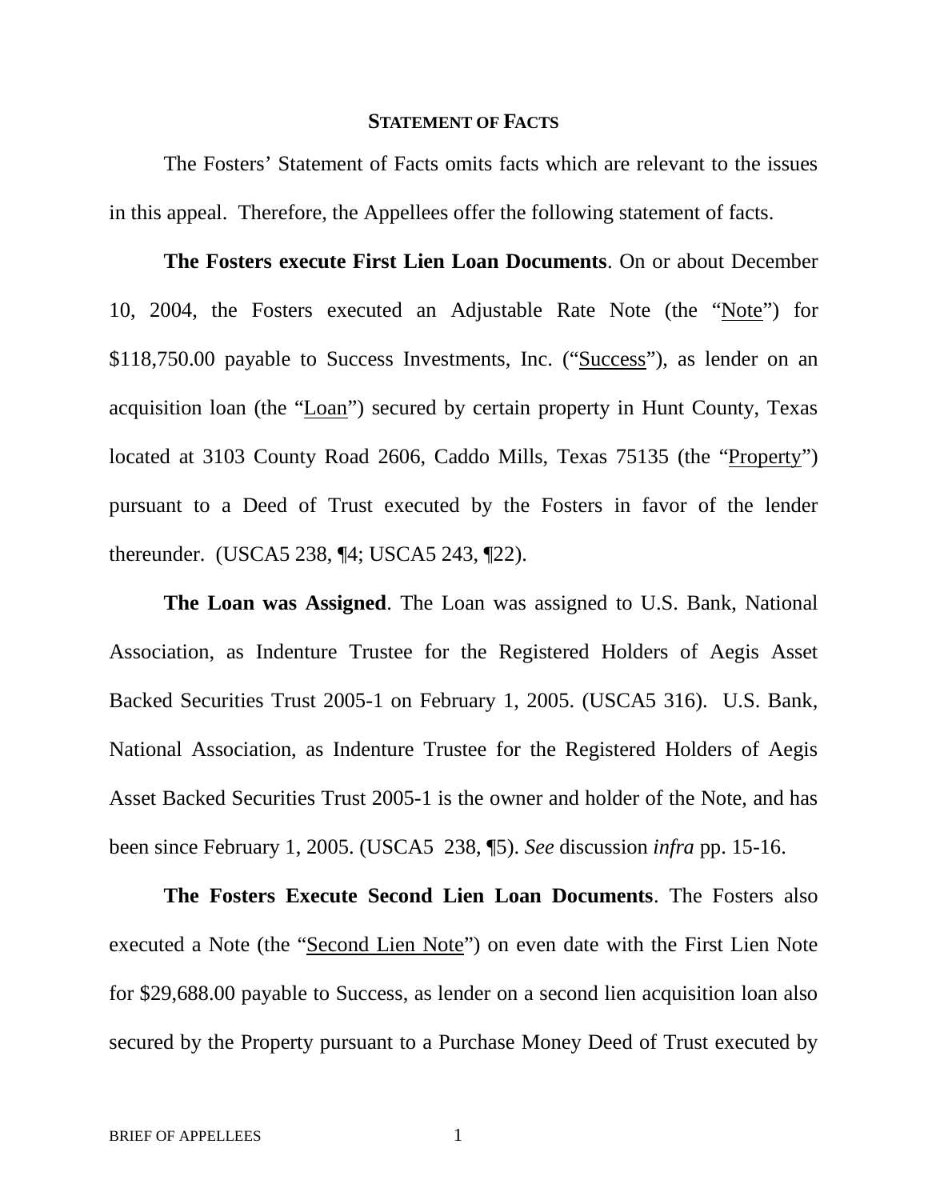## STATEMENT OF FACTS

The Fosters' Statement of Facts omits facts which are relevant to the issues in this appeal. Therefore, the Appellees offer the following statement of facts.

**The Fosters execute First Lien Loan Documents**. On or about December 10, 2004, the Fosters executed an Adjustable Rate Note (the "Note") for $118,750.00 payable to Success Investments, Inc. ("Success"), as lender on an acquisition loan (the "Loan") secured by certain property in Hunt County, Texas located at 3103 County Road 2606, Caddo Mills, Texas 75135 (the "Property") pursuant to a Deed of Trust executed by the Fosters in favor of the lender thereunder. (USCA5 238, ¶4; USCA5 243, ¶22).

**The Loan was Assigned**. The Loan was assigned to U.S. Bank, National Association, as Indenture Trustee for the Registered Holders of Aegis Asset Backed Securities Trust 2005-1 on February 1, 2005. (USCA5 316). U.S. Bank, National Association, as Indenture Trustee for the Registered Holders of Aegis Asset Backed Securities Trust 2005-1 is the owner and holder of the Note, and has been since February 1, 2005. (USCA5 238, ¶5). *See* discussion *infra* pp. 15-16.

**The Fosters Execute Second Lien Loan Documents**. The Fosters also executed a Note (the "Second Lien Note") on even date with the First Lien Note for $29,688.00 payable to Success, as lender on a second lien acquisition loan also secured by the Property pursuant to a Purchase Money Deed of Trust executed by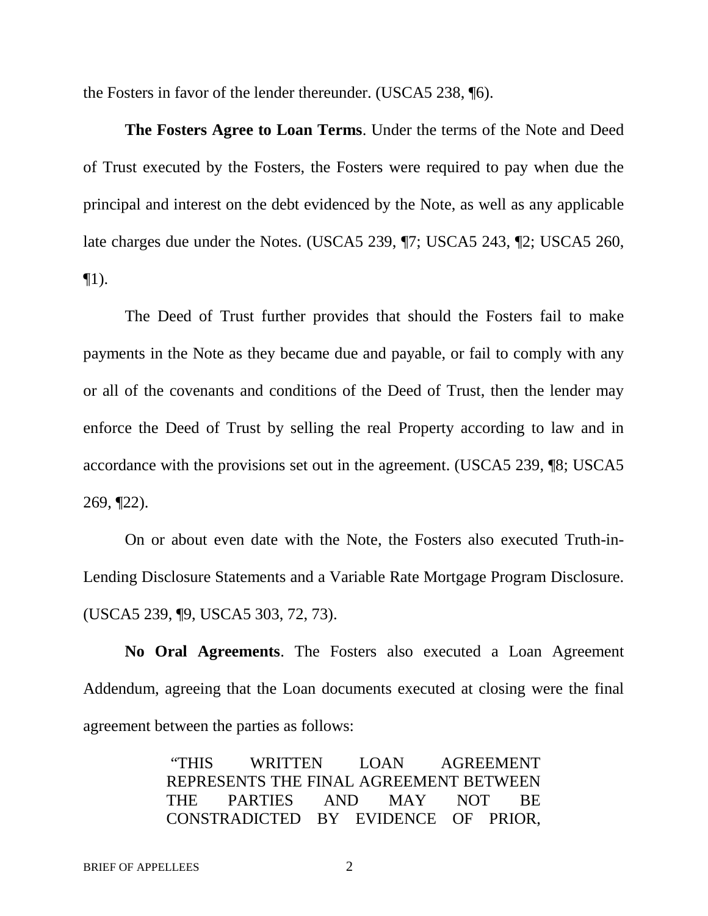the Fosters in favor of the lender thereunder. (USCA5 238, ¶6).

**The Fosters Agree to Loan Terms**. Under the terms of the Note and Deed of Trust executed by the Fosters, the Fosters were required to pay when due the principal and interest on the debt evidenced by the Note, as well as any applicable late charges due under the Notes. (USCA5 239, ¶7; USCA5 243, ¶2; USCA5 260, ¶1).

The Deed of Trust further provides that should the Fosters fail to make payments in the Note as they became due and payable, or fail to comply with any or all of the covenants and conditions of the Deed of Trust, then the lender may enforce the Deed of Trust by selling the real Property according to law and in accordance with the provisions set out in the agreement. (USCA5 239, ¶8; USCA5 269, ¶22).

On or about even date with the Note, the Fosters also executed Truth-in-Lending Disclosure Statements and a Variable Rate Mortgage Program Disclosure. (USCA5 239, ¶9, USCA5 303, 72, 73).

**No Oral Agreements**. The Fosters also executed a Loan Agreement Addendum, agreeing that the Loan documents executed at closing were the final agreement between the parties as follows:

> "THIS WRITTEN LOAN AGREEMENT REPRESENTS THE FINAL AGREEMENT BETWEEN THE PARTIES AND MAY NOT BE CONSTRADICTED BY EVIDENCE OF PRIOR,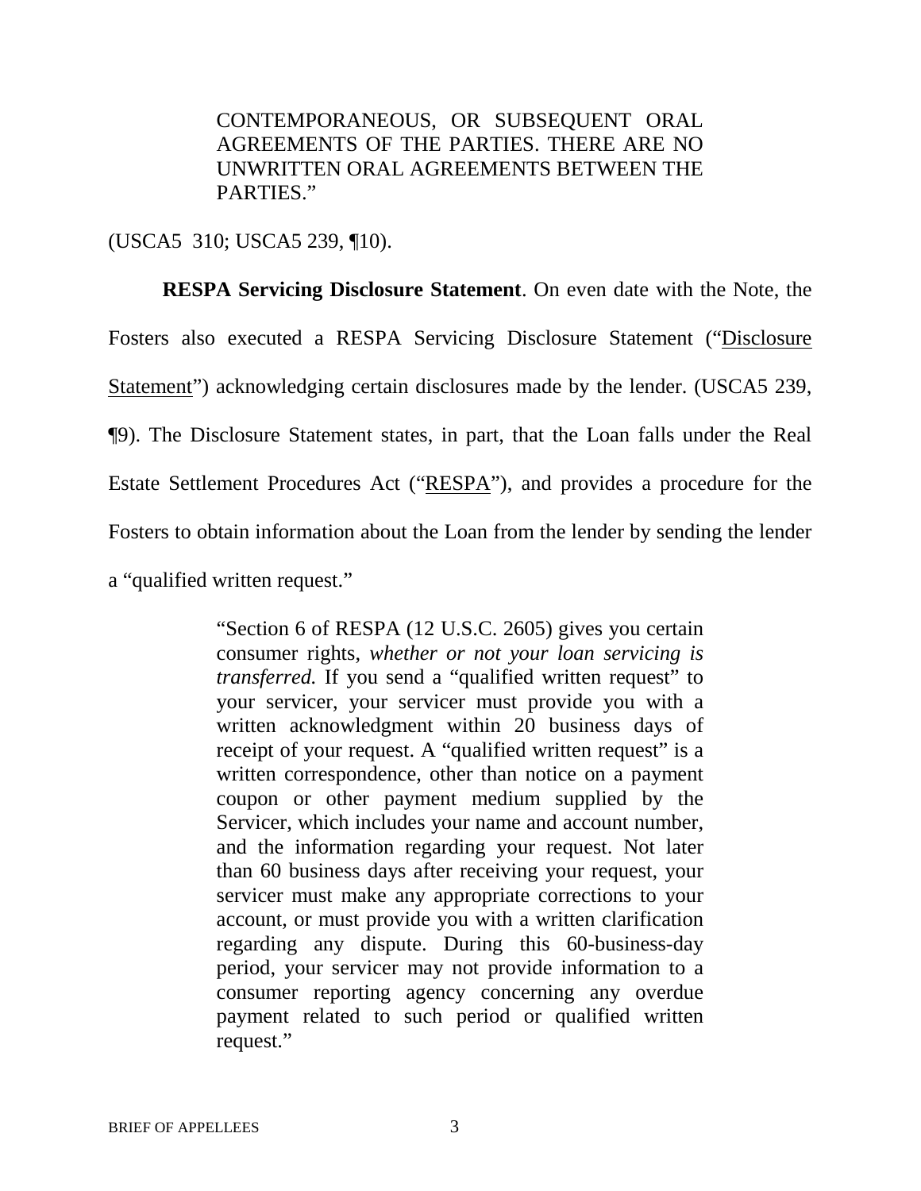> CONTEMPORANEOUS, OR SUBSEQUENT ORAL AGREEMENTS OF THE PARTIES. THERE ARE NO UNWRITTEN ORAL AGREEMENTS BETWEEN THE PARTIES."

(USCA5 310; USCA5 239, ¶10).

**RESPA Servicing Disclosure Statement**. On even date with the Note, the Fosters also executed a RESPA Servicing Disclosure Statement ("Disclosure Statement") acknowledging certain disclosures made by the lender. (USCA5 239, ¶9). The Disclosure Statement states, in part, that the Loan falls under the Real Estate Settlement Procedures Act ("RESPA"), and provides a procedure for the Fosters to obtain information about the Loan from the lender by sending the lender a "qualified written request."

> "Section 6 of RESPA (12 U.S.C. 2605) gives you certain consumer rights, *whether or not your loan servicing is transferred.* If you send a "qualified written request" to your servicer, your servicer must provide you with a written acknowledgment within 20 business days of receipt of your request. A "qualified written request" is a written correspondence, other than notice on a payment coupon or other payment medium supplied by the Servicer, which includes your name and account number, and the information regarding your request. Not later than 60 business days after receiving your request, your servicer must make any appropriate corrections to your account, or must provide you with a written clarification regarding any dispute. During this 60-business-day period, your servicer may not provide information to a consumer reporting agency concerning any overdue payment related to such period or qualified written request."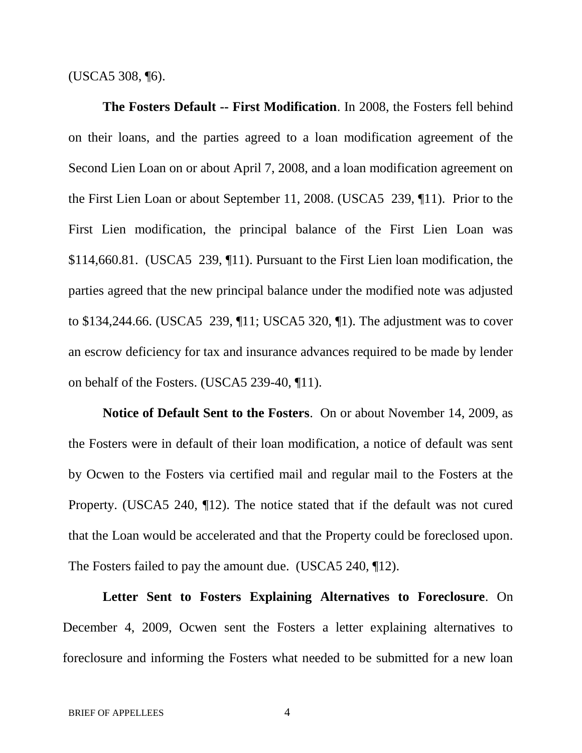(USCA5 308, ¶6).

**The Fosters Default -- First Modification**. In 2008, the Fosters fell behind on their loans, and the parties agreed to a loan modification agreement of the Second Lien Loan on or about April 7, 2008, and a loan modification agreement on the First Lien Loan or about September 11, 2008. (USCA5 239, ¶11). Prior to the First Lien modification, the principal balance of the First Lien Loan was $114,660.81. (USCA5 239, ¶11). Pursuant to the First Lien loan modification, the parties agreed that the new principal balance under the modified note was adjusted to $134,244.66. (USCA5 239, ¶11; USCA5 320, ¶1). The adjustment was to cover an escrow deficiency for tax and insurance advances required to be made by lender on behalf of the Fosters. (USCA5 239-40, ¶11).

**Notice of Default Sent to the Fosters**. On or about November 14, 2009, as the Fosters were in default of their loan modification, a notice of default was sent by Ocwen to the Fosters via certified mail and regular mail to the Fosters at the Property. (USCA5 240, ¶12). The notice stated that if the default was not cured that the Loan would be accelerated and that the Property could be foreclosed upon. The Fosters failed to pay the amount due. (USCA5 240, ¶12).

**Letter Sent to Fosters Explaining Alternatives to Foreclosure**. On December 4, 2009, Ocwen sent the Fosters a letter explaining alternatives to foreclosure and informing the Fosters what needed to be submitted for a new loan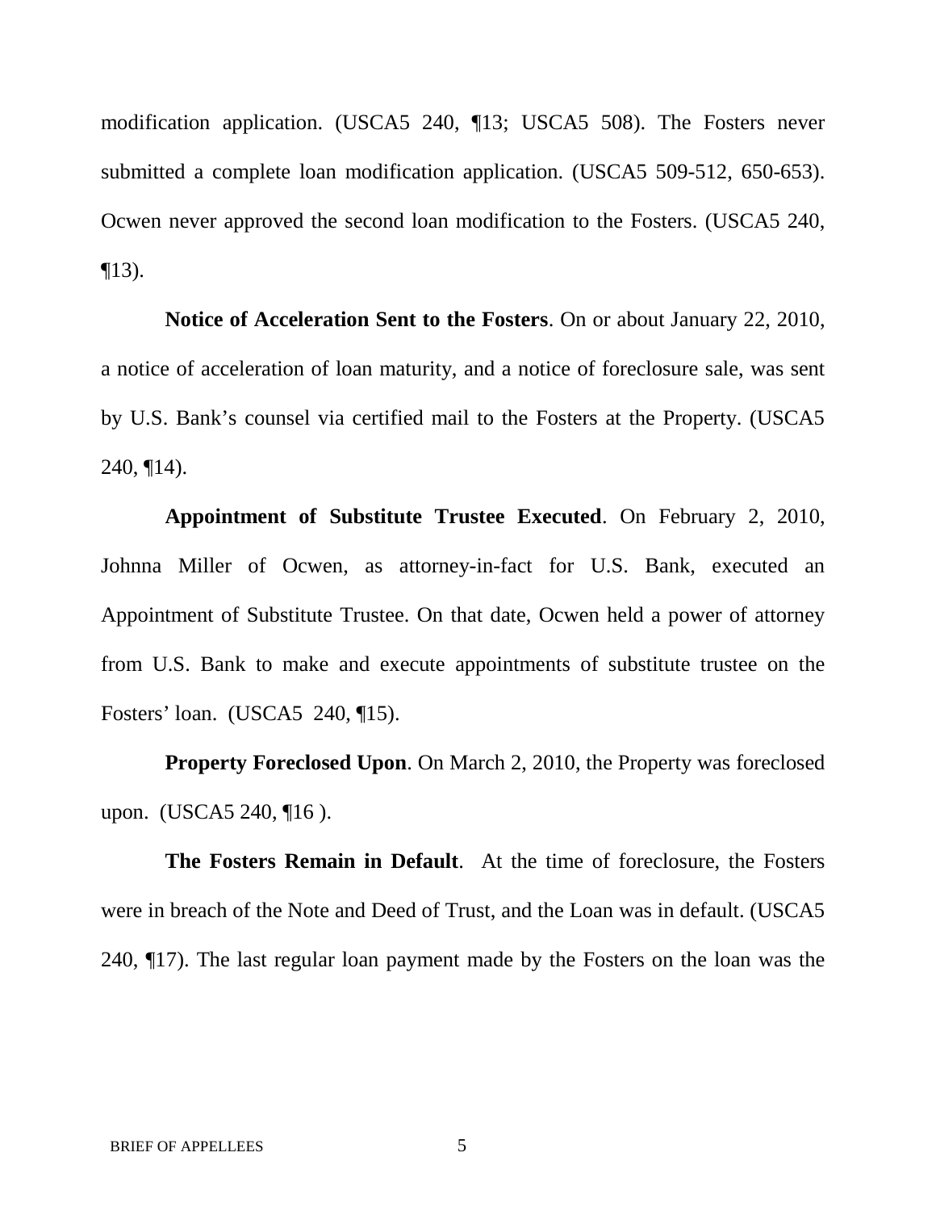modification application. (USCA5 240, ¶13; USCA5 508). The Fosters never submitted a complete loan modification application. (USCA5 509-512, 650-653). Ocwen never approved the second loan modification to the Fosters. (USCA5 240, ¶13).

**Notice of Acceleration Sent to the Fosters**. On or about January 22, 2010, a notice of acceleration of loan maturity, and a notice of foreclosure sale, was sent by U.S. Bank's counsel via certified mail to the Fosters at the Property. (USCA5 240, ¶14).

**Appointment of Substitute Trustee Executed**. On February 2, 2010, Johnna Miller of Ocwen, as attorney-in-fact for U.S. Bank, executed an Appointment of Substitute Trustee. On that date, Ocwen held a power of attorney from U.S. Bank to make and execute appointments of substitute trustee on the Fosters' loan. (USCA5 240, ¶15).

**Property Foreclosed Upon**. On March 2, 2010, the Property was foreclosed upon. (USCA5 240, ¶16 ).

**The Fosters Remain in Default**. At the time of foreclosure, the Fosters were in breach of the Note and Deed of Trust, and the Loan was in default. (USCA5 240, ¶17). The last regular loan payment made by the Fosters on the loan was the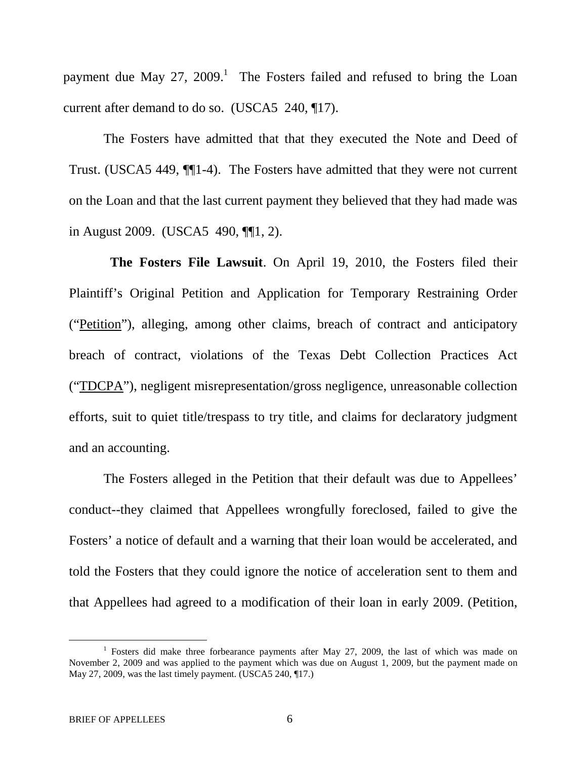payment due May 27, 2009.[1] The Fosters failed and refused to bring the Loan current after demand to do so. (USCA5 240, ¶17).

The Fosters have admitted that that they executed the Note and Deed of Trust. (USCA5 449, ¶¶1-4). The Fosters have admitted that they were not current on the Loan and that the last current payment they believed that they had made was in August 2009. (USCA5 490, ¶¶1, 2).

**The Fosters File Lawsuit**. On April 19, 2010, the Fosters filed their Plaintiff's Original Petition and Application for Temporary Restraining Order ("Petition"), alleging, among other claims, breach of contract and anticipatory breach of contract, violations of the Texas Debt Collection Practices Act ("TDCPA"), negligent misrepresentation/gross negligence, unreasonable collection efforts, suit to quiet title/trespass to try title, and claims for declaratory judgment and an accounting.

The Fosters alleged in the Petition that their default was due to Appellees' conduct--they claimed that Appellees wrongfully foreclosed, failed to give the Fosters' a notice of default and a warning that their loan would be accelerated, and told the Fosters that they could ignore the notice of acceleration sent to them and that Appellees had agreed to a modification of their loan in early 2009. (Petition,

[1] Fosters did make three forbearance payments after May 27, 2009, the last of which was made on November 2, 2009 and was applied to the payment which was due on August 1, 2009, but the payment made on May 27, 2009, was the last timely payment. (USCA5 240, ¶17.)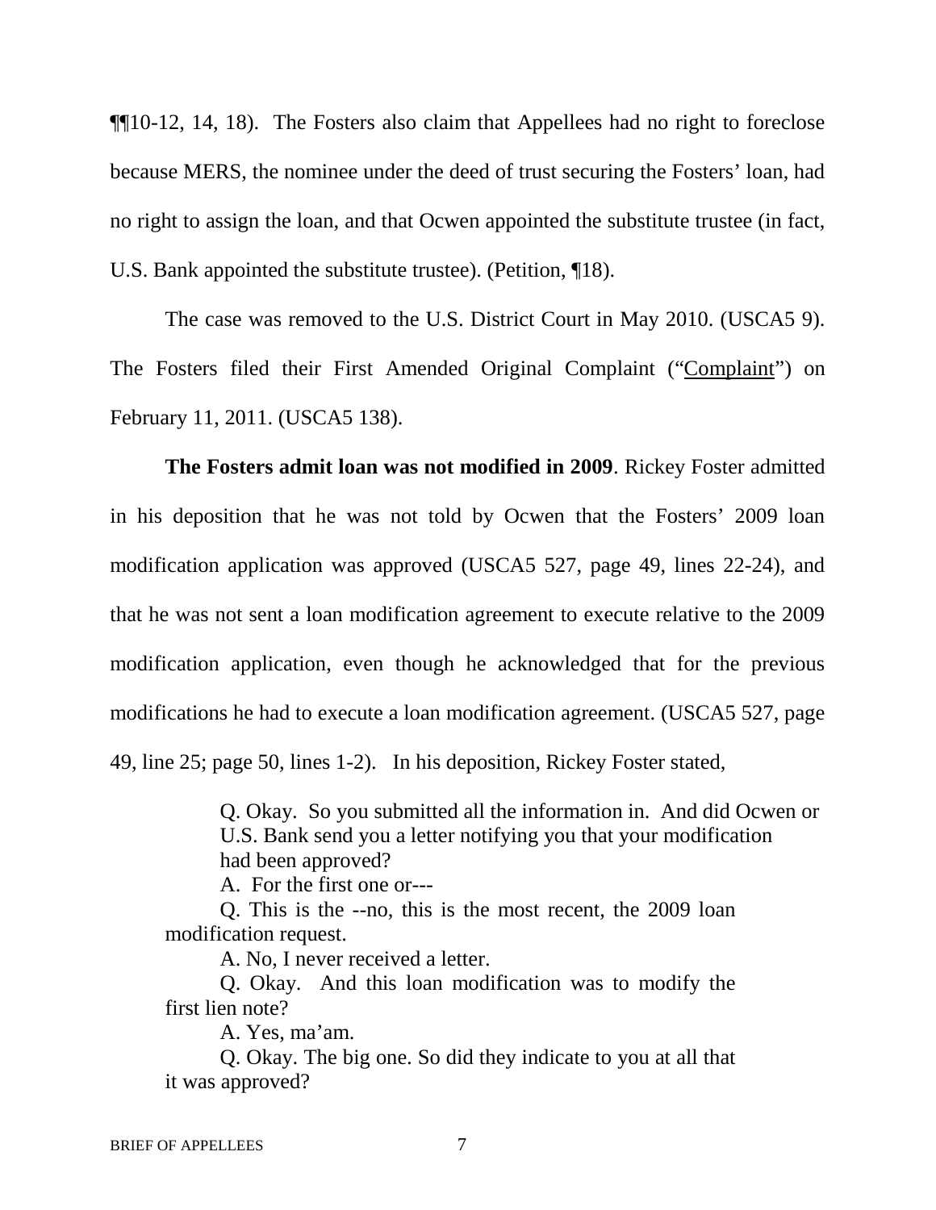¶¶10-12, 14, 18). The Fosters also claim that Appellees had no right to foreclose because MERS, the nominee under the deed of trust securing the Fosters' loan, had no right to assign the loan, and that Ocwen appointed the substitute trustee (in fact, U.S. Bank appointed the substitute trustee). (Petition, ¶18).

The case was removed to the U.S. District Court in May 2010. (USCA5 9). The Fosters filed their First Amended Original Complaint ("Complaint") on February 11, 2011. (USCA5 138).

**The Fosters admit loan was not modified in 2009**. Rickey Foster admitted in his deposition that he was not told by Ocwen that the Fosters' 2009 loan modification application was approved (USCA5 527, page 49, lines 22-24), and that he was not sent a loan modification agreement to execute relative to the 2009 modification application, even though he acknowledged that for the previous modifications he had to execute a loan modification agreement. (USCA5 527, page 49, line 25; page 50, lines 1-2). In his deposition, Rickey Foster stated,

> Q. Okay. So you submitted all the information in. And did Ocwen or U.S. Bank send you a letter notifying you that your modification had been approved?
>
> A. For the first one or---
>
> Q. This is the --no, this is the most recent, the 2009 loan modification request.
>
> A. No, I never received a letter.
>
> Q. Okay. And this loan modification was to modify the first lien note?
>
> A. Yes, ma'am.
>
> Q. Okay. The big one. So did they indicate to you at all that it was approved?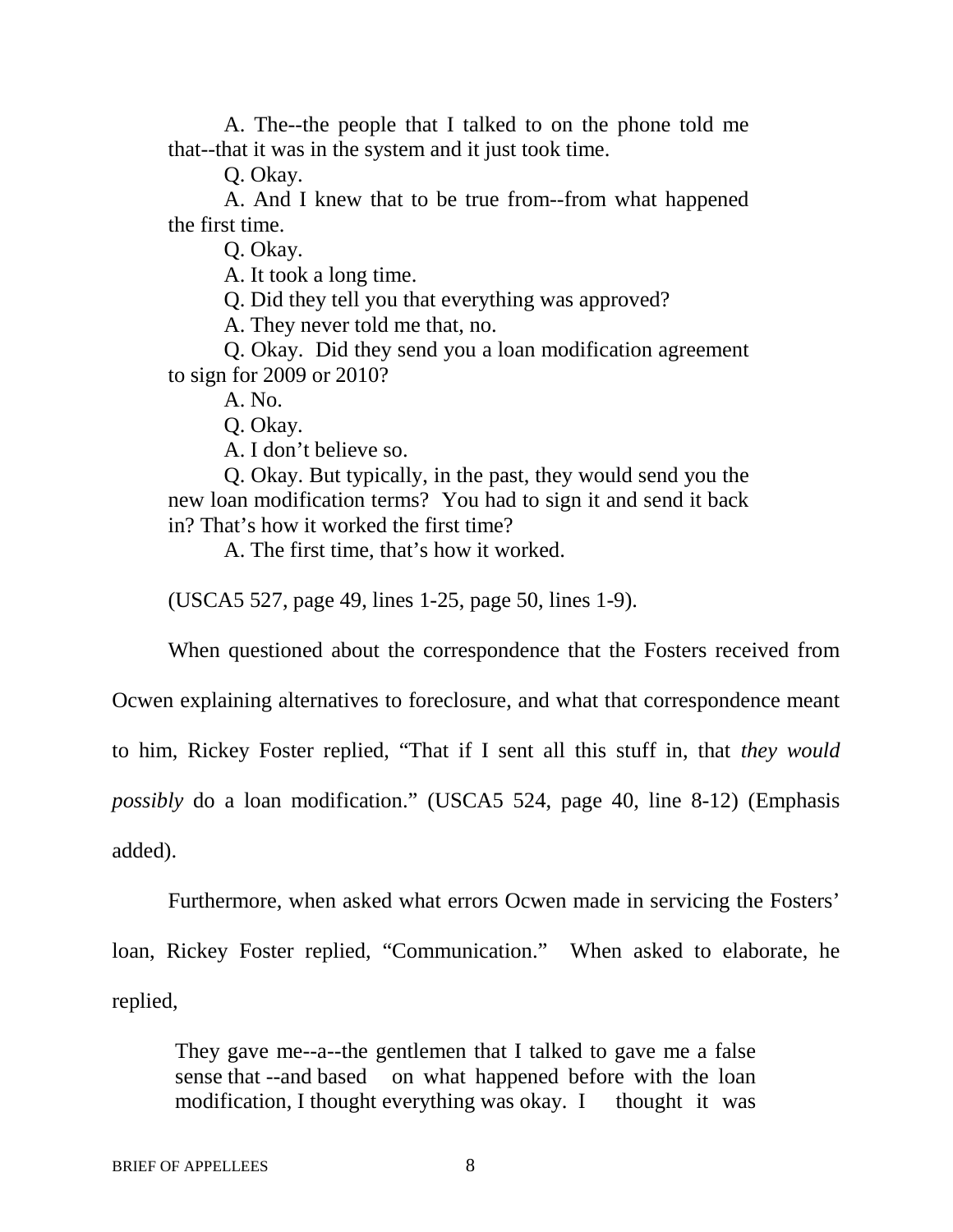> A. The--the people that I talked to on the phone told me that--that it was in the system and it just took time.
>
> Q. Okay.
>
> A. And I knew that to be true from--from what happened the first time.
>
> Q. Okay.
>
> A. It took a long time.
>
> Q. Did they tell you that everything was approved?
>
> A. They never told me that, no.
>
> Q. Okay. Did they send you a loan modification agreement to sign for 2009 or 2010?
>
> A. No.
>
> Q. Okay.
>
> A. I don't believe so.
>
> Q. Okay. But typically, in the past, they would send you the new loan modification terms? You had to sign it and send it back in? That's how it worked the first time?
>
> A. The first time, that's how it worked.

(USCA5 527, page 49, lines 1-25, page 50, lines 1-9).

When questioned about the correspondence that the Fosters received from Ocwen explaining alternatives to foreclosure, and what that correspondence meant to him, Rickey Foster replied, "That if I sent all this stuff in, that *they would possibly* do a loan modification." (USCA5 524, page 40, line 8-12) (Emphasis added).

Furthermore, when asked what errors Ocwen made in servicing the Fosters' loan, Rickey Foster replied, "Communication." When asked to elaborate, he replied,

> They gave me--a--the gentlemen that I talked to gave me a false sense that --and based on what happened before with the loan modification, I thought everything was okay. I thought it was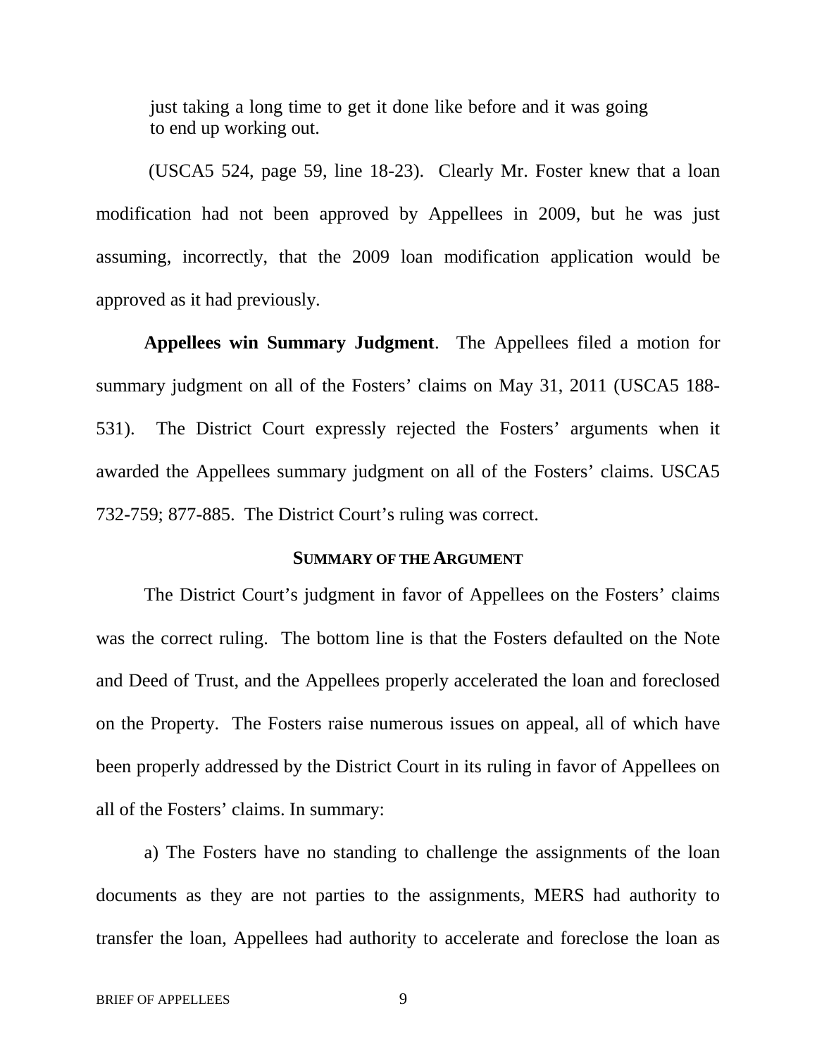> just taking a long time to get it done like before and it was going to end up working out.

(USCA5 524, page 59, line 18-23). Clearly Mr. Foster knew that a loan modification had not been approved by Appellees in 2009, but he was just assuming, incorrectly, that the 2009 loan modification application would be approved as it had previously.

**Appellees win Summary Judgment**. The Appellees filed a motion for summary judgment on all of the Fosters' claims on May 31, 2011 (USCA5 188-531). The District Court expressly rejected the Fosters' arguments when it awarded the Appellees summary judgment on all of the Fosters' claims. USCA5 732-759; 877-885. The District Court's ruling was correct.

## SUMMARY OF THE ARGUMENT

The District Court's judgment in favor of Appellees on the Fosters' claims was the correct ruling. The bottom line is that the Fosters defaulted on the Note and Deed of Trust, and the Appellees properly accelerated the loan and foreclosed on the Property. The Fosters raise numerous issues on appeal, all of which have been properly addressed by the District Court in its ruling in favor of Appellees on all of the Fosters' claims. In summary:

a) The Fosters have no standing to challenge the assignments of the loan documents as they are not parties to the assignments, MERS had authority to transfer the loan, Appellees had authority to accelerate and foreclose the loan as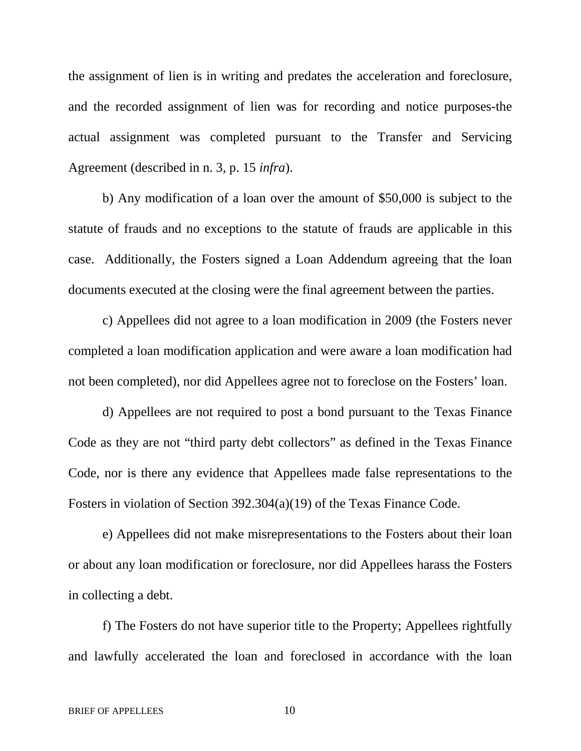the assignment of lien is in writing and predates the acceleration and foreclosure, and the recorded assignment of lien was for recording and notice purposes-the actual assignment was completed pursuant to the Transfer and Servicing Agreement (described in n. 3, p. 15 *infra*).

b) Any modification of a loan over the amount of $50,000 is subject to the statute of frauds and no exceptions to the statute of frauds are applicable in this case. Additionally, the Fosters signed a Loan Addendum agreeing that the loan documents executed at the closing were the final agreement between the parties.

c) Appellees did not agree to a loan modification in 2009 (the Fosters never completed a loan modification application and were aware a loan modification had not been completed), nor did Appellees agree not to foreclose on the Fosters' loan.

d) Appellees are not required to post a bond pursuant to the Texas Finance Code as they are not "third party debt collectors" as defined in the Texas Finance Code, nor is there any evidence that Appellees made false representations to the Fosters in violation of Section 392.304(a)(19) of the Texas Finance Code.

e) Appellees did not make misrepresentations to the Fosters about their loan or about any loan modification or foreclosure, nor did Appellees harass the Fosters in collecting a debt.

f) The Fosters do not have superior title to the Property; Appellees rightfully and lawfully accelerated the loan and foreclosed in accordance with the loan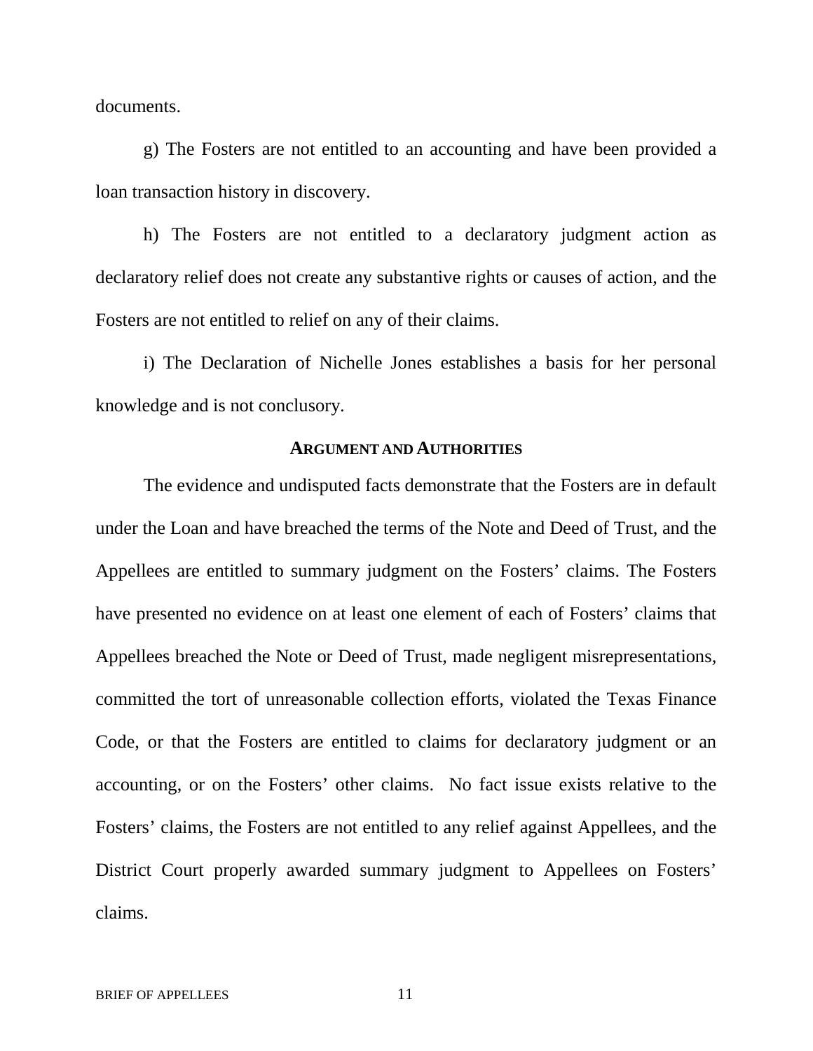documents.

g) The Fosters are not entitled to an accounting and have been provided a loan transaction history in discovery.

h) The Fosters are not entitled to a declaratory judgment action as declaratory relief does not create any substantive rights or causes of action, and the Fosters are not entitled to relief on any of their claims.

i) The Declaration of Nichelle Jones establishes a basis for her personal knowledge and is not conclusory.

## ARGUMENT AND AUTHORITIES

The evidence and undisputed facts demonstrate that the Fosters are in default under the Loan and have breached the terms of the Note and Deed of Trust, and the Appellees are entitled to summary judgment on the Fosters' claims. The Fosters have presented no evidence on at least one element of each of Fosters' claims that Appellees breached the Note or Deed of Trust, made negligent misrepresentations, committed the tort of unreasonable collection efforts, violated the Texas Finance Code, or that the Fosters are entitled to claims for declaratory judgment or an accounting, or on the Fosters' other claims. No fact issue exists relative to the Fosters' claims, the Fosters are not entitled to any relief against Appellees, and the District Court properly awarded summary judgment to Appellees on Fosters' claims.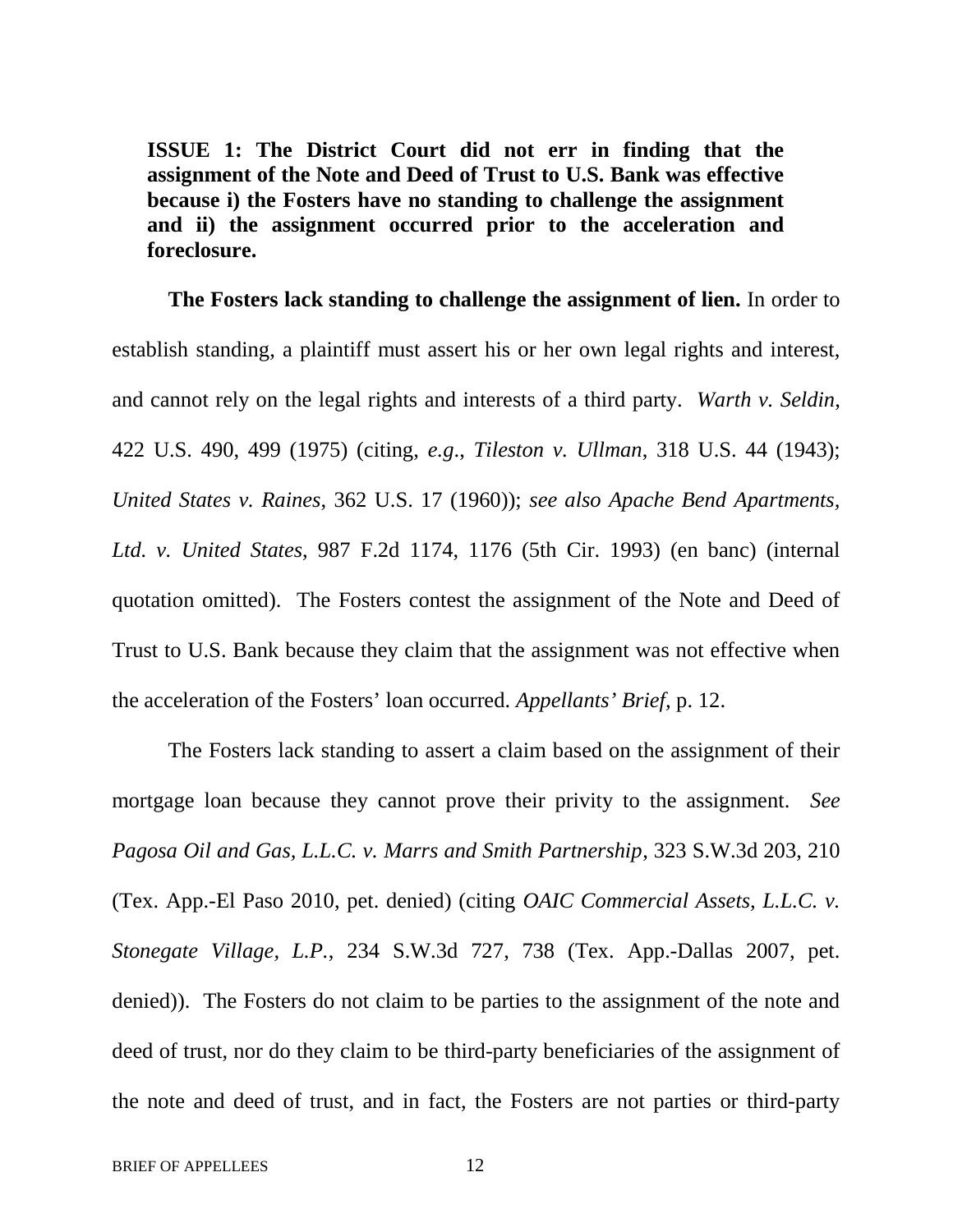**ISSUE 1: The District Court did not err in finding that the assignment of the Note and Deed of Trust to U.S. Bank was effective because i) the Fosters have no standing to challenge the assignment and ii) the assignment occurred prior to the acceleration and foreclosure.**

**The Fosters lack standing to challenge the assignment of lien.** In order to establish standing, a plaintiff must assert his or her own legal rights and interest, and cannot rely on the legal rights and interests of a third party. *Warth v. Seldin*, 422 U.S. 490, 499 (1975) (citing, *e.g*., *Tileston v. Ullman*, 318 U.S. 44 (1943); *United States v. Raines*, 362 U.S. 17 (1960)); *see also Apache Bend Apartments, Ltd. v. United States*, 987 F.2d 1174, 1176 (5th Cir. 1993) (en banc) (internal quotation omitted). The Fosters contest the assignment of the Note and Deed of Trust to U.S. Bank because they claim that the assignment was not effective when the acceleration of the Fosters' loan occurred. *Appellants' Brief*, p. 12.

The Fosters lack standing to assert a claim based on the assignment of their mortgage loan because they cannot prove their privity to the assignment. *See Pagosa Oil and Gas, L.L.C. v. Marrs and Smith Partnership*, 323 S.W.3d 203, 210 (Tex. App.-El Paso 2010, pet. denied) (citing *OAIC Commercial Assets, L.L.C. v. Stonegate Village, L.P.*, 234 S.W.3d 727, 738 (Tex. App.-Dallas 2007, pet. denied)). The Fosters do not claim to be parties to the assignment of the note and deed of trust, nor do they claim to be third-party beneficiaries of the assignment of the note and deed of trust, and in fact, the Fosters are not parties or third-party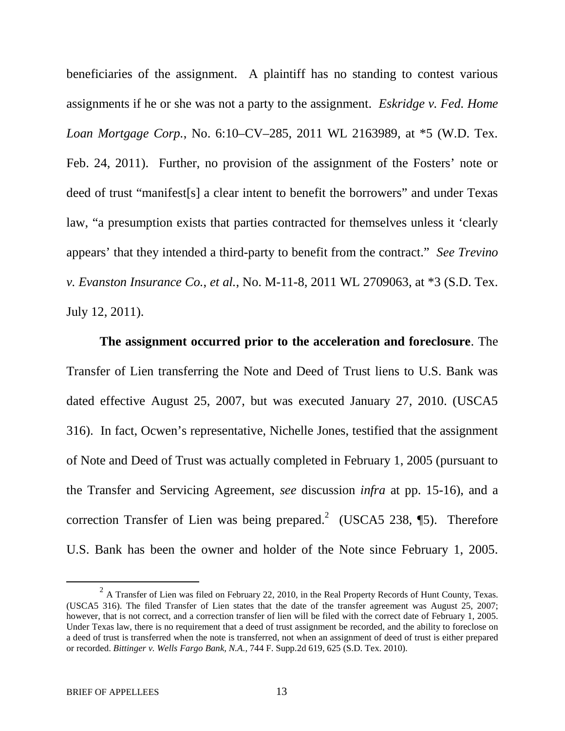beneficiaries of the assignment. A plaintiff has no standing to contest various assignments if he or she was not a party to the assignment. *Eskridge v. Fed. Home Loan Mortgage Corp.*, No. 6:10–CV–285, 2011 WL 2163989, at *5 (W.D. Tex. Feb. 24, 2011). Further, no provision of the assignment of the Fosters' note or deed of trust "manifest[s] a clear intent to benefit the borrowers" and under Texas law, "a presumption exists that parties contracted for themselves unless it 'clearly appears' that they intended a third-party to benefit from the contract." *See Trevino v. Evanston Insurance Co., et al.*, No. M-11-8, 2011 WL 2709063, at *3 (S.D. Tex. July 12, 2011).

**The assignment occurred prior to the acceleration and foreclosure**. The Transfer of Lien transferring the Note and Deed of Trust liens to U.S. Bank was dated effective August 25, 2007, but was executed January 27, 2010. (USCA5 316). In fact, Ocwen's representative, Nichelle Jones, testified that the assignment of Note and Deed of Trust was actually completed in February 1, 2005 (pursuant to the Transfer and Servicing Agreement, *see* discussion *infra* at pp. 15-16), and a correction Transfer of Lien was being prepared.[2] (USCA5 238, ¶5). Therefore U.S. Bank has been the owner and holder of the Note since February 1, 2005.

[2] A Transfer of Lien was filed on February 22, 2010, in the Real Property Records of Hunt County, Texas. (USCA5 316). The filed Transfer of Lien states that the date of the transfer agreement was August 25, 2007; however, that is not correct, and a correction transfer of lien will be filed with the correct date of February 1, 2005. Under Texas law, there is no requirement that a deed of trust assignment be recorded, and the ability to foreclose on a deed of trust is transferred when the note is transferred, not when an assignment of deed of trust is either prepared or recorded. *Bittinger v. Wells Fargo Bank, N.A.*, 744 F. Supp.2d 619, 625 (S.D. Tex. 2010).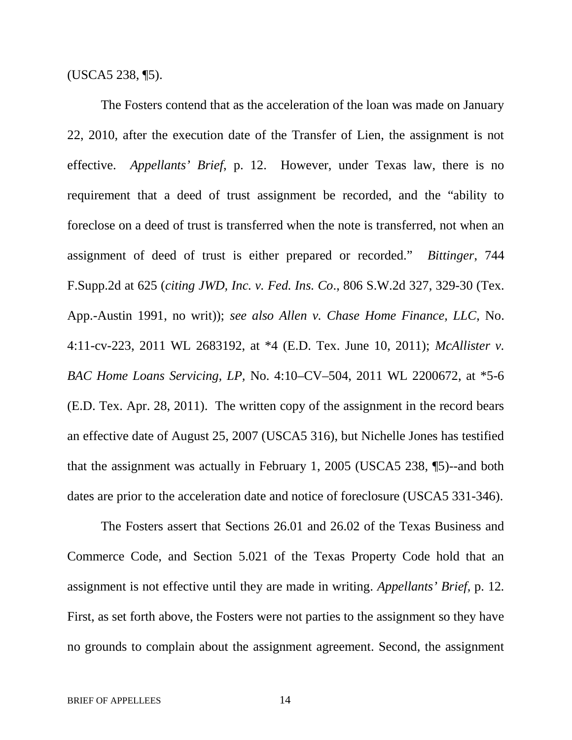(USCA5 238, ¶5).

The Fosters contend that as the acceleration of the loan was made on January 22, 2010, after the execution date of the Transfer of Lien, the assignment is not effective. *Appellants' Brief*, p. 12. However, under Texas law, there is no requirement that a deed of trust assignment be recorded, and the "ability to foreclose on a deed of trust is transferred when the note is transferred, not when an assignment of deed of trust is either prepared or recorded." *Bittinger*, 744 F.Supp.2d at 625 (*citing JWD, Inc. v. Fed. Ins. Co*., 806 S.W.2d 327, 329-30 (Tex. App.-Austin 1991, no writ)); *see also Allen v. Chase Home Finance, LLC*, No. 4:11-cv-223, 2011 WL 2683192, at *4 (E.D. Tex. June 10, 2011); *McAllister v. BAC Home Loans Servicing, LP*, No. 4:10–CV–504, 2011 WL 2200672, at *5-6 (E.D. Tex. Apr. 28, 2011). The written copy of the assignment in the record bears an effective date of August 25, 2007 (USCA5 316), but Nichelle Jones has testified that the assignment was actually in February 1, 2005 (USCA5 238, ¶5)--and both dates are prior to the acceleration date and notice of foreclosure (USCA5 331-346).

The Fosters assert that Sections 26.01 and 26.02 of the Texas Business and Commerce Code, and Section 5.021 of the Texas Property Code hold that an assignment is not effective until they are made in writing. *Appellants' Brief*, p. 12. First, as set forth above, the Fosters were not parties to the assignment so they have no grounds to complain about the assignment agreement. Second, the assignment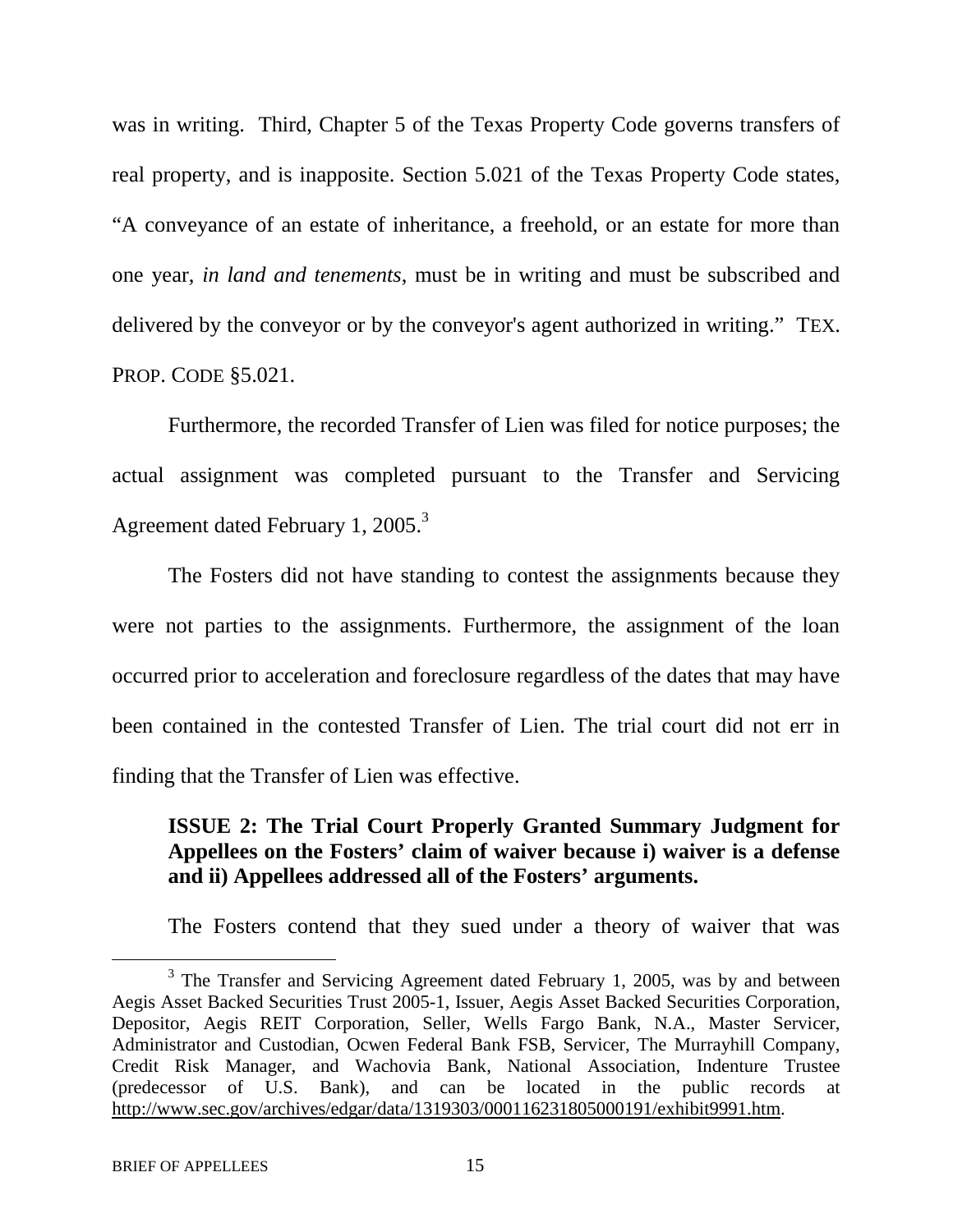was in writing. Third, Chapter 5 of the Texas Property Code governs transfers of real property, and is inapposite. Section 5.021 of the Texas Property Code states, "A conveyance of an estate of inheritance, a freehold, or an estate for more than one year, *in land and tenements*, must be in writing and must be subscribed and delivered by the conveyor or by the conveyor's agent authorized in writing." TEX. PROP. CODE §5.021.

Furthermore, the recorded Transfer of Lien was filed for notice purposes; the actual assignment was completed pursuant to the Transfer and Servicing Agreement dated February 1, 2005.[3]

The Fosters did not have standing to contest the assignments because they were not parties to the assignments. Furthermore, the assignment of the loan occurred prior to acceleration and foreclosure regardless of the dates that may have been contained in the contested Transfer of Lien. The trial court did not err in finding that the Transfer of Lien was effective.

**ISSUE 2: The Trial Court Properly Granted Summary Judgment for Appellees on the Fosters' claim of waiver because i) waiver is a defense and ii) Appellees addressed all of the Fosters' arguments.**

The Fosters contend that they sued under a theory of waiver that was

---

[3] The Transfer and Servicing Agreement dated February 1, 2005, was by and between Aegis Asset Backed Securities Trust 2005-1, Issuer, Aegis Asset Backed Securities Corporation, Depositor, Aegis REIT Corporation, Seller, Wells Fargo Bank, N.A., Master Servicer, Administrator and Custodian, Ocwen Federal Bank FSB, Servicer, The Murrayhill Company, Credit Risk Manager, and Wachovia Bank, National Association, Indenture Trustee (predecessor of U.S. Bank), and can be located in the public records at http://www.sec.gov/archives/edgar/data/1319303/000116231805000191/exhibit9991.htm.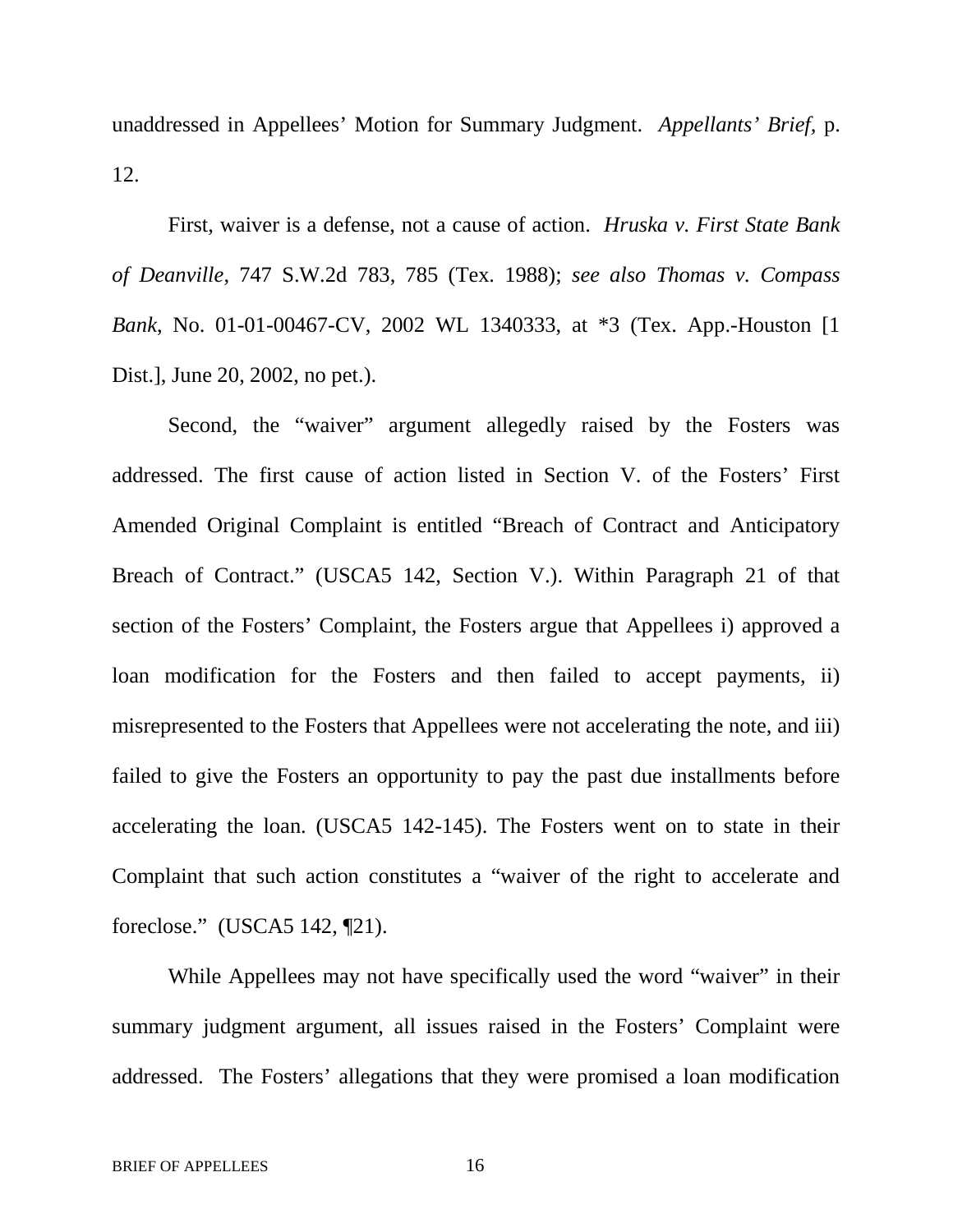unaddressed in Appellees' Motion for Summary Judgment. *Appellants' Brief*, p. 12.

First, waiver is a defense, not a cause of action. *Hruska v. First State Bank of Deanville*, 747 S.W.2d 783, 785 (Tex. 1988); *see also Thomas v. Compass Bank*, No. 01-01-00467-CV, 2002 WL 1340333, at *3 (Tex. App.-Houston [1 Dist.], June 20, 2002, no pet.).

Second, the "waiver" argument allegedly raised by the Fosters was addressed. The first cause of action listed in Section V. of the Fosters' First Amended Original Complaint is entitled "Breach of Contract and Anticipatory Breach of Contract." (USCA5 142, Section V.). Within Paragraph 21 of that section of the Fosters' Complaint, the Fosters argue that Appellees i) approved a loan modification for the Fosters and then failed to accept payments, ii) misrepresented to the Fosters that Appellees were not accelerating the note, and iii) failed to give the Fosters an opportunity to pay the past due installments before accelerating the loan. (USCA5 142-145). The Fosters went on to state in their Complaint that such action constitutes a "waiver of the right to accelerate and foreclose." (USCA5 142, ¶21).

While Appellees may not have specifically used the word "waiver" in their summary judgment argument, all issues raised in the Fosters' Complaint were addressed. The Fosters' allegations that they were promised a loan modification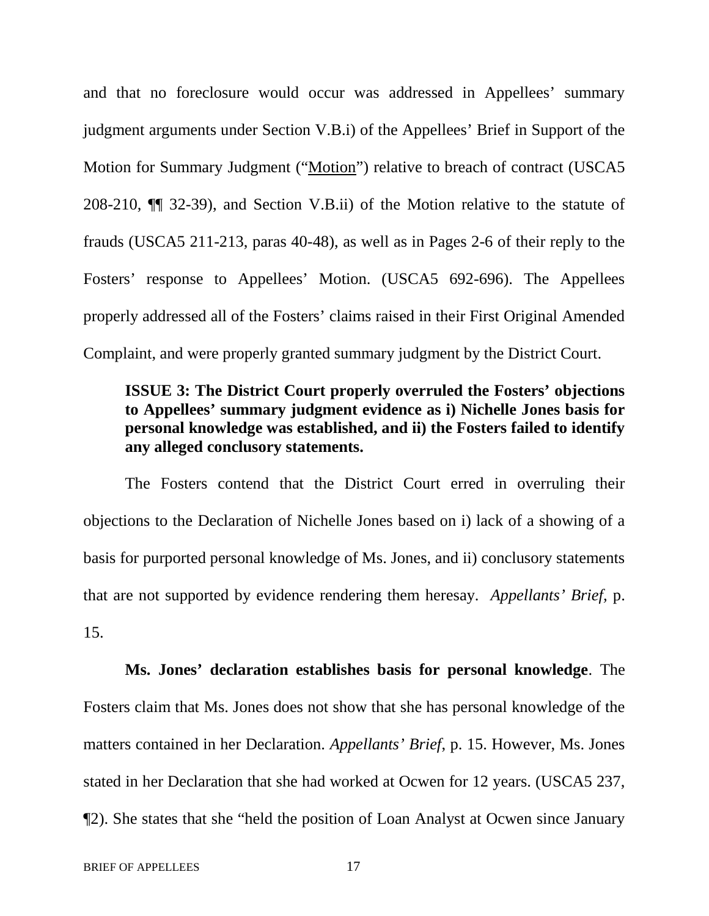and that no foreclosure would occur was addressed in Appellees' summary judgment arguments under Section V.B.i) of the Appellees' Brief in Support of the Motion for Summary Judgment ("Motion") relative to breach of contract (USCA5 208-210, ¶¶ 32-39), and Section V.B.ii) of the Motion relative to the statute of frauds (USCA5 211-213, paras 40-48), as well as in Pages 2-6 of their reply to the Fosters' response to Appellees' Motion. (USCA5 692-696). The Appellees properly addressed all of the Fosters' claims raised in their First Original Amended Complaint, and were properly granted summary judgment by the District Court.

**ISSUE 3: The District Court properly overruled the Fosters' objections to Appellees' summary judgment evidence as i) Nichelle Jones basis for personal knowledge was established, and ii) the Fosters failed to identify any alleged conclusory statements.**

The Fosters contend that the District Court erred in overruling their objections to the Declaration of Nichelle Jones based on i) lack of a showing of a basis for purported personal knowledge of Ms. Jones, and ii) conclusory statements that are not supported by evidence rendering them heresay. *Appellants' Brief,* p. 15.

**Ms. Jones' declaration establishes basis for personal knowledge**. The Fosters claim that Ms. Jones does not show that she has personal knowledge of the matters contained in her Declaration. *Appellants' Brief*, p. 15. However, Ms. Jones stated in her Declaration that she had worked at Ocwen for 12 years. (USCA5 237, ¶2). She states that she "held the position of Loan Analyst at Ocwen since January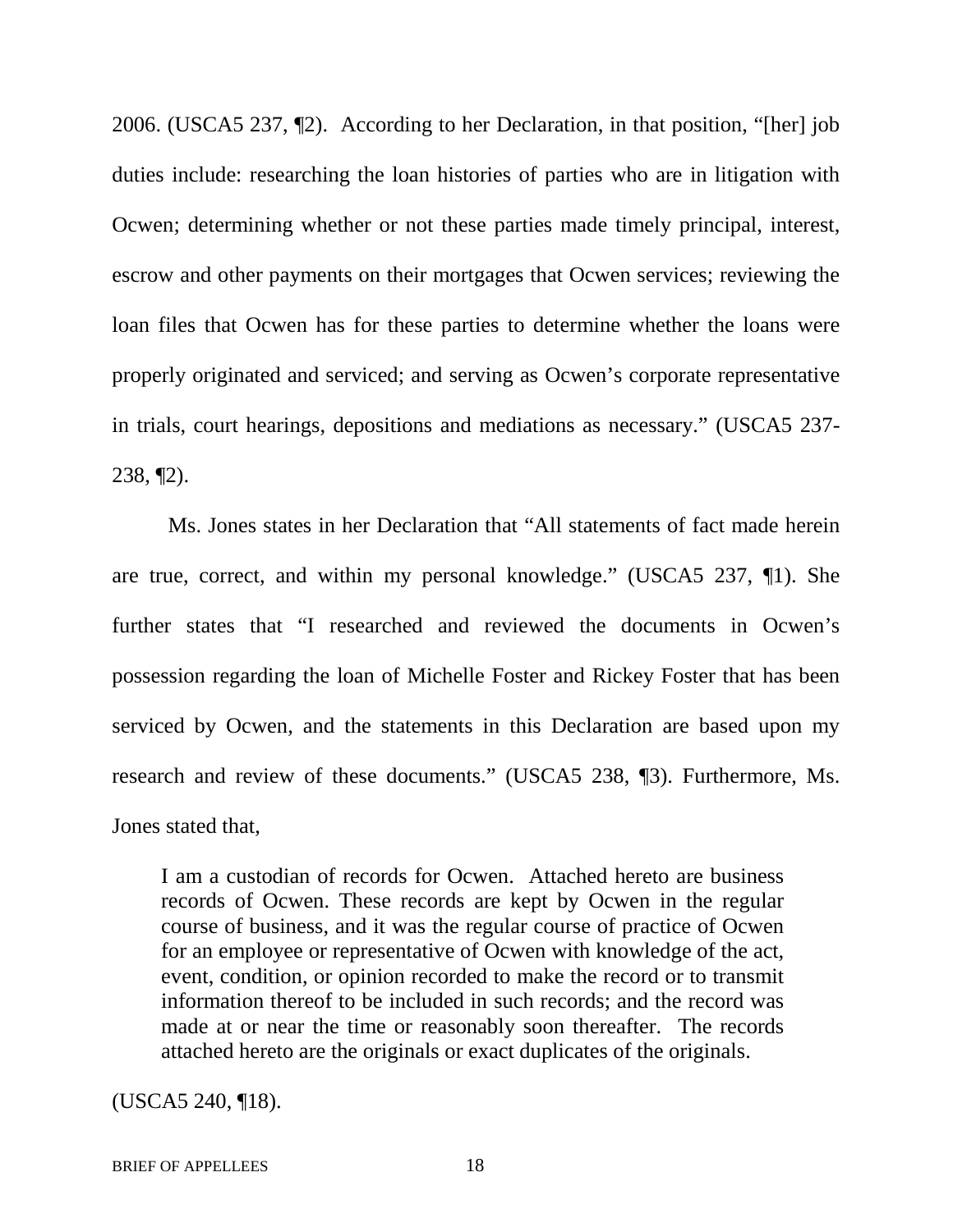2006. (USCA5 237, ¶2). According to her Declaration, in that position, "[her] job duties include: researching the loan histories of parties who are in litigation with Ocwen; determining whether or not these parties made timely principal, interest, escrow and other payments on their mortgages that Ocwen services; reviewing the loan files that Ocwen has for these parties to determine whether the loans were properly originated and serviced; and serving as Ocwen's corporate representative in trials, court hearings, depositions and mediations as necessary." (USCA5 237-238, ¶2).

Ms. Jones states in her Declaration that "All statements of fact made herein are true, correct, and within my personal knowledge." (USCA5 237, ¶1). She further states that "I researched and reviewed the documents in Ocwen's possession regarding the loan of Michelle Foster and Rickey Foster that has been serviced by Ocwen, and the statements in this Declaration are based upon my research and review of these documents." (USCA5 238, ¶3). Furthermore, Ms. Jones stated that,

> I am a custodian of records for Ocwen. Attached hereto are business records of Ocwen. These records are kept by Ocwen in the regular course of business, and it was the regular course of practice of Ocwen for an employee or representative of Ocwen with knowledge of the act, event, condition, or opinion recorded to make the record or to transmit information thereof to be included in such records; and the record was made at or near the time or reasonably soon thereafter. The records attached hereto are the originals or exact duplicates of the originals.

(USCA5 240, ¶18).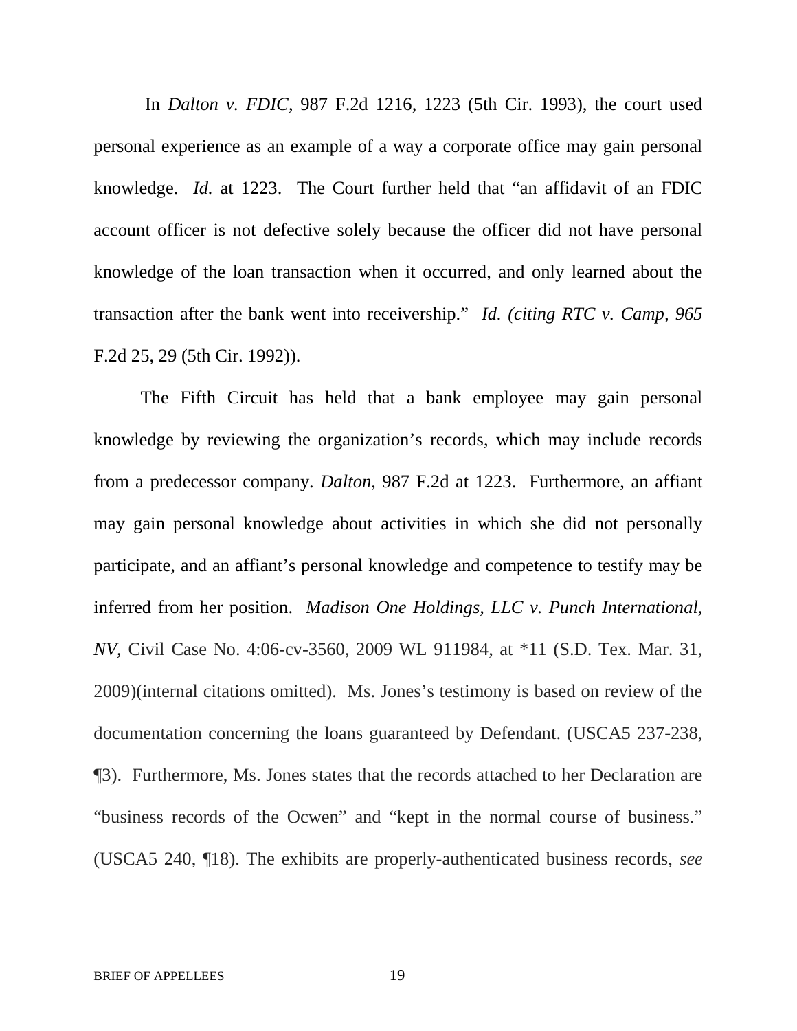In *Dalton v. FDIC*, 987 F.2d 1216, 1223 (5th Cir. 1993), the court used personal experience as an example of a way a corporate office may gain personal knowledge. *Id.* at 1223. The Court further held that "an affidavit of an FDIC account officer is not defective solely because the officer did not have personal knowledge of the loan transaction when it occurred, and only learned about the transaction after the bank went into receivership." *Id. (citing RTC v. Camp, 965* F.2d 25, 29 (5th Cir. 1992)).

The Fifth Circuit has held that a bank employee may gain personal knowledge by reviewing the organization's records, which may include records from a predecessor company. *Dalton*, 987 F.2d at 1223. Furthermore, an affiant may gain personal knowledge about activities in which she did not personally participate, and an affiant's personal knowledge and competence to testify may be inferred from her position. *Madison One Holdings, LLC v. Punch International, NV*, Civil Case No. 4:06-cv-3560, 2009 WL 911984, at *11 (S.D. Tex. Mar. 31, 2009)(internal citations omitted). Ms. Jones's testimony is based on review of the documentation concerning the loans guaranteed by Defendant. (USCA5 237-238, ¶3). Furthermore, Ms. Jones states that the records attached to her Declaration are "business records of the Ocwen" and "kept in the normal course of business." (USCA5 240, ¶18). The exhibits are properly-authenticated business records, *see*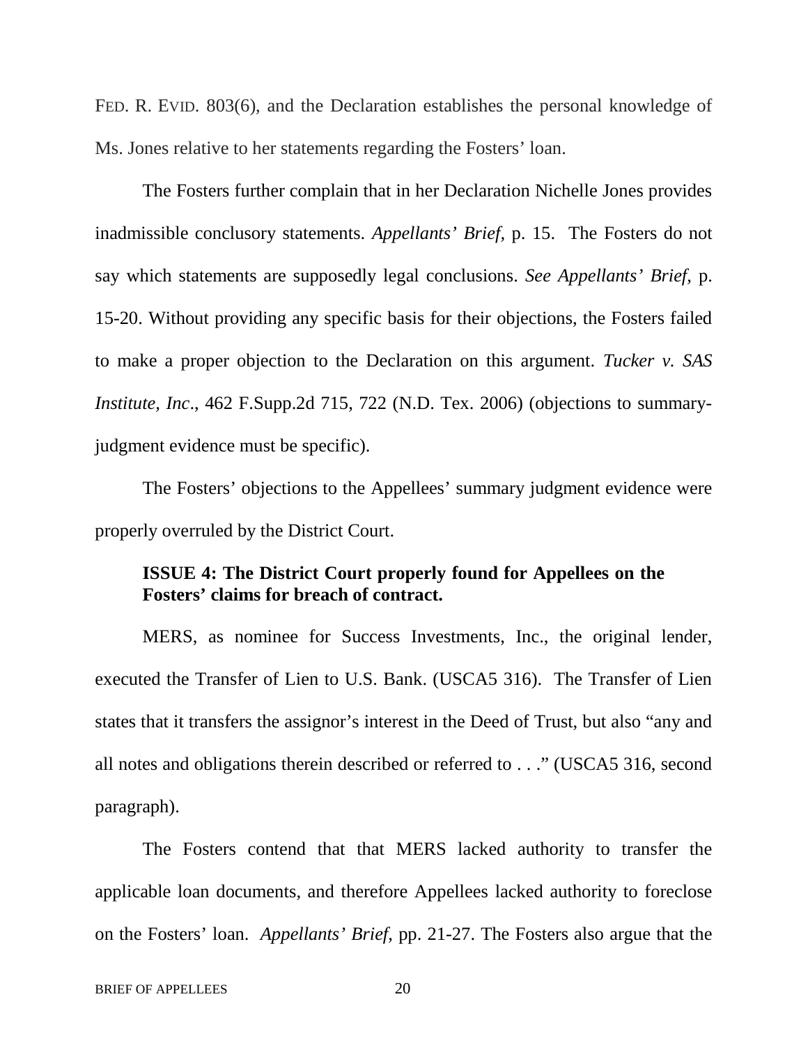FED. R. EVID. 803(6), and the Declaration establishes the personal knowledge of Ms. Jones relative to her statements regarding the Fosters' loan.

The Fosters further complain that in her Declaration Nichelle Jones provides inadmissible conclusory statements. *Appellants' Brief,* p. 15. The Fosters do not say which statements are supposedly legal conclusions. *See Appellants' Brief,* p. 15-20. Without providing any specific basis for their objections, the Fosters failed to make a proper objection to the Declaration on this argument. *Tucker v. SAS Institute, Inc*., 462 F.Supp.2d 715, 722 (N.D. Tex. 2006) (objections to summary-judgment evidence must be specific).

The Fosters' objections to the Appellees' summary judgment evidence were properly overruled by the District Court.

**ISSUE 4: The District Court properly found for Appellees on the Fosters' claims for breach of contract.**

MERS, as nominee for Success Investments, Inc., the original lender, executed the Transfer of Lien to U.S. Bank. (USCA5 316). The Transfer of Lien states that it transfers the assignor's interest in the Deed of Trust, but also "any and all notes and obligations therein described or referred to . . ." (USCA5 316, second paragraph).

The Fosters contend that that MERS lacked authority to transfer the applicable loan documents, and therefore Appellees lacked authority to foreclose on the Fosters' loan. *Appellants' Brief,* pp. 21-27. The Fosters also argue that the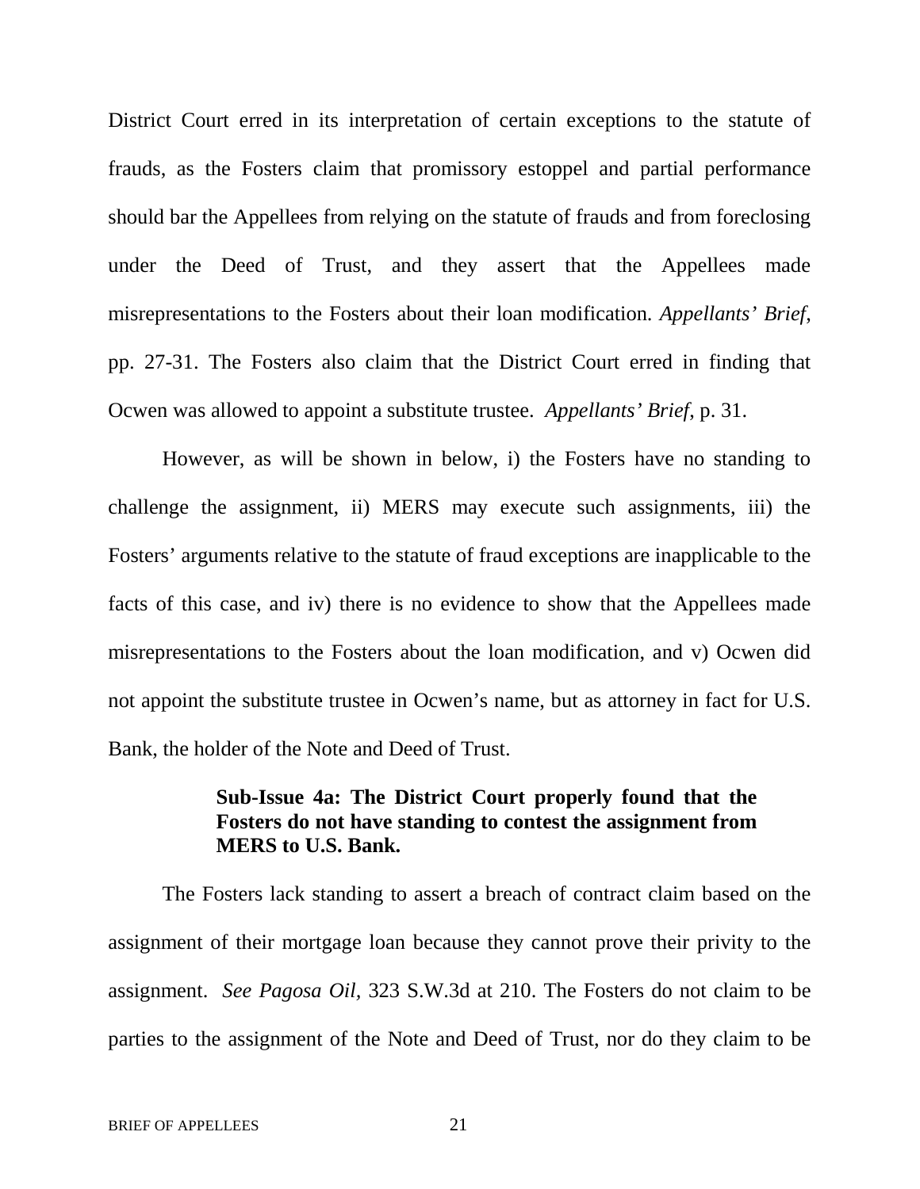District Court erred in its interpretation of certain exceptions to the statute of frauds, as the Fosters claim that promissory estoppel and partial performance should bar the Appellees from relying on the statute of frauds and from foreclosing under the Deed of Trust, and they assert that the Appellees made misrepresentations to the Fosters about their loan modification. *Appellants' Brief*, pp. 27-31. The Fosters also claim that the District Court erred in finding that Ocwen was allowed to appoint a substitute trustee. *Appellants' Brief*, p. 31.

However, as will be shown in below, i) the Fosters have no standing to challenge the assignment, ii) MERS may execute such assignments, iii) the Fosters' arguments relative to the statute of fraud exceptions are inapplicable to the facts of this case, and iv) there is no evidence to show that the Appellees made misrepresentations to the Fosters about the loan modification, and v) Ocwen did not appoint the substitute trustee in Ocwen's name, but as attorney in fact for U.S. Bank, the holder of the Note and Deed of Trust.

**Sub-Issue 4a: The District Court properly found that the Fosters do not have standing to contest the assignment from MERS to U.S. Bank.**

The Fosters lack standing to assert a breach of contract claim based on the assignment of their mortgage loan because they cannot prove their privity to the assignment. *See Pagosa Oil*, 323 S.W.3d at 210. The Fosters do not claim to be parties to the assignment of the Note and Deed of Trust, nor do they claim to be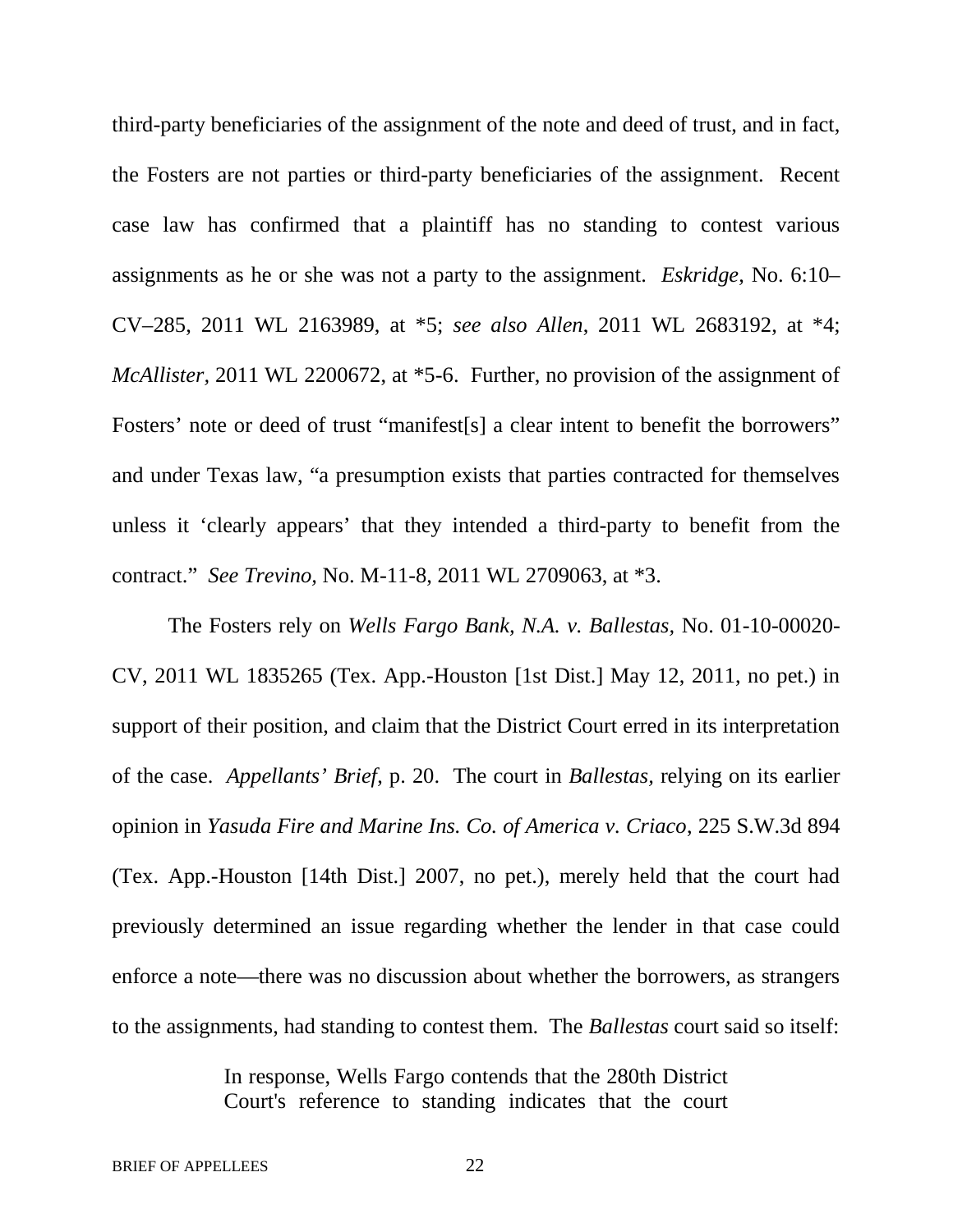third-party beneficiaries of the assignment of the note and deed of trust, and in fact, the Fosters are not parties or third-party beneficiaries of the assignment. Recent case law has confirmed that a plaintiff has no standing to contest various assignments as he or she was not a party to the assignment. *Eskridge*, No. 6:10–CV–285, 2011 WL 2163989, at *5; *see also Allen*, 2011 WL 2683192, at *4; *McAllister*, 2011 WL 2200672, at *5-6. Further, no provision of the assignment of Fosters' note or deed of trust "manifest[s] a clear intent to benefit the borrowers" and under Texas law, "a presumption exists that parties contracted for themselves unless it 'clearly appears' that they intended a third-party to benefit from the contract." *See Trevino,* No. M-11-8, 2011 WL 2709063, at *3.

The Fosters rely on *Wells Fargo Bank, N.A. v. Ballestas,* No. 01-10-00020-CV, 2011 WL 1835265 (Tex. App.-Houston [1st Dist.] May 12, 2011, no pet.) in support of their position, and claim that the District Court erred in its interpretation of the case. *Appellants' Brief*, p. 20. The court in *Ballestas,* relying on its earlier opinion in *Yasuda Fire and Marine Ins. Co. of America v. Criaco*, 225 S.W.3d 894 (Tex. App.-Houston [14th Dist.] 2007, no pet.), merely held that the court had previously determined an issue regarding whether the lender in that case could enforce a note—there was no discussion about whether the borrowers, as strangers to the assignments, had standing to contest them. The *Ballestas* court said so itself:

> In response, Wells Fargo contends that the 280th District Court's reference to standing indicates that the court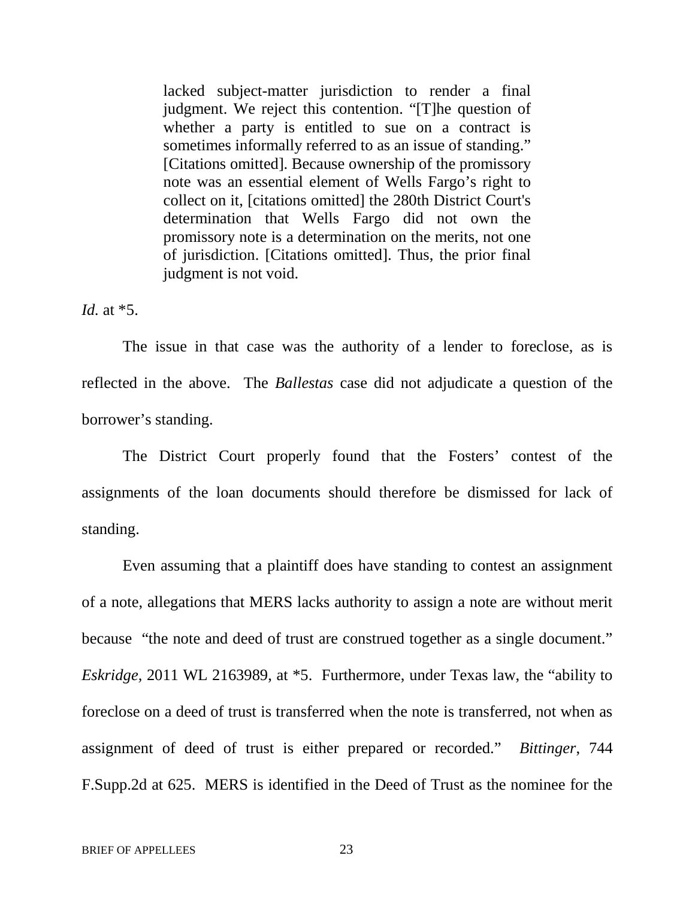> lacked subject-matter jurisdiction to render a final judgment. We reject this contention. "[T]he question of whether a party is entitled to sue on a contract is sometimes informally referred to as an issue of standing." [Citations omitted]. Because ownership of the promissory note was an essential element of Wells Fargo's right to collect on it, [citations omitted] the 280th District Court's determination that Wells Fargo did not own the promissory note is a determination on the merits, not one of jurisdiction. [Citations omitted]. Thus, the prior final judgment is not void.

*Id.* at *5.

The issue in that case was the authority of a lender to foreclose, as is reflected in the above. The *Ballestas* case did not adjudicate a question of the borrower's standing.

The District Court properly found that the Fosters' contest of the assignments of the loan documents should therefore be dismissed for lack of standing.

Even assuming that a plaintiff does have standing to contest an assignment of a note, allegations that MERS lacks authority to assign a note are without merit because "the note and deed of trust are construed together as a single document." *Eskridge*, 2011 WL 2163989, at *5. Furthermore, under Texas law, the "ability to foreclose on a deed of trust is transferred when the note is transferred, not when as assignment of deed of trust is either prepared or recorded." *Bittinger*, 744 F.Supp.2d at 625. MERS is identified in the Deed of Trust as the nominee for the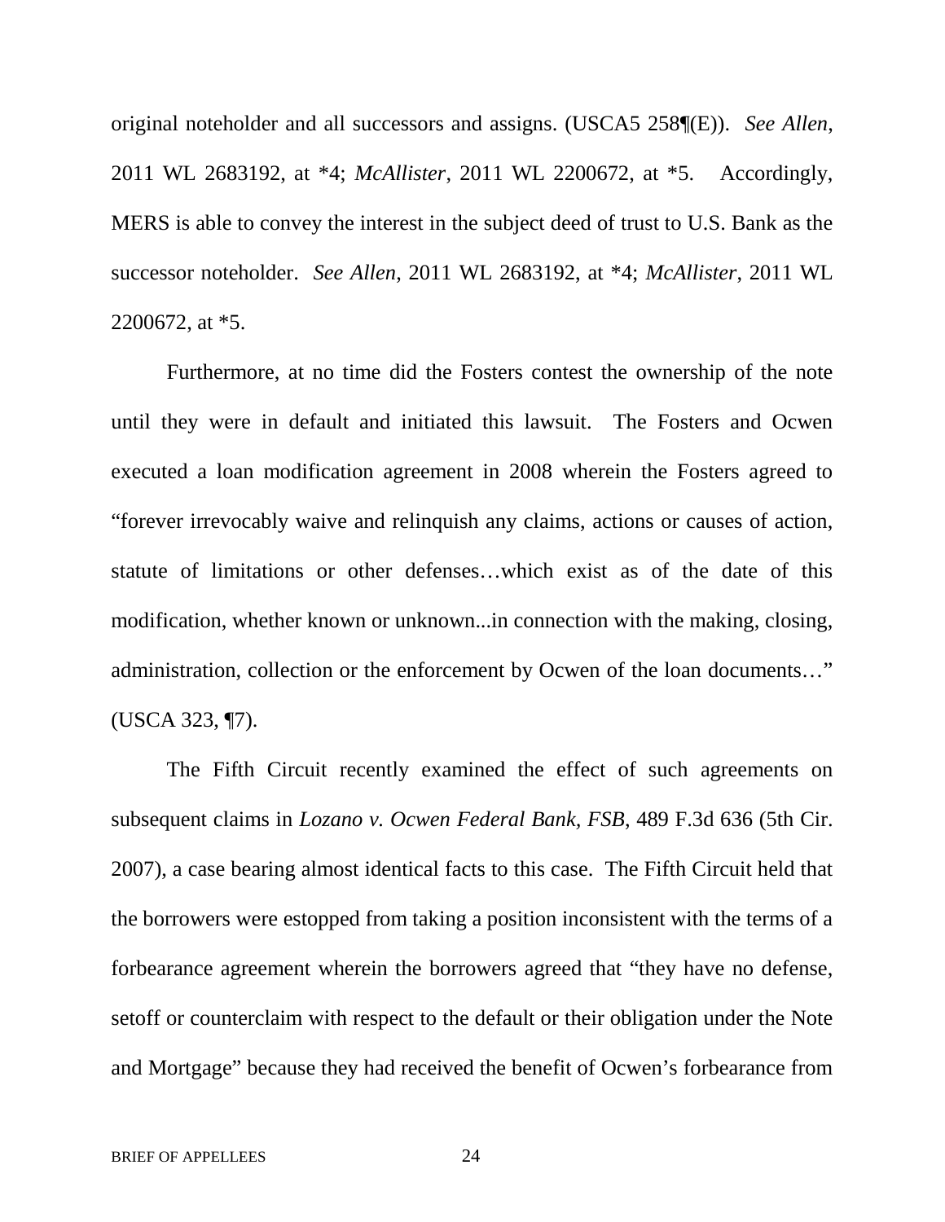original noteholder and all successors and assigns. (USCA5 258¶(E)). *See Allen*, 2011 WL 2683192, at *4; *McAllister*, 2011 WL 2200672, at *5. Accordingly, MERS is able to convey the interest in the subject deed of trust to U.S. Bank as the successor noteholder. *See Allen*, 2011 WL 2683192, at *4; *McAllister*, 2011 WL 2200672, at *5.

Furthermore, at no time did the Fosters contest the ownership of the note until they were in default and initiated this lawsuit. The Fosters and Ocwen executed a loan modification agreement in 2008 wherein the Fosters agreed to "forever irrevocably waive and relinquish any claims, actions or causes of action, statute of limitations or other defenses…which exist as of the date of this modification, whether known or unknown...in connection with the making, closing, administration, collection or the enforcement by Ocwen of the loan documents…" (USCA 323, ¶7).

The Fifth Circuit recently examined the effect of such agreements on subsequent claims in *Lozano v. Ocwen Federal Bank, FSB*, 489 F.3d 636 (5th Cir. 2007), a case bearing almost identical facts to this case. The Fifth Circuit held that the borrowers were estopped from taking a position inconsistent with the terms of a forbearance agreement wherein the borrowers agreed that "they have no defense, setoff or counterclaim with respect to the default or their obligation under the Note and Mortgage" because they had received the benefit of Ocwen's forbearance from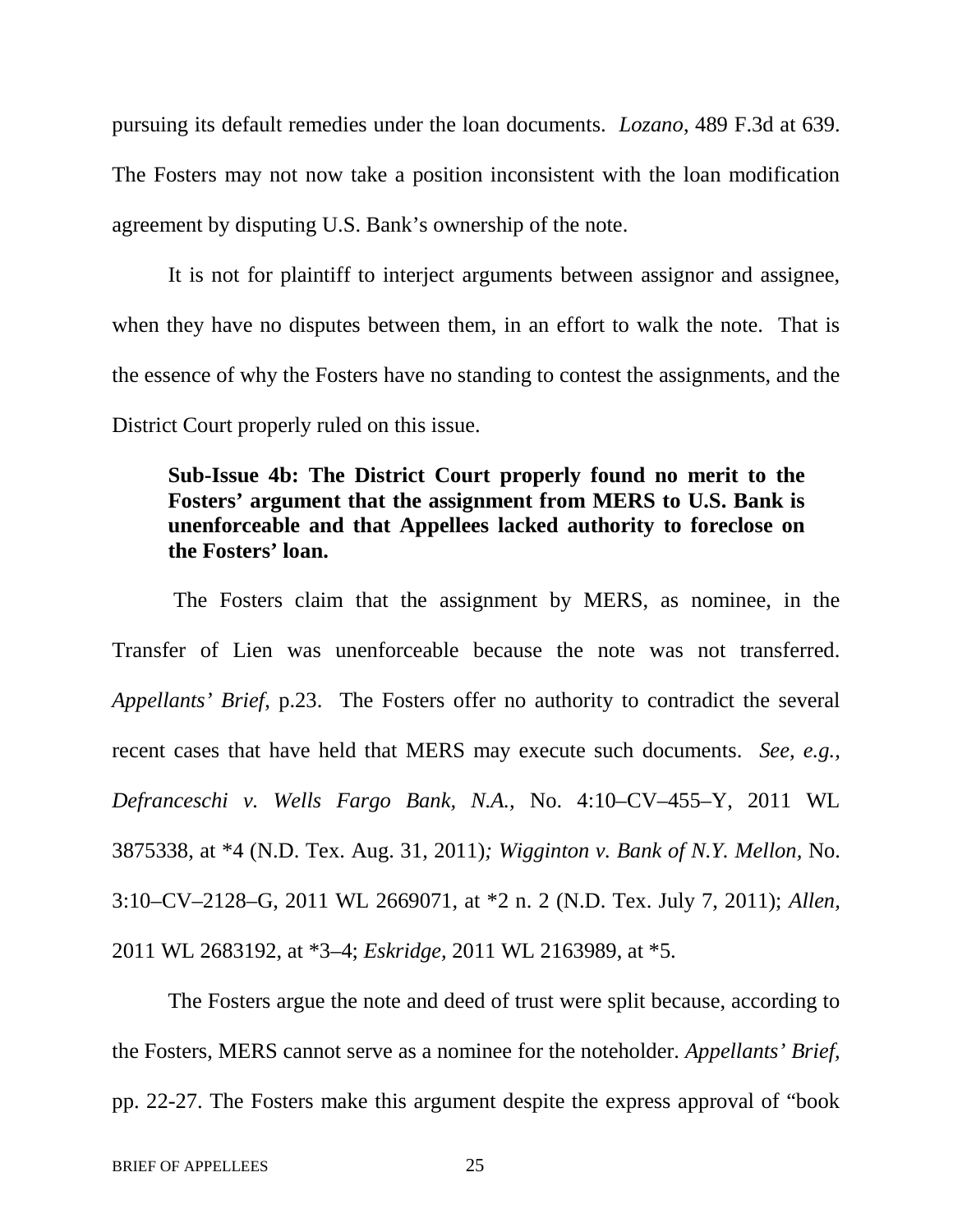pursuing its default remedies under the loan documents. *Lozano*, 489 F.3d at 639. The Fosters may not now take a position inconsistent with the loan modification agreement by disputing U.S. Bank's ownership of the note.

It is not for plaintiff to interject arguments between assignor and assignee, when they have no disputes between them, in an effort to walk the note. That is the essence of why the Fosters have no standing to contest the assignments, and the District Court properly ruled on this issue.

**Sub-Issue 4b: The District Court properly found no merit to the Fosters' argument that the assignment from MERS to U.S. Bank is unenforceable and that Appellees lacked authority to foreclose on the Fosters' loan.**

The Fosters claim that the assignment by MERS, as nominee, in the Transfer of Lien was unenforceable because the note was not transferred. *Appellants' Brief*, p.23. The Fosters offer no authority to contradict the several recent cases that have held that MERS may execute such documents. *See, e.g., Defranceschi v. Wells Fargo Bank, N.A.,* No. 4:10–CV–455–Y, 2011 WL 3875338, at *4 (N.D. Tex. Aug. 31, 2011)*; Wigginton v. Bank of N.Y. Mellon,* No. 3:10–CV–2128–G, 2011 WL 2669071, at *2 n. 2 (N.D. Tex. July 7, 2011); *Allen,* 2011 WL 2683192, at *3–4; *Eskridge,* 2011 WL 2163989, at *5.

The Fosters argue the note and deed of trust were split because, according to the Fosters, MERS cannot serve as a nominee for the noteholder. *Appellants' Brief*, pp. 22-27. The Fosters make this argument despite the express approval of "book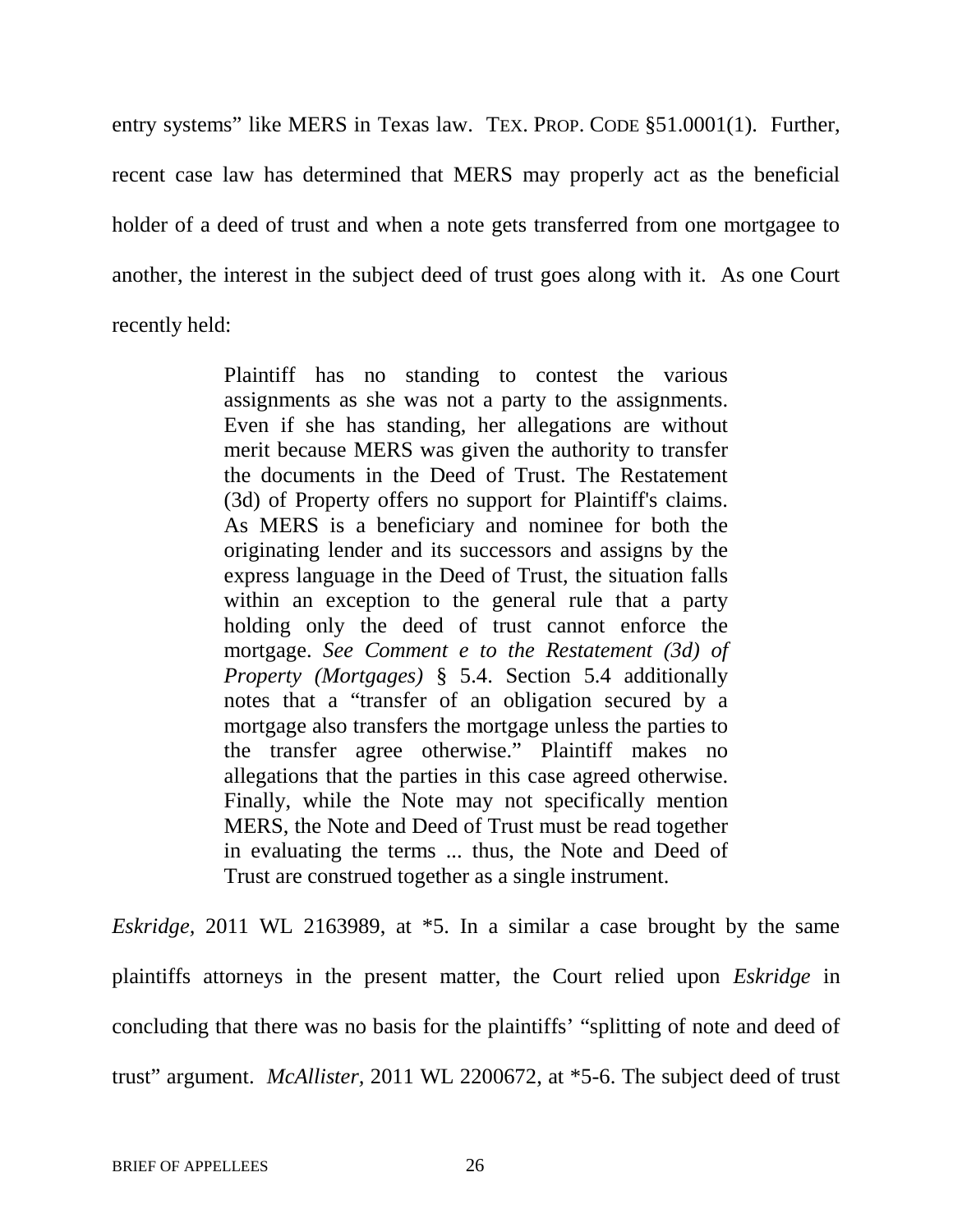entry systems" like MERS in Texas law. TEX. PROP. CODE §51.0001(1). Further, recent case law has determined that MERS may properly act as the beneficial holder of a deed of trust and when a note gets transferred from one mortgagee to another, the interest in the subject deed of trust goes along with it. As one Court recently held:

> Plaintiff has no standing to contest the various assignments as she was not a party to the assignments. Even if she has standing, her allegations are without merit because MERS was given the authority to transfer the documents in the Deed of Trust. The Restatement (3d) of Property offers no support for Plaintiff's claims. As MERS is a beneficiary and nominee for both the originating lender and its successors and assigns by the express language in the Deed of Trust, the situation falls within an exception to the general rule that a party holding only the deed of trust cannot enforce the mortgage. *See Comment e to the Restatement (3d) of Property (Mortgages)* § 5.4. Section 5.4 additionally notes that a "transfer of an obligation secured by a mortgage also transfers the mortgage unless the parties to the transfer agree otherwise." Plaintiff makes no allegations that the parties in this case agreed otherwise. Finally, while the Note may not specifically mention MERS, the Note and Deed of Trust must be read together in evaluating the terms ... thus, the Note and Deed of Trust are construed together as a single instrument.

*Eskridge*, 2011 WL 2163989, at *5. In a similar a case brought by the same plaintiffs attorneys in the present matter, the Court relied upon *Eskridge* in concluding that there was no basis for the plaintiffs' "splitting of note and deed of trust" argument. *McAllister*, 2011 WL 2200672, at *5-6. The subject deed of trust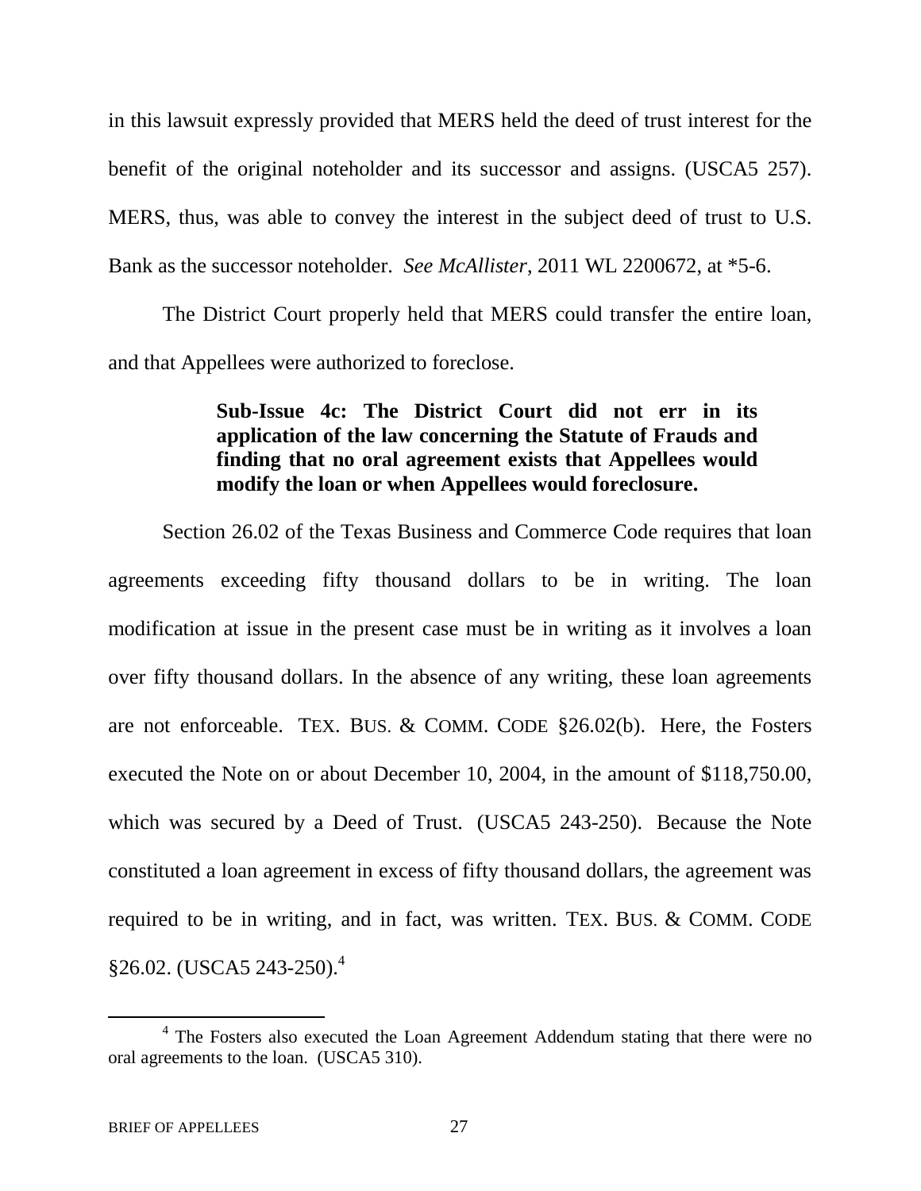in this lawsuit expressly provided that MERS held the deed of trust interest for the benefit of the original noteholder and its successor and assigns. (USCA5 257). MERS, thus, was able to convey the interest in the subject deed of trust to U.S. Bank as the successor noteholder. *See McAllister*, 2011 WL 2200672, at *5-6.

The District Court properly held that MERS could transfer the entire loan, and that Appellees were authorized to foreclose.

**Sub-Issue 4c: The District Court did not err in its application of the law concerning the Statute of Frauds and finding that no oral agreement exists that Appellees would modify the loan or when Appellees would foreclosure.**

Section 26.02 of the Texas Business and Commerce Code requires that loan agreements exceeding fifty thousand dollars to be in writing. The loan modification at issue in the present case must be in writing as it involves a loan over fifty thousand dollars. In the absence of any writing, these loan agreements are not enforceable. TEX. BUS. & COMM. CODE §26.02(b). Here, the Fosters executed the Note on or about December 10, 2004, in the amount of $118,750.00, which was secured by a Deed of Trust. (USCA5 243-250). Because the Note constituted a loan agreement in excess of fifty thousand dollars, the agreement was required to be in writing, and in fact, was written. TEX. BUS. & COMM. CODE §26.02. (USCA5 243-250).[4]

[4] The Fosters also executed the Loan Agreement Addendum stating that there were no oral agreements to the loan. (USCA5 310).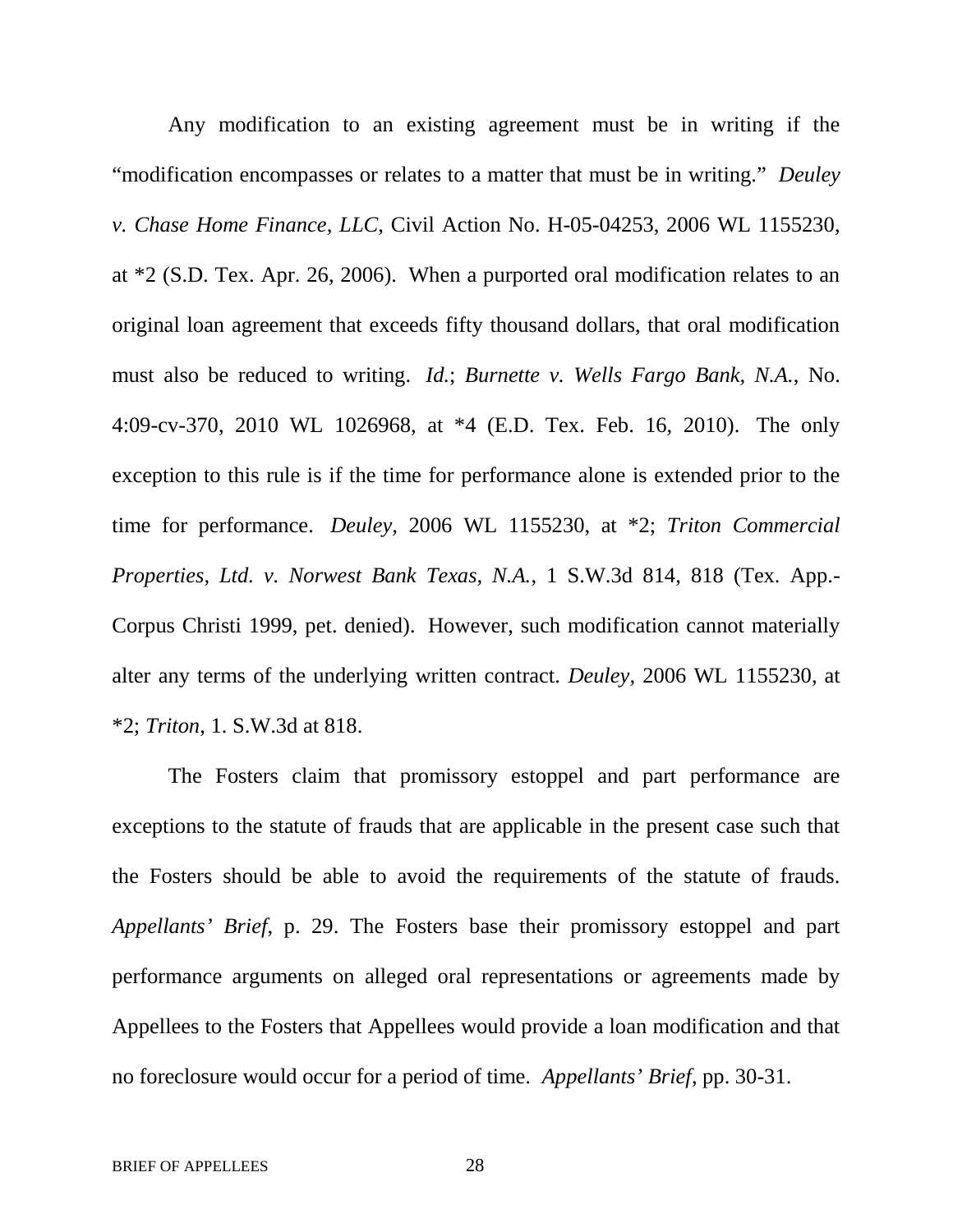Any modification to an existing agreement must be in writing if the "modification encompasses or relates to a matter that must be in writing." *Deuley v. Chase Home Finance, LLC*, Civil Action No. H-05-04253, 2006 WL 1155230, at *2 (S.D. Tex. Apr. 26, 2006). When a purported oral modification relates to an original loan agreement that exceeds fifty thousand dollars, that oral modification must also be reduced to writing. *Id.*; *Burnette v. Wells Fargo Bank, N.A.*, No. 4:09-cv-370, 2010 WL 1026968, at *4 (E.D. Tex. Feb. 16, 2010). The only exception to this rule is if the time for performance alone is extended prior to the time for performance. *Deuley*, 2006 WL 1155230, at *2; *Triton Commercial Properties, Ltd. v. Norwest Bank Texas, N.A.*, 1 S.W.3d 814, 818 (Tex. App.-Corpus Christi 1999, pet. denied). However, such modification cannot materially alter any terms of the underlying written contract. *Deuley*, 2006 WL 1155230, at *2; *Triton*, 1. S.W.3d at 818.

The Fosters claim that promissory estoppel and part performance are exceptions to the statute of frauds that are applicable in the present case such that the Fosters should be able to avoid the requirements of the statute of frauds. *Appellants' Brief*, p. 29. The Fosters base their promissory estoppel and part performance arguments on alleged oral representations or agreements made by Appellees to the Fosters that Appellees would provide a loan modification and that no foreclosure would occur for a period of time. *Appellants' Brief*, pp. 30-31.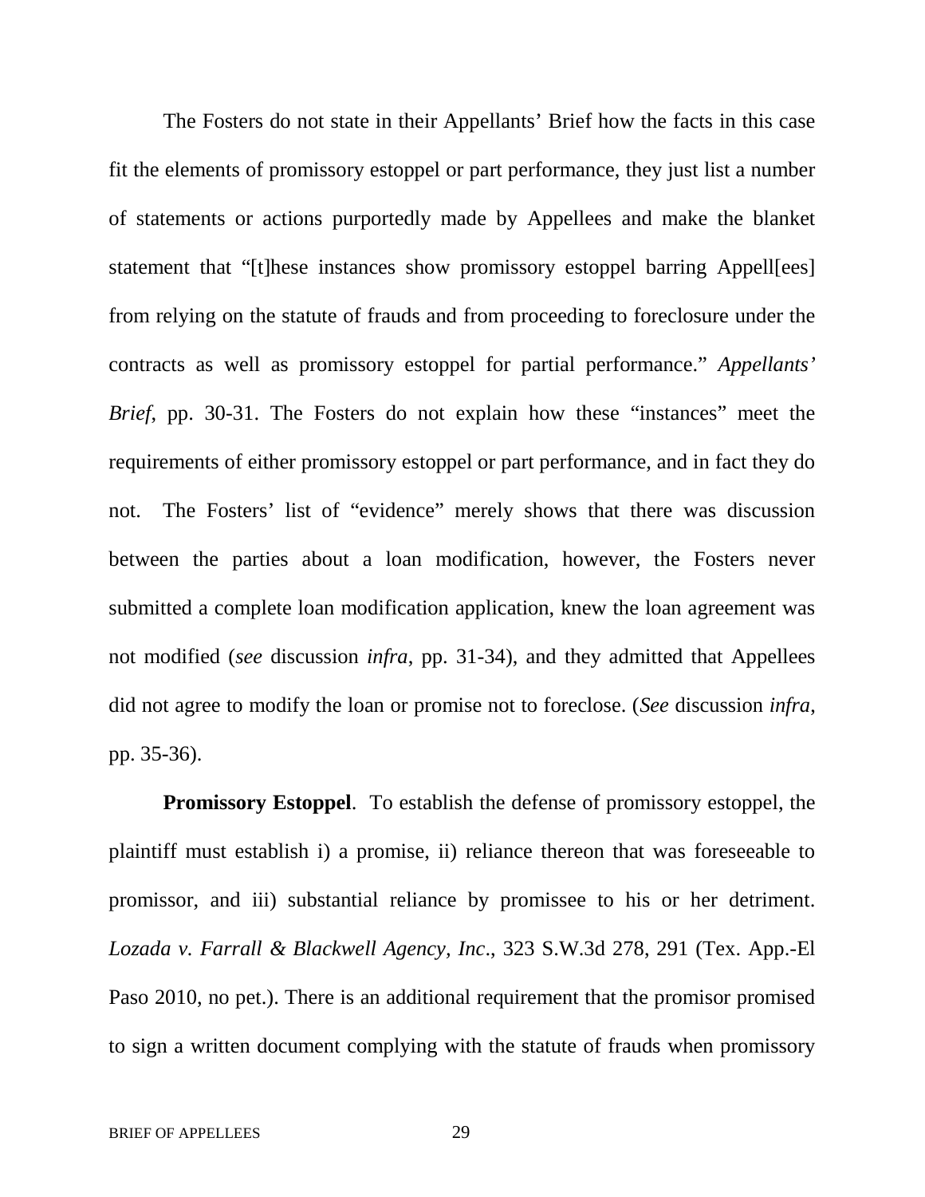The Fosters do not state in their Appellants' Brief how the facts in this case fit the elements of promissory estoppel or part performance, they just list a number of statements or actions purportedly made by Appellees and make the blanket statement that "[t]hese instances show promissory estoppel barring Appell[ees] from relying on the statute of frauds and from proceeding to foreclosure under the contracts as well as promissory estoppel for partial performance." *Appellants' Brief*, pp. 30-31. The Fosters do not explain how these "instances" meet the requirements of either promissory estoppel or part performance, and in fact they do not. The Fosters' list of "evidence" merely shows that there was discussion between the parties about a loan modification, however, the Fosters never submitted a complete loan modification application, knew the loan agreement was not modified (*see* discussion *infra*, pp. 31-34), and they admitted that Appellees did not agree to modify the loan or promise not to foreclose. (*See* discussion *infra*, pp. 35-36).

**Promissory Estoppel**. To establish the defense of promissory estoppel, the plaintiff must establish i) a promise, ii) reliance thereon that was foreseeable to promissor, and iii) substantial reliance by promissee to his or her detriment. *Lozada v. Farrall & Blackwell Agency, Inc*., 323 S.W.3d 278, 291 (Tex. App.-El Paso 2010, no pet.). There is an additional requirement that the promisor promised to sign a written document complying with the statute of frauds when promissory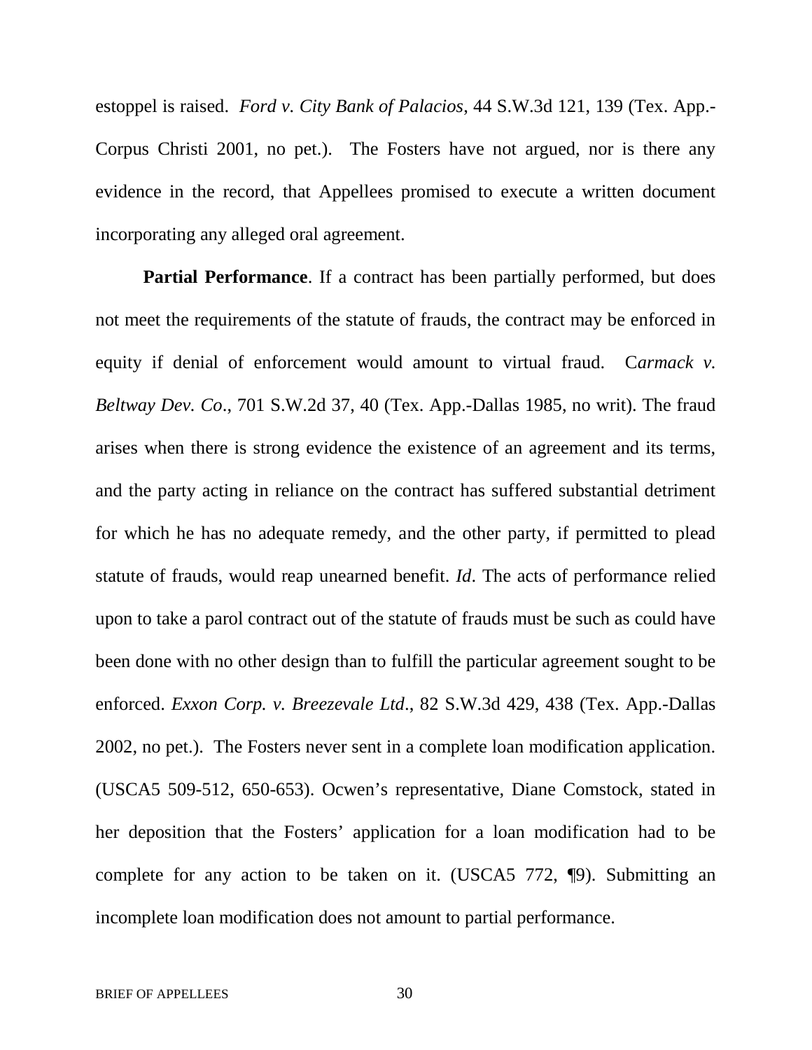estoppel is raised. *Ford v. City Bank of Palacios*, 44 S.W.3d 121, 139 (Tex. App.-Corpus Christi 2001, no pet.). The Fosters have not argued, nor is there any evidence in the record, that Appellees promised to execute a written document incorporating any alleged oral agreement.

**Partial Performance**. If a contract has been partially performed, but does not meet the requirements of the statute of frauds, the contract may be enforced in equity if denial of enforcement would amount to virtual fraud. C*armack v. Beltway Dev. Co*., 701 S.W.2d 37, 40 (Tex. App.-Dallas 1985, no writ). The fraud arises when there is strong evidence the existence of an agreement and its terms, and the party acting in reliance on the contract has suffered substantial detriment for which he has no adequate remedy, and the other party, if permitted to plead statute of frauds, would reap unearned benefit. *Id*. The acts of performance relied upon to take a parol contract out of the statute of frauds must be such as could have been done with no other design than to fulfill the particular agreement sought to be enforced. *Exxon Corp. v. Breezevale Ltd*., 82 S.W.3d 429, 438 (Tex. App.-Dallas 2002, no pet.). The Fosters never sent in a complete loan modification application. (USCA5 509-512, 650-653). Ocwen's representative, Diane Comstock, stated in her deposition that the Fosters' application for a loan modification had to be complete for any action to be taken on it. (USCA5 772, ¶9). Submitting an incomplete loan modification does not amount to partial performance.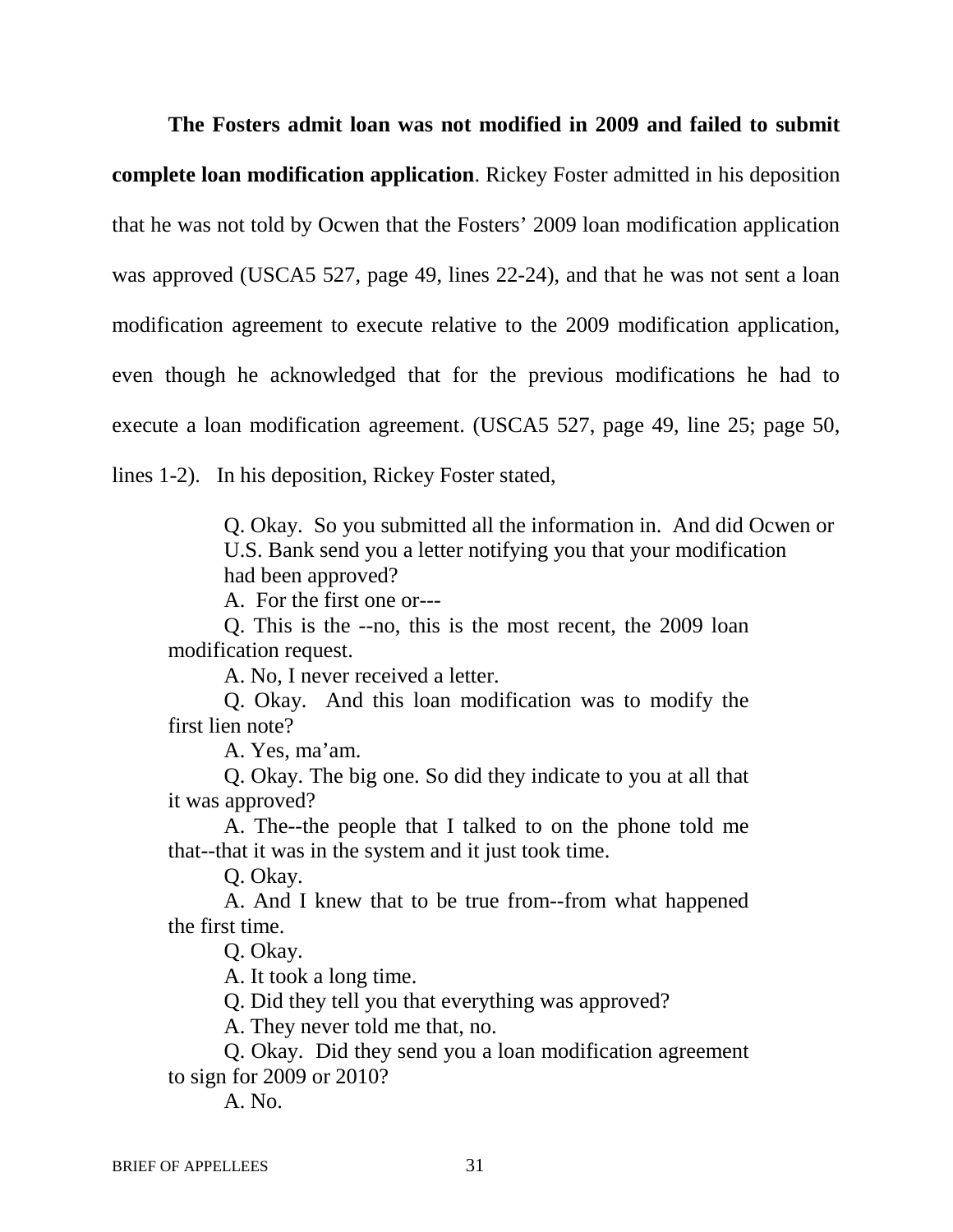**The Fosters admit loan was not modified in 2009 and failed to submit complete loan modification application**. Rickey Foster admitted in his deposition that he was not told by Ocwen that the Fosters' 2009 loan modification application was approved (USCA5 527, page 49, lines 22-24), and that he was not sent a loan modification agreement to execute relative to the 2009 modification application, even though he acknowledged that for the previous modifications he had to execute a loan modification agreement. (USCA5 527, page 49, line 25; page 50, lines 1-2). In his deposition, Rickey Foster stated,

> Q. Okay. So you submitted all the information in. And did Ocwen or U.S. Bank send you a letter notifying you that your modification had been approved?
>
> A. For the first one or---
>
> Q. This is the --no, this is the most recent, the 2009 loan modification request.
>
> A. No, I never received a letter.
>
> Q. Okay. And this loan modification was to modify the first lien note?
>
> A. Yes, ma'am.
>
> Q. Okay. The big one. So did they indicate to you at all that it was approved?
>
> A. The--the people that I talked to on the phone told me that--that it was in the system and it just took time.
>
> Q. Okay.
>
> A. And I knew that to be true from--from what happened the first time.
>
> Q. Okay.
>
> A. It took a long time.
>
> Q. Did they tell you that everything was approved?
>
> A. They never told me that, no.
>
> Q. Okay. Did they send you a loan modification agreement to sign for 2009 or 2010?
>
> A. No.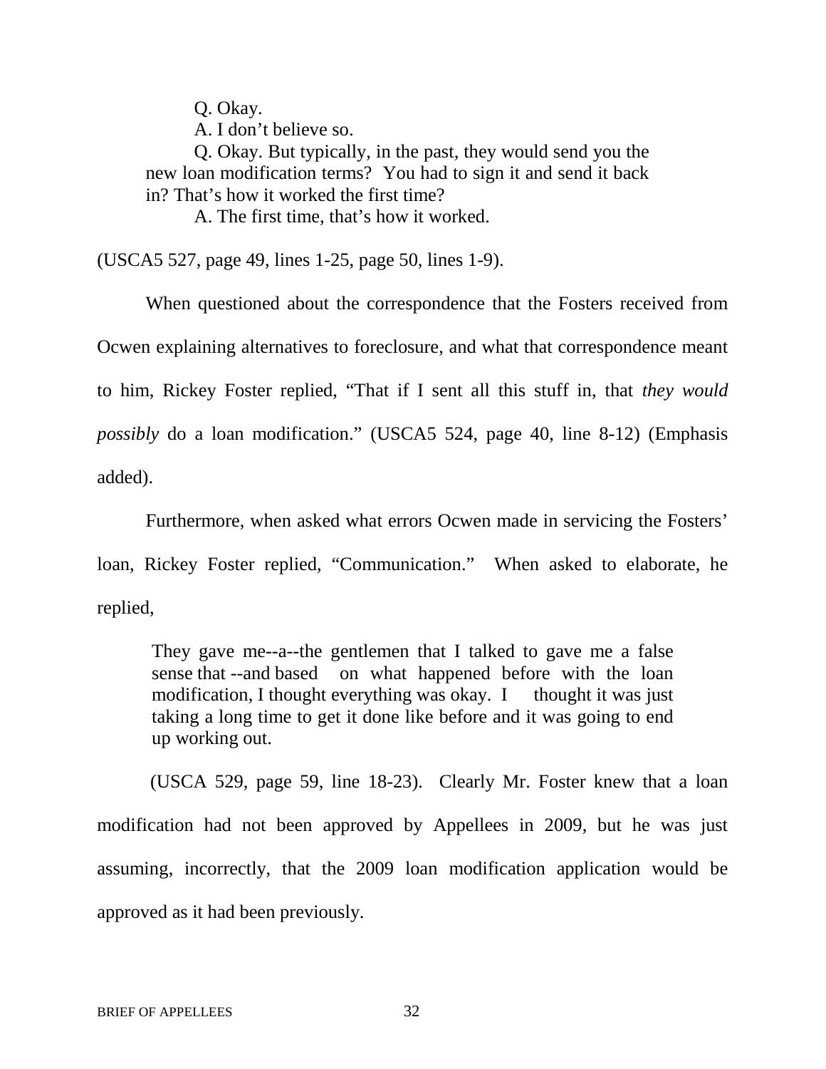> Q. Okay.
>
> A. I don't believe so.
>
> Q. Okay. But typically, in the past, they would send you the new loan modification terms? You had to sign it and send it back in? That's how it worked the first time?
>
> A. The first time, that's how it worked.

(USCA5 527, page 49, lines 1-25, page 50, lines 1-9).

When questioned about the correspondence that the Fosters received from Ocwen explaining alternatives to foreclosure, and what that correspondence meant to him, Rickey Foster replied, "That if I sent all this stuff in, that *they would possibly* do a loan modification." (USCA5 524, page 40, line 8-12) (Emphasis added).

Furthermore, when asked what errors Ocwen made in servicing the Fosters' loan, Rickey Foster replied, "Communication." When asked to elaborate, he replied,

> They gave me--a--the gentlemen that I talked to gave me a false sense that --and based on what happened before with the loan modification, I thought everything was okay. I thought it was just taking a long time to get it done like before and it was going to end up working out.

(USCA 529, page 59, line 18-23). Clearly Mr. Foster knew that a loan modification had not been approved by Appellees in 2009, but he was just assuming, incorrectly, that the 2009 loan modification application would be approved as it had been previously.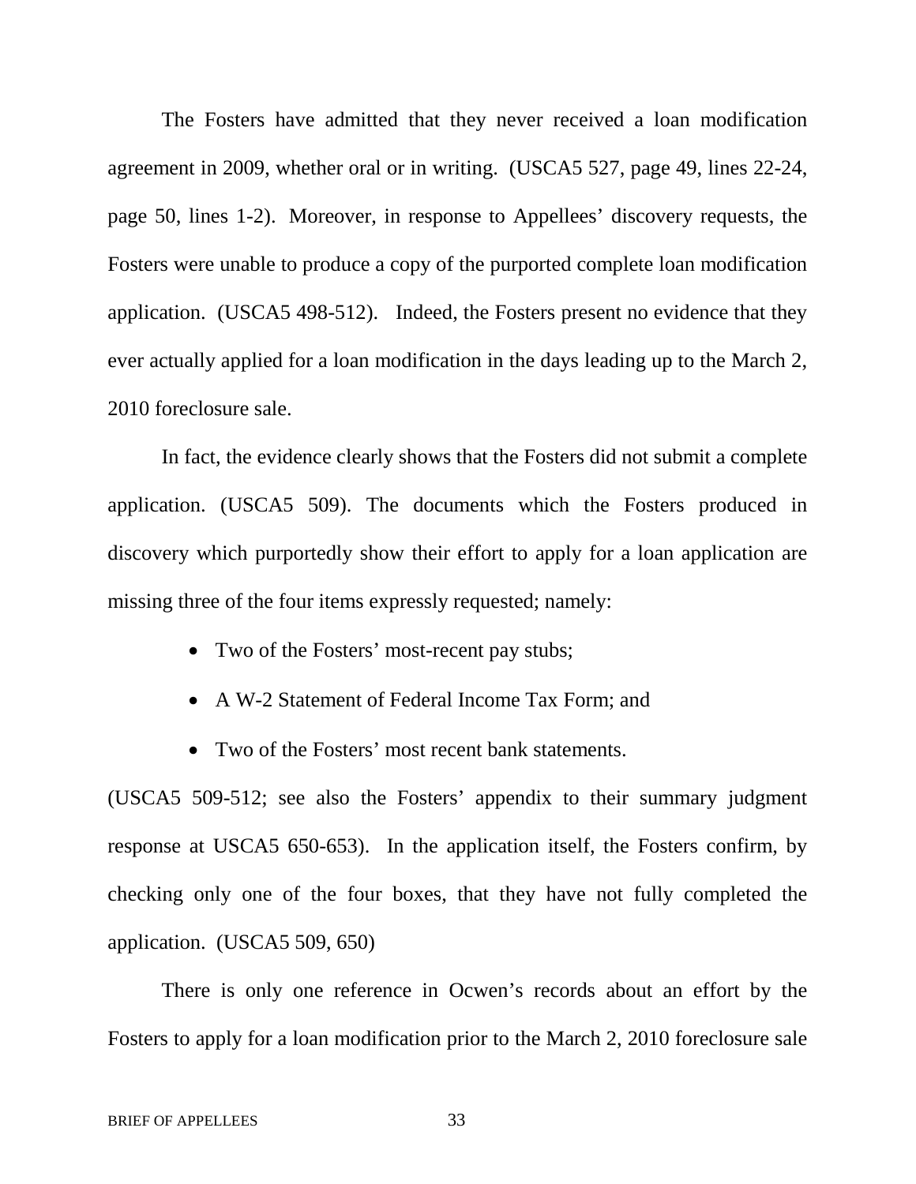The Fosters have admitted that they never received a loan modification agreement in 2009, whether oral or in writing. (USCA5 527, page 49, lines 22-24, page 50, lines 1-2). Moreover, in response to Appellees' discovery requests, the Fosters were unable to produce a copy of the purported complete loan modification application. (USCA5 498-512). Indeed, the Fosters present no evidence that they ever actually applied for a loan modification in the days leading up to the March 2, 2010 foreclosure sale.

In fact, the evidence clearly shows that the Fosters did not submit a complete application. (USCA5 509). The documents which the Fosters produced in discovery which purportedly show their effort to apply for a loan application are missing three of the four items expressly requested; namely:

- Two of the Fosters' most-recent pay stubs;
- A W-2 Statement of Federal Income Tax Form; and
- Two of the Fosters' most recent bank statements.

(USCA5 509-512; see also the Fosters' appendix to their summary judgment response at USCA5 650-653). In the application itself, the Fosters confirm, by checking only one of the four boxes, that they have not fully completed the application. (USCA5 509, 650)

There is only one reference in Ocwen's records about an effort by the Fosters to apply for a loan modification prior to the March 2, 2010 foreclosure sale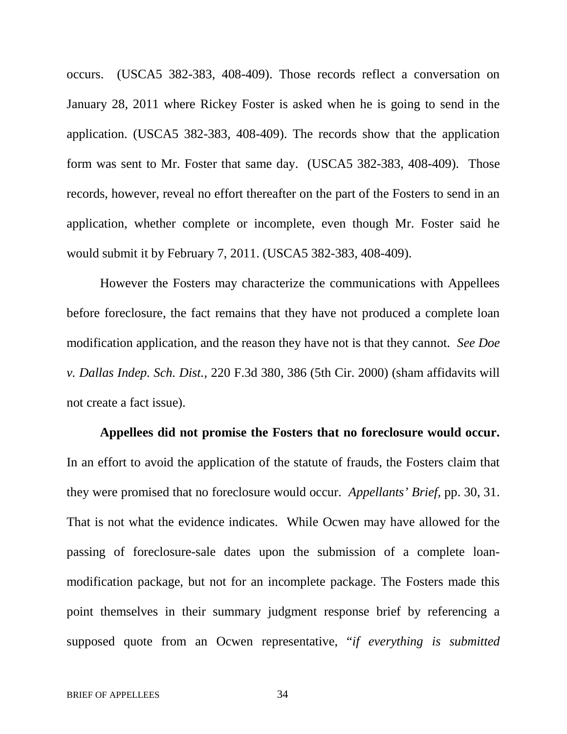occurs. (USCA5 382-383, 408-409). Those records reflect a conversation on January 28, 2011 where Rickey Foster is asked when he is going to send in the application. (USCA5 382-383, 408-409). The records show that the application form was sent to Mr. Foster that same day. (USCA5 382-383, 408-409). Those records, however, reveal no effort thereafter on the part of the Fosters to send in an application, whether complete or incomplete, even though Mr. Foster said he would submit it by February 7, 2011. (USCA5 382-383, 408-409).

However the Fosters may characterize the communications with Appellees before foreclosure, the fact remains that they have not produced a complete loan modification application, and the reason they have not is that they cannot. *See Doe v. Dallas Indep. Sch. Dist.*, 220 F.3d 380, 386 (5th Cir. 2000) (sham affidavits will not create a fact issue).

**Appellees did not promise the Fosters that no foreclosure would occur.** In an effort to avoid the application of the statute of frauds, the Fosters claim that they were promised that no foreclosure would occur. *Appellants' Brief*, pp. 30, 31. That is not what the evidence indicates. While Ocwen may have allowed for the passing of foreclosure-sale dates upon the submission of a complete loan-modification package, but not for an incomplete package. The Fosters made this point themselves in their summary judgment response brief by referencing a supposed quote from an Ocwen representative, "*if everything is submitted*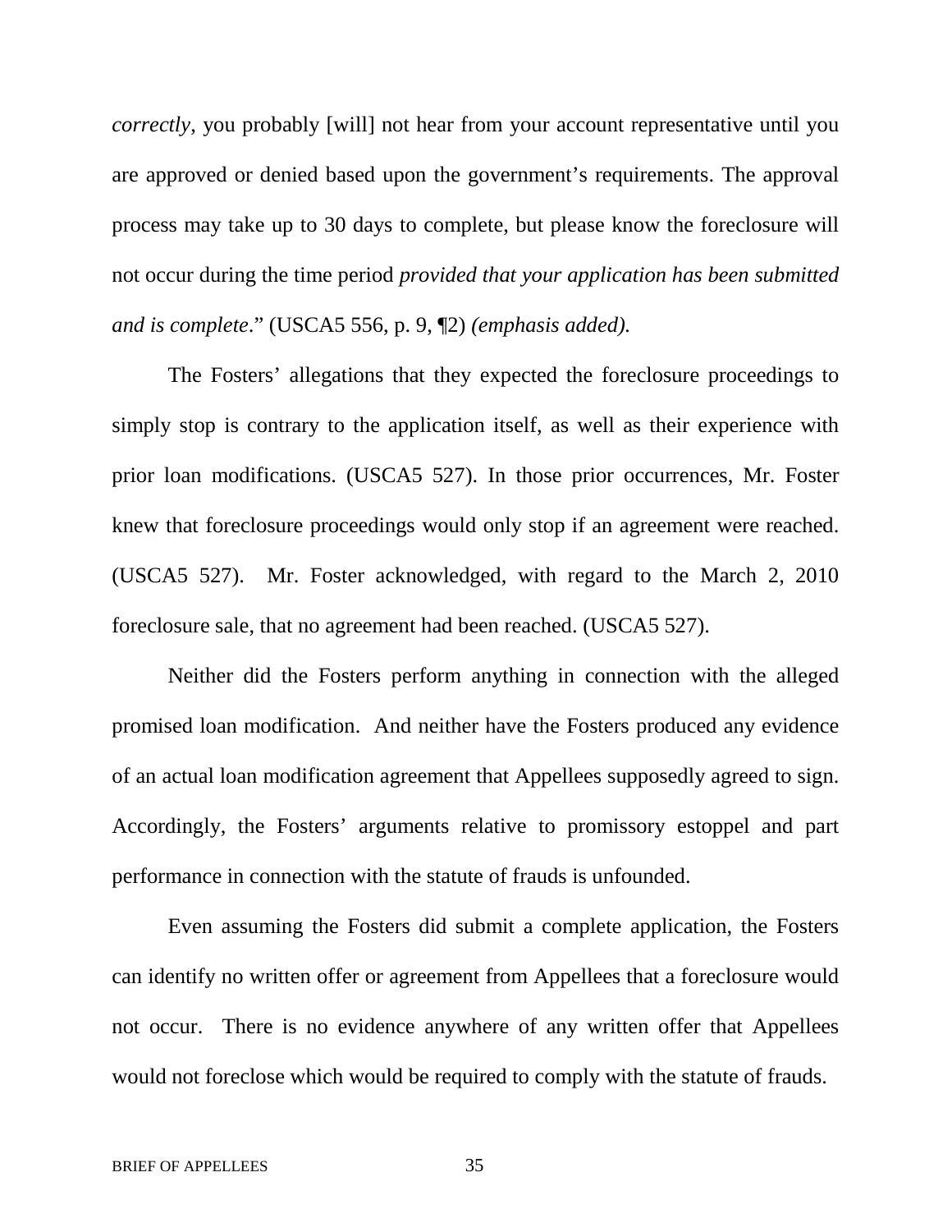*correctly*, you probably [will] not hear from your account representative until you are approved or denied based upon the government's requirements. The approval process may take up to 30 days to complete, but please know the foreclosure will not occur during the time period *provided that your application has been submitted and is complete*." (USCA5 556, p. 9, ¶2) *(emphasis added).*

The Fosters' allegations that they expected the foreclosure proceedings to simply stop is contrary to the application itself, as well as their experience with prior loan modifications. (USCA5 527). In those prior occurrences, Mr. Foster knew that foreclosure proceedings would only stop if an agreement were reached. (USCA5 527). Mr. Foster acknowledged, with regard to the March 2, 2010 foreclosure sale, that no agreement had been reached. (USCA5 527).

Neither did the Fosters perform anything in connection with the alleged promised loan modification. And neither have the Fosters produced any evidence of an actual loan modification agreement that Appellees supposedly agreed to sign. Accordingly, the Fosters' arguments relative to promissory estoppel and part performance in connection with the statute of frauds is unfounded.

Even assuming the Fosters did submit a complete application, the Fosters can identify no written offer or agreement from Appellees that a foreclosure would not occur. There is no evidence anywhere of any written offer that Appellees would not foreclose which would be required to comply with the statute of frauds.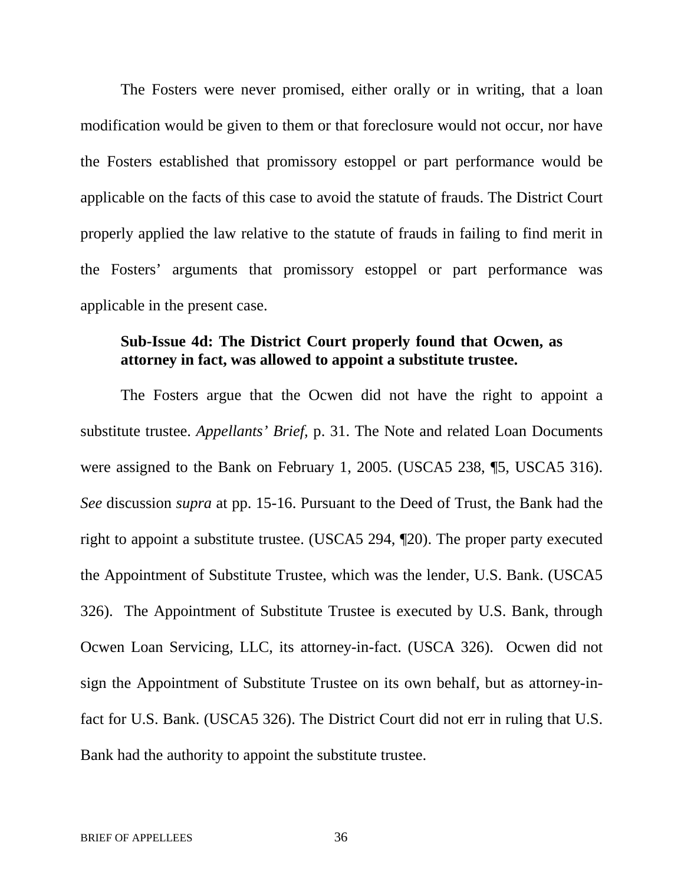The Fosters were never promised, either orally or in writing, that a loan modification would be given to them or that foreclosure would not occur, nor have the Fosters established that promissory estoppel or part performance would be applicable on the facts of this case to avoid the statute of frauds. The District Court properly applied the law relative to the statute of frauds in failing to find merit in the Fosters' arguments that promissory estoppel or part performance was applicable in the present case.

**Sub-Issue 4d: The District Court properly found that Ocwen, as attorney in fact, was allowed to appoint a substitute trustee.**

The Fosters argue that the Ocwen did not have the right to appoint a substitute trustee. *Appellants' Brief*, p. 31. The Note and related Loan Documents were assigned to the Bank on February 1, 2005. (USCA5 238, ¶5, USCA5 316). *See* discussion *supra* at pp. 15-16. Pursuant to the Deed of Trust, the Bank had the right to appoint a substitute trustee. (USCA5 294, ¶20). The proper party executed the Appointment of Substitute Trustee, which was the lender, U.S. Bank. (USCA5 326). The Appointment of Substitute Trustee is executed by U.S. Bank, through Ocwen Loan Servicing, LLC, its attorney-in-fact. (USCA 326). Ocwen did not sign the Appointment of Substitute Trustee on its own behalf, but as attorney-in-fact for U.S. Bank. (USCA5 326). The District Court did not err in ruling that U.S. Bank had the authority to appoint the substitute trustee.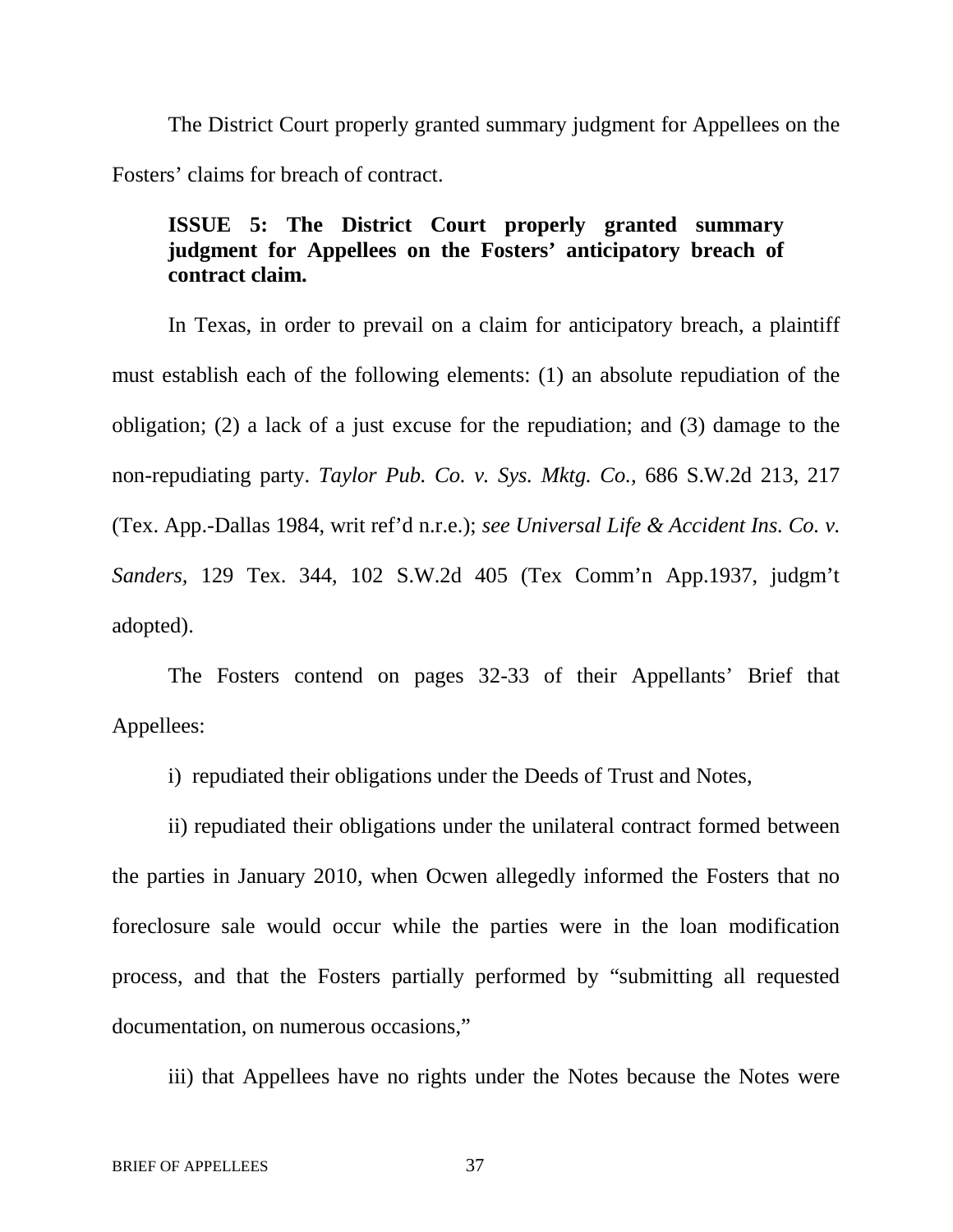The District Court properly granted summary judgment for Appellees on the Fosters' claims for breach of contract.

**ISSUE 5: The District Court properly granted summary judgment for Appellees on the Fosters' anticipatory breach of contract claim.**

In Texas, in order to prevail on a claim for anticipatory breach, a plaintiff must establish each of the following elements: (1) an absolute repudiation of the obligation; (2) a lack of a just excuse for the repudiation; and (3) damage to the non-repudiating party. *Taylor Pub. Co. v. Sys. Mktg. Co.*, 686 S.W.2d 213, 217 (Tex. App.-Dallas 1984, writ ref'd n.r.e.); *see Universal Life & Accident Ins. Co. v. Sanders*, 129 Tex. 344, 102 S.W.2d 405 (Tex Comm'n App.1937, judgm't adopted).

The Fosters contend on pages 32-33 of their Appellants' Brief that Appellees:

i) repudiated their obligations under the Deeds of Trust and Notes,

ii) repudiated their obligations under the unilateral contract formed between the parties in January 2010, when Ocwen allegedly informed the Fosters that no foreclosure sale would occur while the parties were in the loan modification process, and that the Fosters partially performed by "submitting all requested documentation, on numerous occasions,"

iii) that Appellees have no rights under the Notes because the Notes were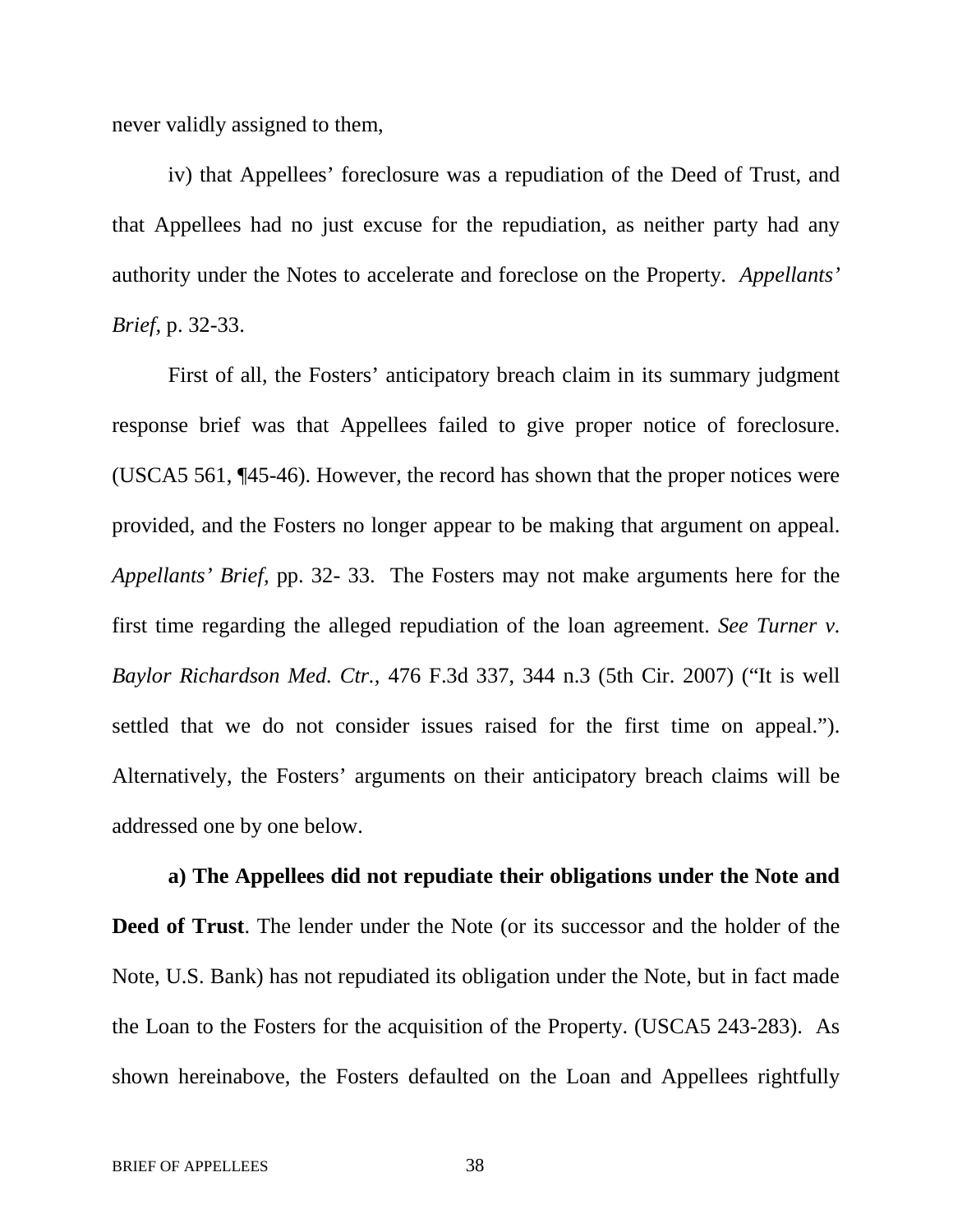never validly assigned to them,

iv) that Appellees' foreclosure was a repudiation of the Deed of Trust, and that Appellees had no just excuse for the repudiation, as neither party had any authority under the Notes to accelerate and foreclose on the Property. *Appellants' Brief,* p. 32-33.

First of all, the Fosters' anticipatory breach claim in its summary judgment response brief was that Appellees failed to give proper notice of foreclosure. (USCA5 561, ¶45-46). However, the record has shown that the proper notices were provided, and the Fosters no longer appear to be making that argument on appeal. *Appellants' Brief,* pp. 32- 33. The Fosters may not make arguments here for the first time regarding the alleged repudiation of the loan agreement. *See Turner v. Baylor Richardson Med. Ctr.,* 476 F.3d 337, 344 n.3 (5th Cir. 2007) ("It is well settled that we do not consider issues raised for the first time on appeal."). Alternatively, the Fosters' arguments on their anticipatory breach claims will be addressed one by one below.

**a) The Appellees did not repudiate their obligations under the Note and Deed of Trust**. The lender under the Note (or its successor and the holder of the Note, U.S. Bank) has not repudiated its obligation under the Note, but in fact made the Loan to the Fosters for the acquisition of the Property. (USCA5 243-283). As shown hereinabove, the Fosters defaulted on the Loan and Appellees rightfully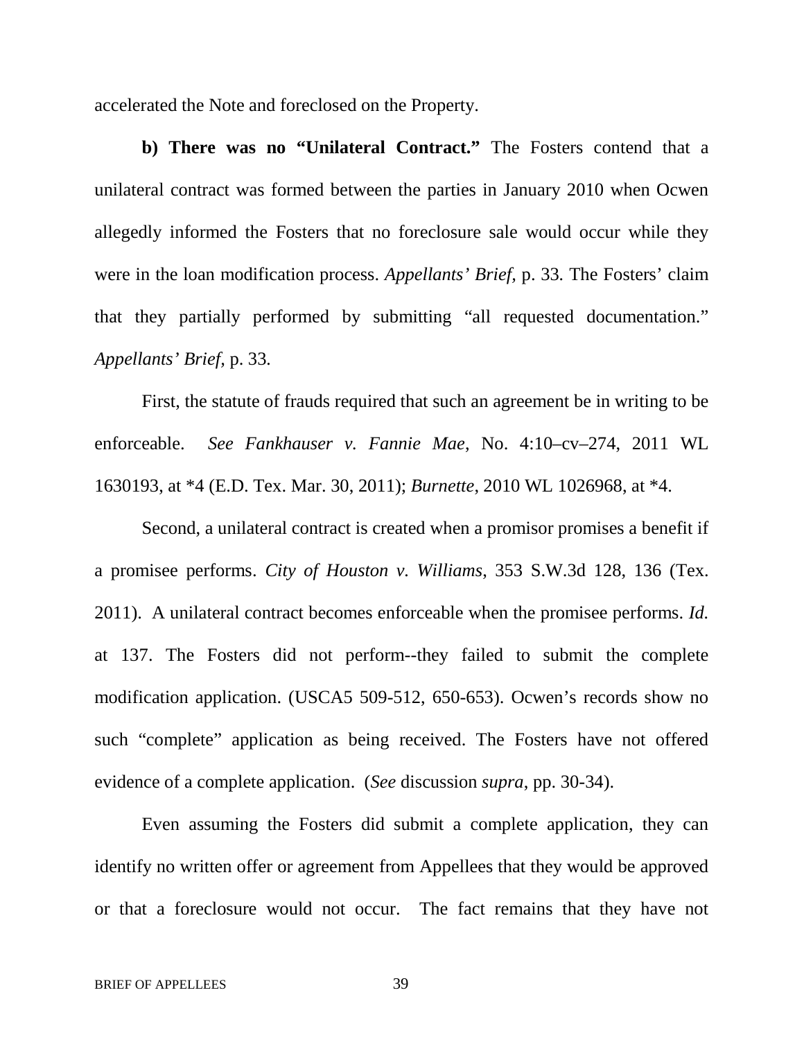accelerated the Note and foreclosed on the Property.

**b) There was no "Unilateral Contract."** The Fosters contend that a unilateral contract was formed between the parties in January 2010 when Ocwen allegedly informed the Fosters that no foreclosure sale would occur while they were in the loan modification process. *Appellants' Brief*, p. 33. The Fosters' claim that they partially performed by submitting "all requested documentation." *Appellants' Brief*, p. 33.

First, the statute of frauds required that such an agreement be in writing to be enforceable. *See Fankhauser v. Fannie Mae*, No. 4:10–cv–274, 2011 WL 1630193, at *4 (E.D. Tex. Mar. 30, 2011); *Burnette*, 2010 WL 1026968, at *4.

Second, a unilateral contract is created when a promisor promises a benefit if a promisee performs. *City of Houston v. Williams*, 353 S.W.3d 128, 136 (Tex. 2011). A unilateral contract becomes enforceable when the promisee performs. *Id.* at 137. The Fosters did not perform--they failed to submit the complete modification application. (USCA5 509-512, 650-653). Ocwen's records show no such "complete" application as being received. The Fosters have not offered evidence of a complete application. (*See* discussion *supra*, pp. 30-34).

Even assuming the Fosters did submit a complete application, they can identify no written offer or agreement from Appellees that they would be approved or that a foreclosure would not occur. The fact remains that they have not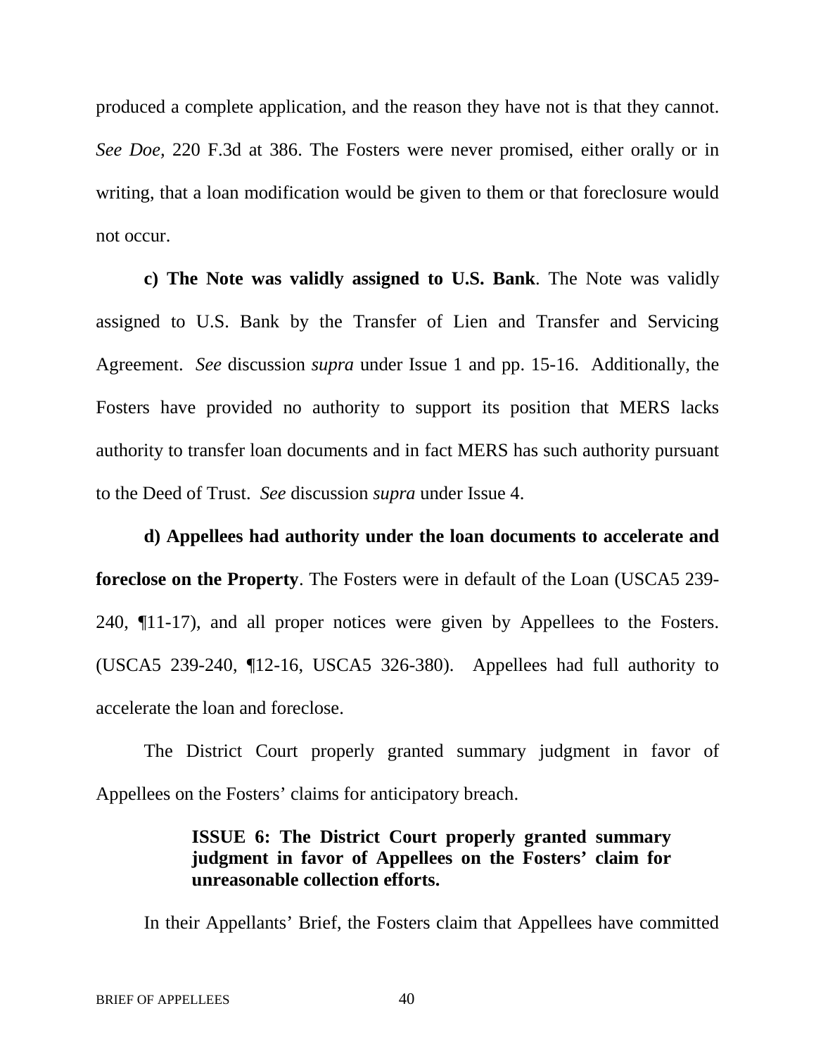produced a complete application, and the reason they have not is that they cannot. *See Doe*, 220 F.3d at 386. The Fosters were never promised, either orally or in writing, that a loan modification would be given to them or that foreclosure would not occur.

**c) The Note was validly assigned to U.S. Bank**. The Note was validly assigned to U.S. Bank by the Transfer of Lien and Transfer and Servicing Agreement. *See* discussion *supra* under Issue 1 and pp. 15-16. Additionally, the Fosters have provided no authority to support its position that MERS lacks authority to transfer loan documents and in fact MERS has such authority pursuant to the Deed of Trust. *See* discussion *supra* under Issue 4.

**d) Appellees had authority under the loan documents to accelerate and foreclose on the Property**. The Fosters were in default of the Loan (USCA5 239-240, ¶11-17), and all proper notices were given by Appellees to the Fosters. (USCA5 239-240, ¶12-16, USCA5 326-380). Appellees had full authority to accelerate the loan and foreclose.

The District Court properly granted summary judgment in favor of Appellees on the Fosters' claims for anticipatory breach.

### ISSUE 6: The District Court properly granted summary judgment in favor of Appellees on the Fosters' claim for unreasonable collection efforts.

In their Appellants' Brief, the Fosters claim that Appellees have committed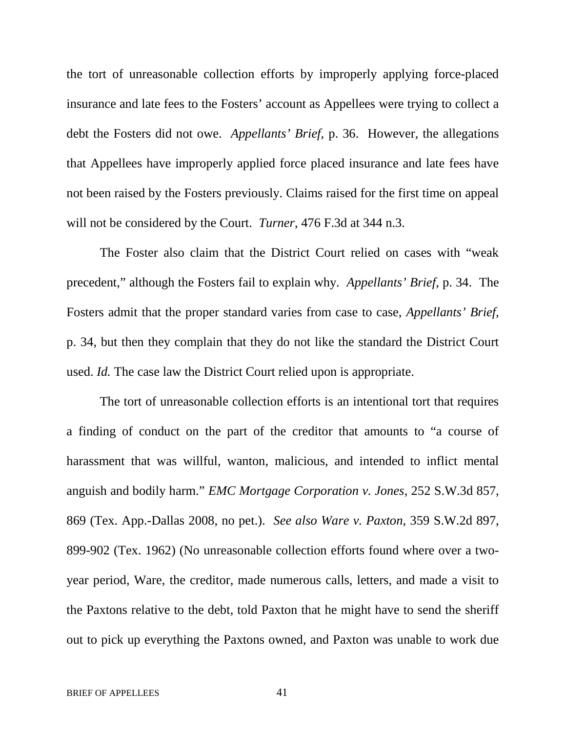the tort of unreasonable collection efforts by improperly applying force-placed insurance and late fees to the Fosters' account as Appellees were trying to collect a debt the Fosters did not owe. *Appellants' Brief*, p. 36. However, the allegations that Appellees have improperly applied force placed insurance and late fees have not been raised by the Fosters previously. Claims raised for the first time on appeal will not be considered by the Court. *Turner*, 476 F.3d at 344 n.3.

The Foster also claim that the District Court relied on cases with "weak precedent," although the Fosters fail to explain why. *Appellants' Brief*, p. 34. The Fosters admit that the proper standard varies from case to case, *Appellants' Brief*, p. 34, but then they complain that they do not like the standard the District Court used. *Id.* The case law the District Court relied upon is appropriate.

The tort of unreasonable collection efforts is an intentional tort that requires a finding of conduct on the part of the creditor that amounts to "a course of harassment that was willful, wanton, malicious, and intended to inflict mental anguish and bodily harm." *EMC Mortgage Corporation v. Jones*, 252 S.W.3d 857, 869 (Tex. App.-Dallas 2008, no pet.). *See also Ware v. Paxton*, 359 S.W.2d 897, 899-902 (Tex. 1962) (No unreasonable collection efforts found where over a two-year period, Ware, the creditor, made numerous calls, letters, and made a visit to the Paxtons relative to the debt, told Paxton that he might have to send the sheriff out to pick up everything the Paxtons owned, and Paxton was unable to work due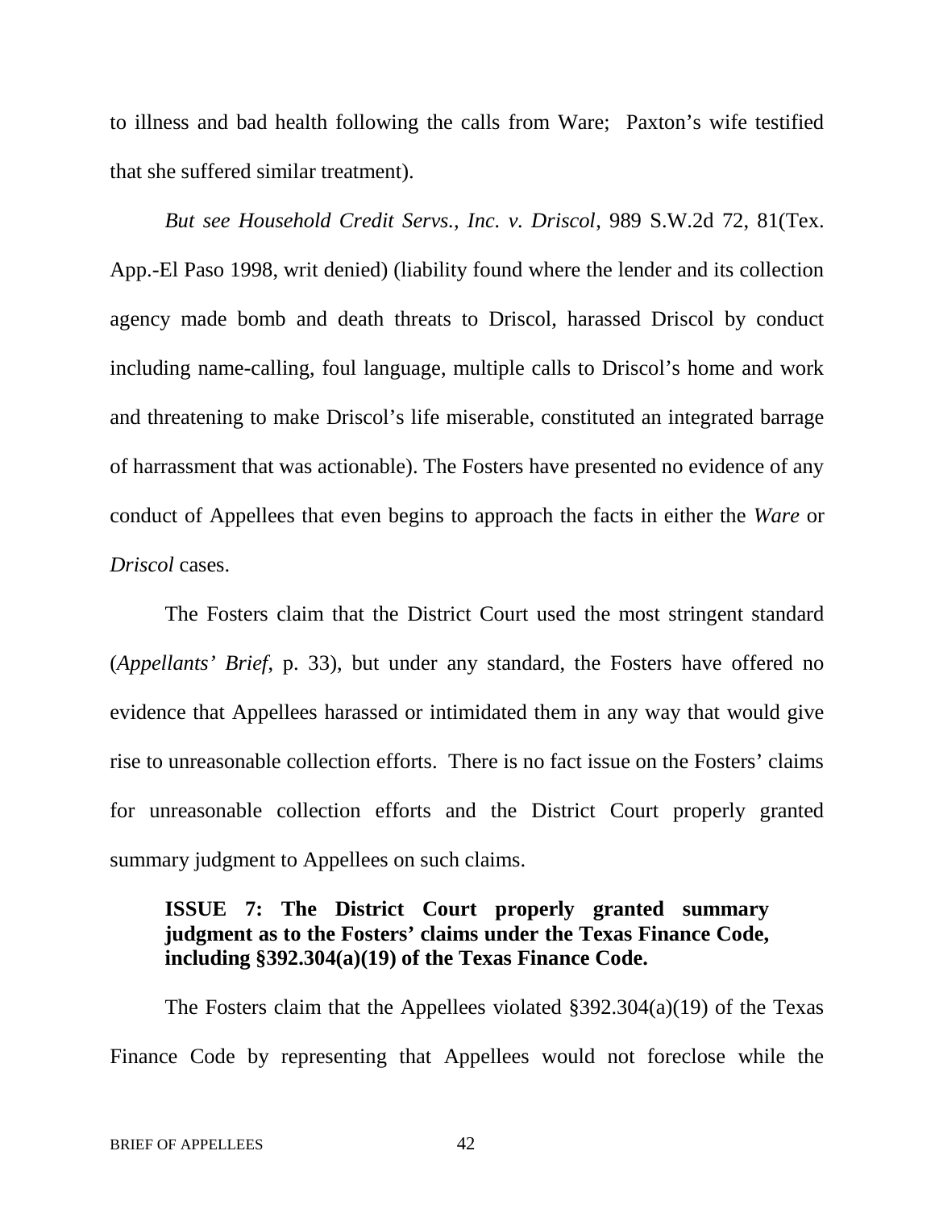to illness and bad health following the calls from Ware; Paxton's wife testified that she suffered similar treatment).

*But see Household Credit Servs., Inc. v. Driscol*, 989 S.W.2d 72, 81(Tex. App.-El Paso 1998, writ denied) (liability found where the lender and its collection agency made bomb and death threats to Driscol, harassed Driscol by conduct including name-calling, foul language, multiple calls to Driscol's home and work and threatening to make Driscol's life miserable, constituted an integrated barrage of harrassment that was actionable). The Fosters have presented no evidence of any conduct of Appellees that even begins to approach the facts in either the *Ware* or *Driscol* cases.

The Fosters claim that the District Court used the most stringent standard (*Appellants' Brief*, p. 33), but under any standard, the Fosters have offered no evidence that Appellees harassed or intimidated them in any way that would give rise to unreasonable collection efforts. There is no fact issue on the Fosters' claims for unreasonable collection efforts and the District Court properly granted summary judgment to Appellees on such claims.

**ISSUE 7: The District Court properly granted summary judgment as to the Fosters' claims under the Texas Finance Code, including §392.304(a)(19) of the Texas Finance Code.**

The Fosters claim that the Appellees violated §392.304(a)(19) of the Texas Finance Code by representing that Appellees would not foreclose while the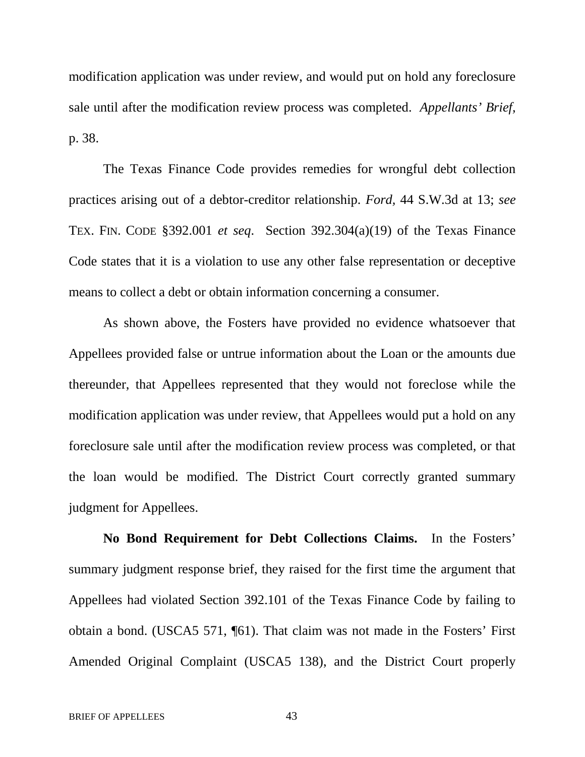modification application was under review, and would put on hold any foreclosure sale until after the modification review process was completed. *Appellants' Brief*, p. 38.

The Texas Finance Code provides remedies for wrongful debt collection practices arising out of a debtor-creditor relationship. *Ford*, 44 S.W.3d at 13; *see* TEX. FIN. CODE §392.001 *et seq*. Section 392.304(a)(19) of the Texas Finance Code states that it is a violation to use any other false representation or deceptive means to collect a debt or obtain information concerning a consumer.

As shown above, the Fosters have provided no evidence whatsoever that Appellees provided false or untrue information about the Loan or the amounts due thereunder, that Appellees represented that they would not foreclose while the modification application was under review, that Appellees would put a hold on any foreclosure sale until after the modification review process was completed, or that the loan would be modified. The District Court correctly granted summary judgment for Appellees.

**No Bond Requirement for Debt Collections Claims.** In the Fosters' summary judgment response brief, they raised for the first time the argument that Appellees had violated Section 392.101 of the Texas Finance Code by failing to obtain a bond. (USCA5 571, ¶61). That claim was not made in the Fosters' First Amended Original Complaint (USCA5 138), and the District Court properly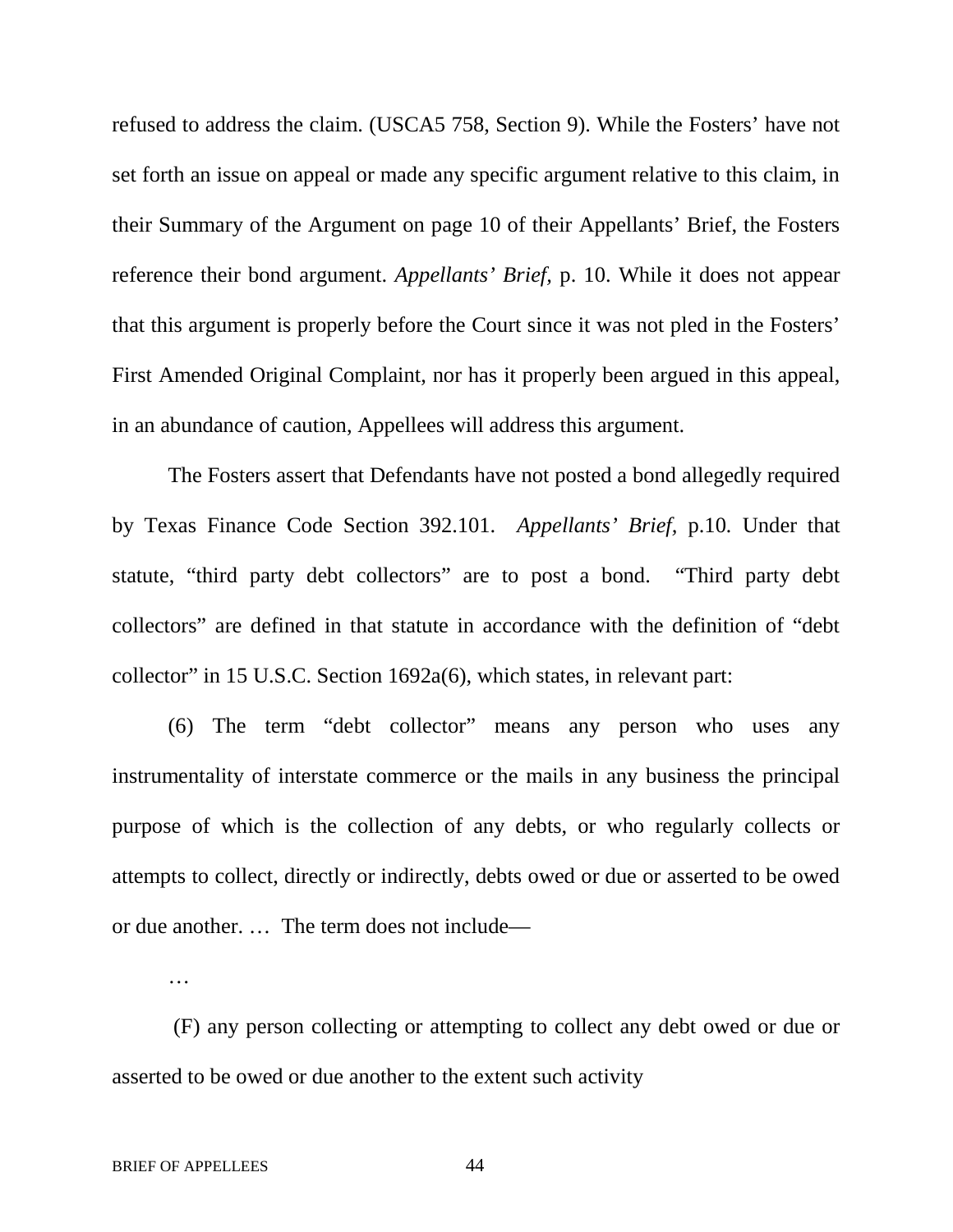refused to address the claim. (USCA5 758, Section 9). While the Fosters' have not set forth an issue on appeal or made any specific argument relative to this claim, in their Summary of the Argument on page 10 of their Appellants' Brief, the Fosters reference their bond argument. *Appellants' Brief,* p. 10. While it does not appear that this argument is properly before the Court since it was not pled in the Fosters' First Amended Original Complaint, nor has it properly been argued in this appeal, in an abundance of caution, Appellees will address this argument.

The Fosters assert that Defendants have not posted a bond allegedly required by Texas Finance Code Section 392.101. *Appellants' Brief,* p.10. Under that statute, "third party debt collectors" are to post a bond. "Third party debt collectors" are defined in that statute in accordance with the definition of "debt collector" in 15 U.S.C. Section 1692a(6), which states, in relevant part:

(6) The term "debt collector" means any person who uses any instrumentality of interstate commerce or the mails in any business the principal purpose of which is the collection of any debts, or who regularly collects or attempts to collect, directly or indirectly, debts owed or due or asserted to be owed or due another. … The term does not include—

…

(F) any person collecting or attempting to collect any debt owed or due or asserted to be owed or due another to the extent such activity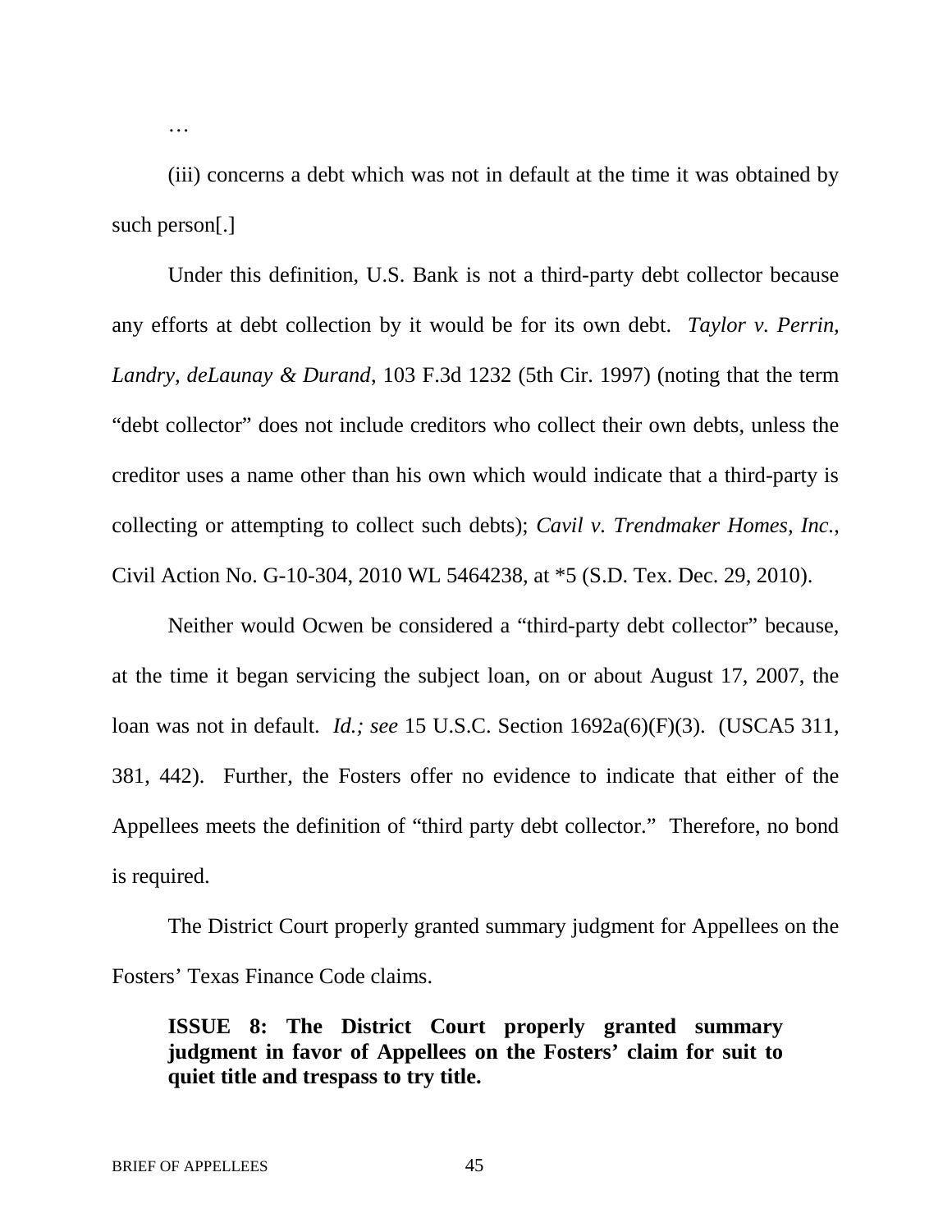…

(iii) concerns a debt which was not in default at the time it was obtained by such person[.]

Under this definition, U.S. Bank is not a third-party debt collector because any efforts at debt collection by it would be for its own debt. *Taylor v. Perrin, Landry, deLaunay & Durand*, 103 F.3d 1232 (5th Cir. 1997) (noting that the term "debt collector" does not include creditors who collect their own debts, unless the creditor uses a name other than his own which would indicate that a third-party is collecting or attempting to collect such debts); *Cavil v. Trendmaker Homes, Inc.*, Civil Action No. G-10-304, 2010 WL 5464238, at *5 (S.D. Tex. Dec. 29, 2010).

Neither would Ocwen be considered a "third-party debt collector" because, at the time it began servicing the subject loan, on or about August 17, 2007, the loan was not in default. *Id.; see* 15 U.S.C. Section 1692a(6)(F)(3). (USCA5 311, 381, 442). Further, the Fosters offer no evidence to indicate that either of the Appellees meets the definition of "third party debt collector." Therefore, no bond is required.

The District Court properly granted summary judgment for Appellees on the Fosters' Texas Finance Code claims.

**ISSUE 8: The District Court properly granted summary judgment in favor of Appellees on the Fosters' claim for suit to quiet title and trespass to try title.**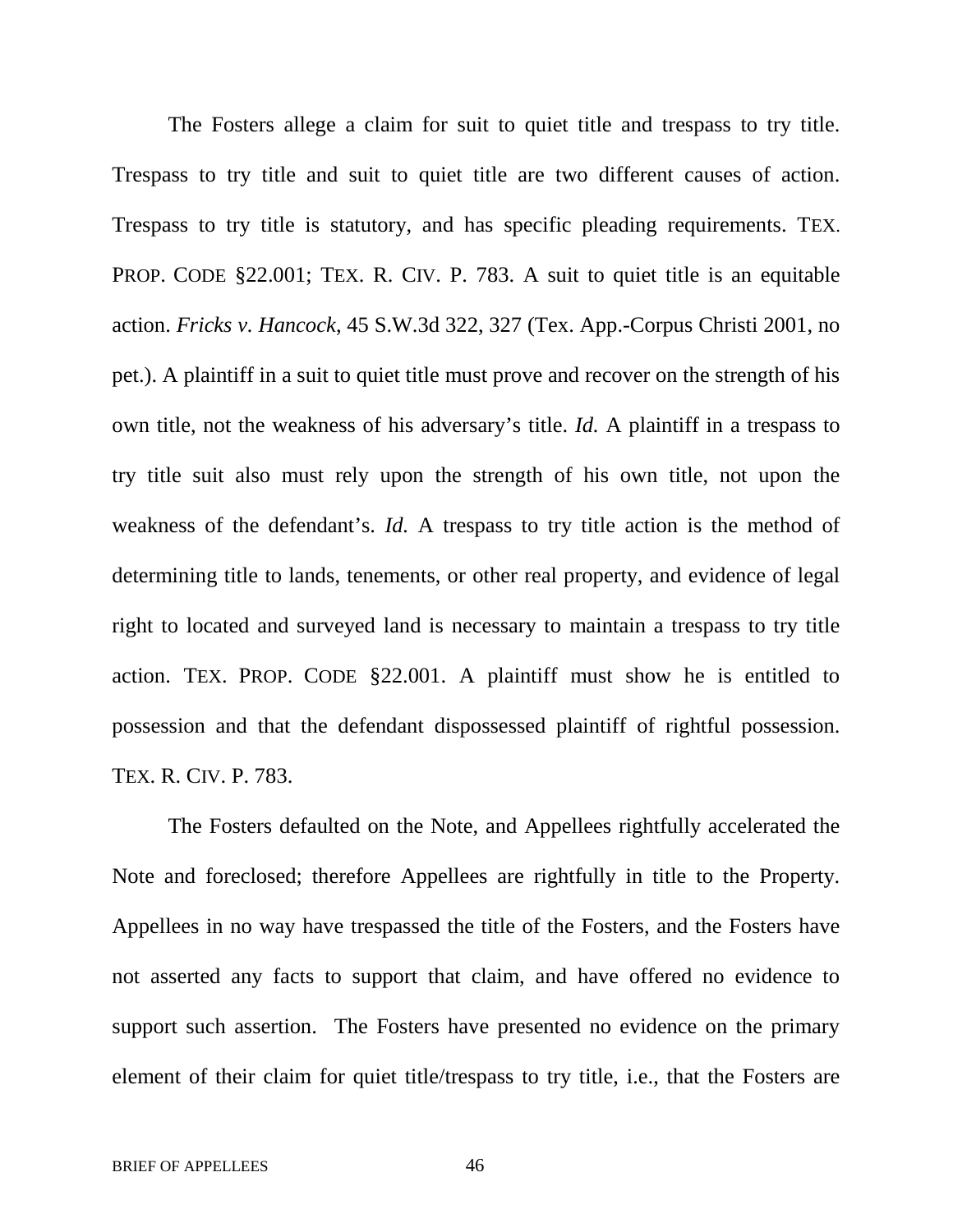The Fosters allege a claim for suit to quiet title and trespass to try title. Trespass to try title and suit to quiet title are two different causes of action. Trespass to try title is statutory, and has specific pleading requirements. TEX. PROP. CODE §22.001; TEX. R. CIV. P. 783. A suit to quiet title is an equitable action. *Fricks v. Hancock*, 45 S.W.3d 322, 327 (Tex. App.-Corpus Christi 2001, no pet.). A plaintiff in a suit to quiet title must prove and recover on the strength of his own title, not the weakness of his adversary's title. *Id.* A plaintiff in a trespass to try title suit also must rely upon the strength of his own title, not upon the weakness of the defendant's. *Id.* A trespass to try title action is the method of determining title to lands, tenements, or other real property, and evidence of legal right to located and surveyed land is necessary to maintain a trespass to try title action. TEX. PROP. CODE §22.001. A plaintiff must show he is entitled to possession and that the defendant dispossessed plaintiff of rightful possession. TEX. R. CIV. P. 783.

The Fosters defaulted on the Note, and Appellees rightfully accelerated the Note and foreclosed; therefore Appellees are rightfully in title to the Property. Appellees in no way have trespassed the title of the Fosters, and the Fosters have not asserted any facts to support that claim, and have offered no evidence to support such assertion. The Fosters have presented no evidence on the primary element of their claim for quiet title/trespass to try title, i.e., that the Fosters are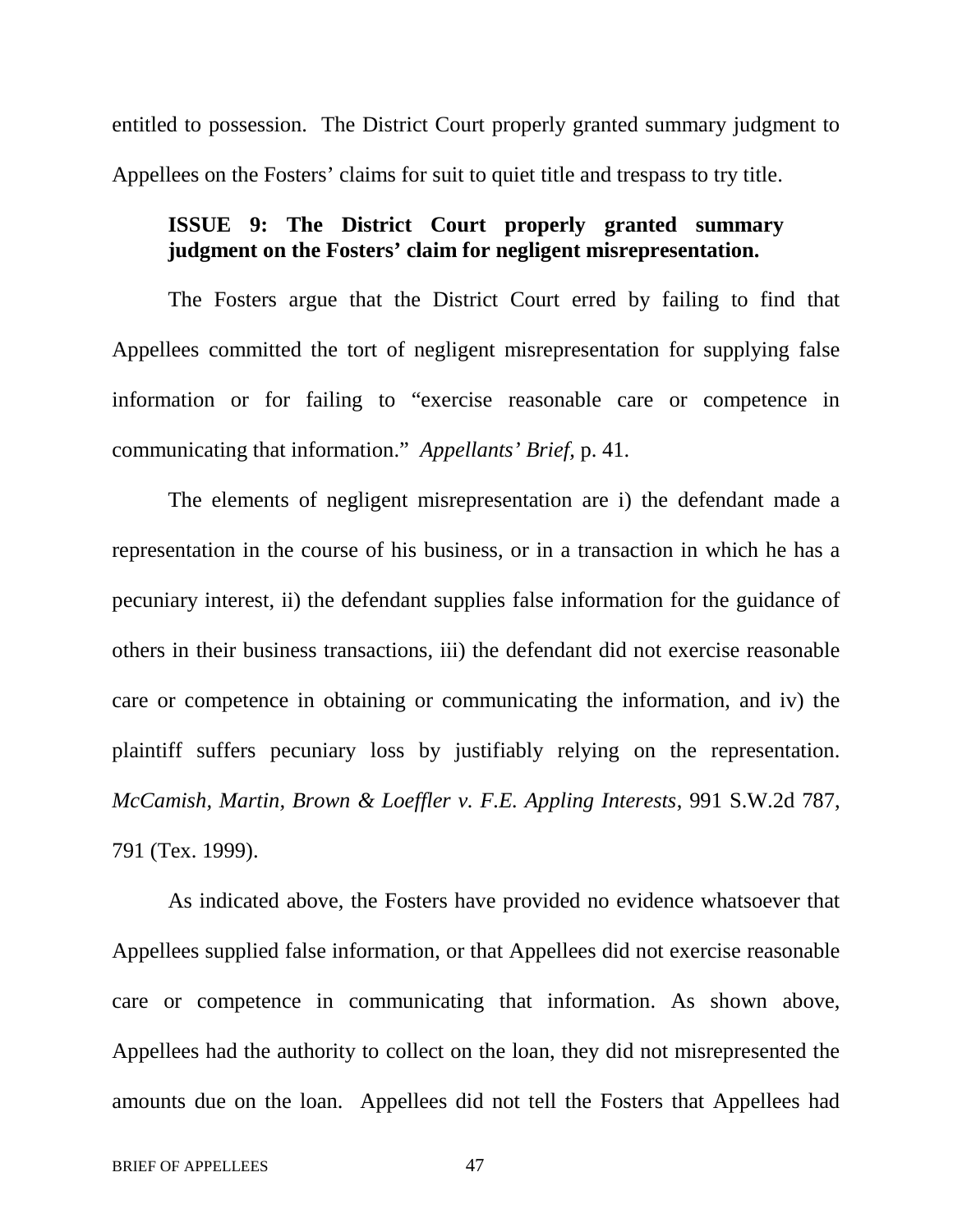entitled to possession. The District Court properly granted summary judgment to Appellees on the Fosters' claims for suit to quiet title and trespass to try title.

**ISSUE 9: The District Court properly granted summary judgment on the Fosters' claim for negligent misrepresentation.**

The Fosters argue that the District Court erred by failing to find that Appellees committed the tort of negligent misrepresentation for supplying false information or for failing to "exercise reasonable care or competence in communicating that information." *Appellants' Brief*, p. 41.

The elements of negligent misrepresentation are i) the defendant made a representation in the course of his business, or in a transaction in which he has a pecuniary interest, ii) the defendant supplies false information for the guidance of others in their business transactions, iii) the defendant did not exercise reasonable care or competence in obtaining or communicating the information, and iv) the plaintiff suffers pecuniary loss by justifiably relying on the representation. *McCamish, Martin, Brown & Loeffler v. F.E. Appling Interests*, 991 S.W.2d 787, 791 (Tex. 1999).

As indicated above, the Fosters have provided no evidence whatsoever that Appellees supplied false information, or that Appellees did not exercise reasonable care or competence in communicating that information. As shown above, Appellees had the authority to collect on the loan, they did not misrepresented the amounts due on the loan. Appellees did not tell the Fosters that Appellees had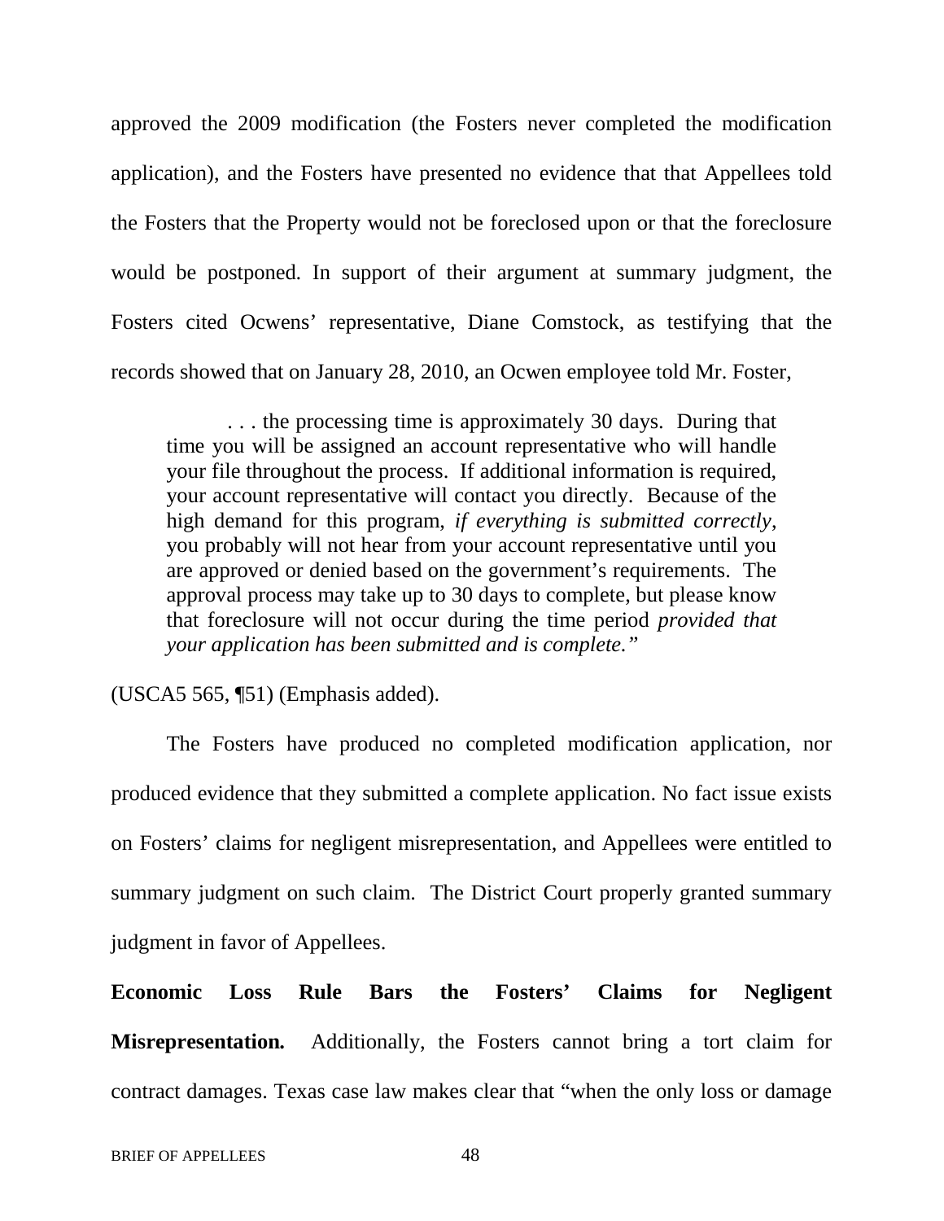approved the 2009 modification (the Fosters never completed the modification application), and the Fosters have presented no evidence that that Appellees told the Fosters that the Property would not be foreclosed upon or that the foreclosure would be postponed. In support of their argument at summary judgment, the Fosters cited Ocwens' representative, Diane Comstock, as testifying that the records showed that on January 28, 2010, an Ocwen employee told Mr. Foster,

> . . . the processing time is approximately 30 days. During that time you will be assigned an account representative who will handle your file throughout the process. If additional information is required, your account representative will contact you directly. Because of the high demand for this program, *if everything is submitted correctly*, you probably will not hear from your account representative until you are approved or denied based on the government's requirements. The approval process may take up to 30 days to complete, but please know that foreclosure will not occur during the time period *provided that your application has been submitted and is complete."*

(USCA5 565, ¶51) (Emphasis added).

The Fosters have produced no completed modification application, nor produced evidence that they submitted a complete application. No fact issue exists on Fosters' claims for negligent misrepresentation, and Appellees were entitled to summary judgment on such claim. The District Court properly granted summary judgment in favor of Appellees.

**Economic Loss Rule Bars the Fosters' Claims for Negligent Misrepresentation.** Additionally, the Fosters cannot bring a tort claim for contract damages. Texas case law makes clear that "when the only loss or damage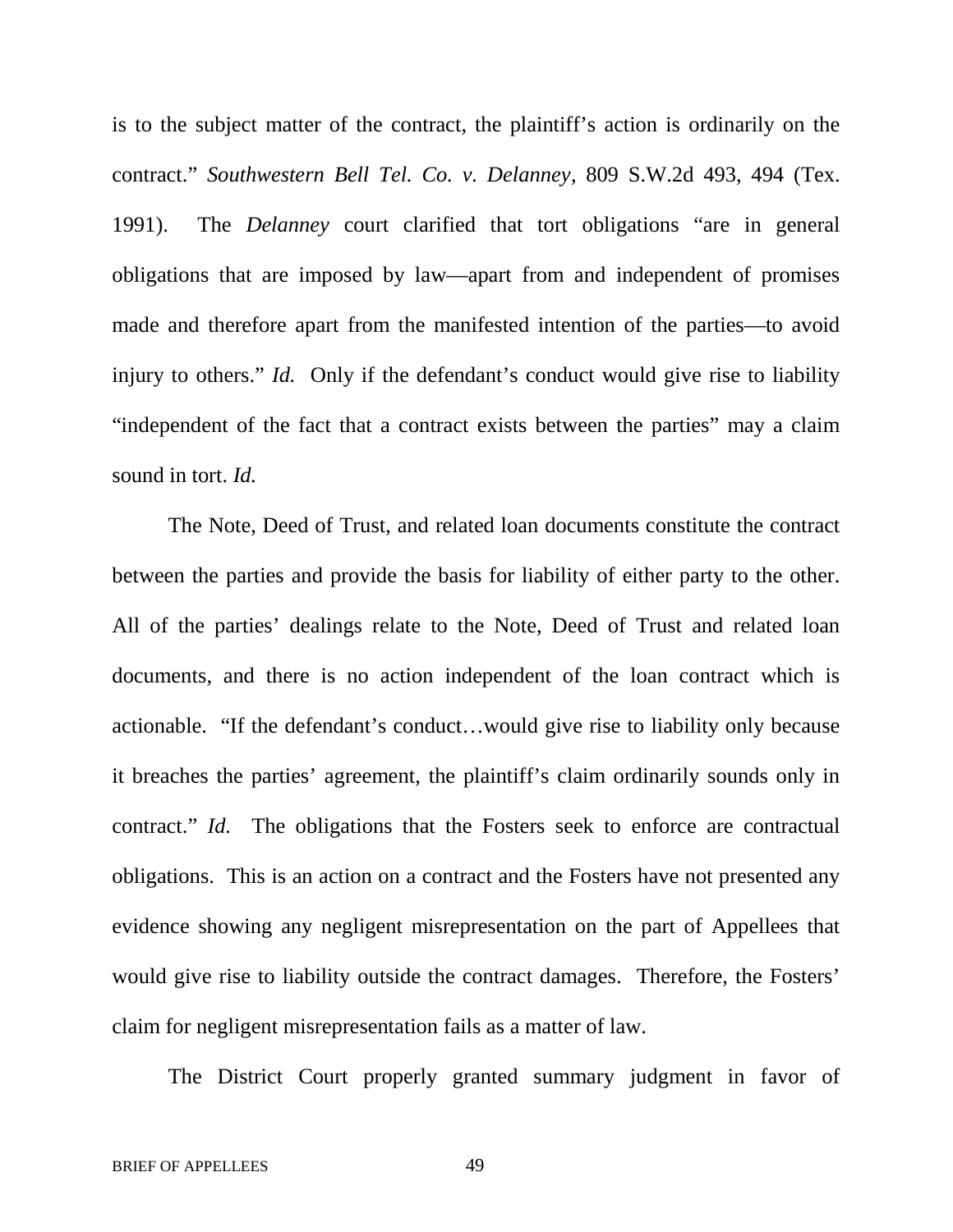is to the subject matter of the contract, the plaintiff's action is ordinarily on the contract." *Southwestern Bell Tel. Co. v. Delanney*, 809 S.W.2d 493, 494 (Tex. 1991). The *Delanney* court clarified that tort obligations "are in general obligations that are imposed by law—apart from and independent of promises made and therefore apart from the manifested intention of the parties—to avoid injury to others." *Id.* Only if the defendant's conduct would give rise to liability "independent of the fact that a contract exists between the parties" may a claim sound in tort. *Id.*

The Note, Deed of Trust, and related loan documents constitute the contract between the parties and provide the basis for liability of either party to the other. All of the parties' dealings relate to the Note, Deed of Trust and related loan documents, and there is no action independent of the loan contract which is actionable. "If the defendant's conduct…would give rise to liability only because it breaches the parties' agreement, the plaintiff's claim ordinarily sounds only in contract." *Id.* The obligations that the Fosters seek to enforce are contractual obligations. This is an action on a contract and the Fosters have not presented any evidence showing any negligent misrepresentation on the part of Appellees that would give rise to liability outside the contract damages. Therefore, the Fosters' claim for negligent misrepresentation fails as a matter of law.

The District Court properly granted summary judgment in favor of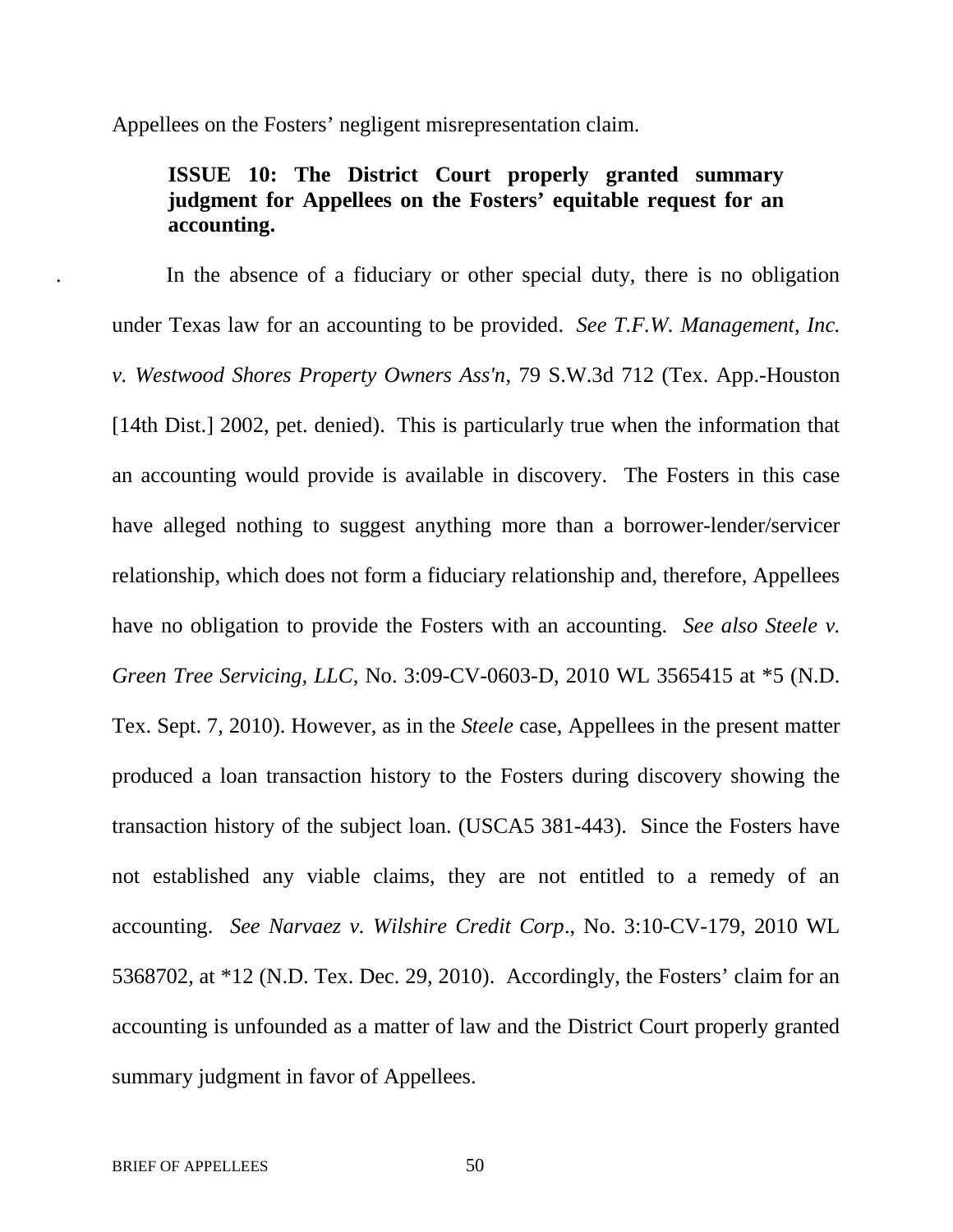Appellees on the Fosters' negligent misrepresentation claim.

**ISSUE 10: The District Court properly granted summary judgment for Appellees on the Fosters' equitable request for an accounting.**

. In the absence of a fiduciary or other special duty, there is no obligation under Texas law for an accounting to be provided. *See T.F.W. Management, Inc. v. Westwood Shores Property Owners Ass'n*, 79 S.W.3d 712 (Tex. App.-Houston [14th Dist.] 2002, pet. denied). This is particularly true when the information that an accounting would provide is available in discovery. The Fosters in this case have alleged nothing to suggest anything more than a borrower-lender/servicer relationship, which does not form a fiduciary relationship and, therefore, Appellees have no obligation to provide the Fosters with an accounting. *See also Steele v. Green Tree Servicing, LLC*, No. 3:09-CV-0603-D, 2010 WL 3565415 at *5 (N.D. Tex. Sept. 7, 2010). However, as in the *Steele* case, Appellees in the present matter produced a loan transaction history to the Fosters during discovery showing the transaction history of the subject loan. (USCA5 381-443). Since the Fosters have not established any viable claims, they are not entitled to a remedy of an accounting. *See Narvaez v. Wilshire Credit Corp*., No. 3:10-CV-179, 2010 WL 5368702, at *12 (N.D. Tex. Dec. 29, 2010). Accordingly, the Fosters' claim for an accounting is unfounded as a matter of law and the District Court properly granted summary judgment in favor of Appellees.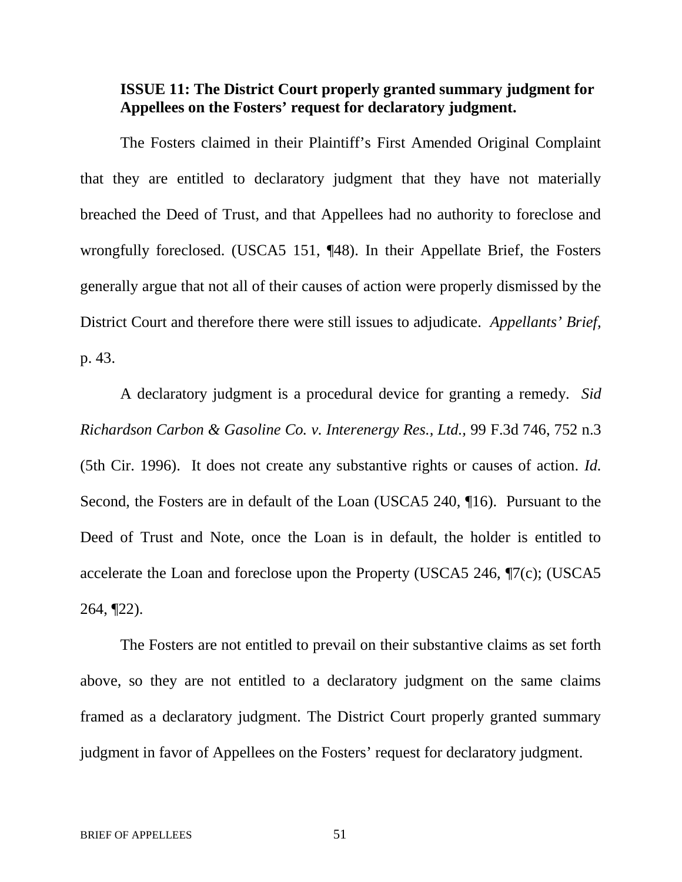**ISSUE 11: The District Court properly granted summary judgment for Appellees on the Fosters' request for declaratory judgment.**

The Fosters claimed in their Plaintiff's First Amended Original Complaint that they are entitled to declaratory judgment that they have not materially breached the Deed of Trust, and that Appellees had no authority to foreclose and wrongfully foreclosed. (USCA5 151, ¶48). In their Appellate Brief, the Fosters generally argue that not all of their causes of action were properly dismissed by the District Court and therefore there were still issues to adjudicate. *Appellants' Brief*, p. 43.

A declaratory judgment is a procedural device for granting a remedy. *Sid Richardson Carbon & Gasoline Co. v. Interenergy Res., Ltd.,* 99 F.3d 746, 752 n.3 (5th Cir. 1996). It does not create any substantive rights or causes of action. *Id.* Second, the Fosters are in default of the Loan (USCA5 240, ¶16). Pursuant to the Deed of Trust and Note, once the Loan is in default, the holder is entitled to accelerate the Loan and foreclose upon the Property (USCA5 246, ¶7(c); (USCA5 264, ¶22).

The Fosters are not entitled to prevail on their substantive claims as set forth above, so they are not entitled to a declaratory judgment on the same claims framed as a declaratory judgment. The District Court properly granted summary judgment in favor of Appellees on the Fosters' request for declaratory judgment.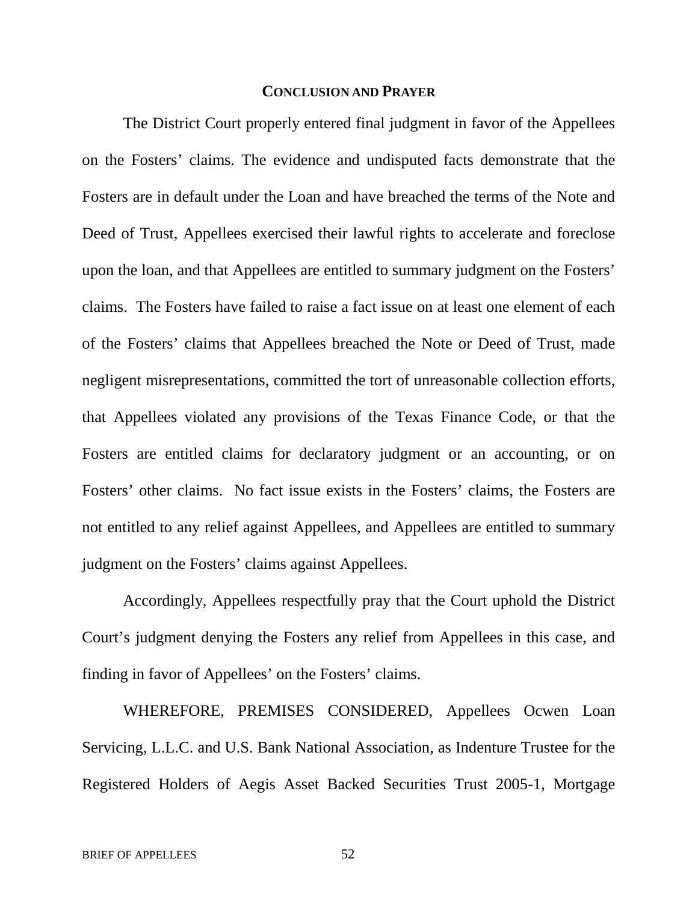## CONCLUSION AND PRAYER

The District Court properly entered final judgment in favor of the Appellees on the Fosters' claims. The evidence and undisputed facts demonstrate that the Fosters are in default under the Loan and have breached the terms of the Note and Deed of Trust, Appellees exercised their lawful rights to accelerate and foreclose upon the loan, and that Appellees are entitled to summary judgment on the Fosters' claims. The Fosters have failed to raise a fact issue on at least one element of each of the Fosters' claims that Appellees breached the Note or Deed of Trust, made negligent misrepresentations, committed the tort of unreasonable collection efforts, that Appellees violated any provisions of the Texas Finance Code, or that the Fosters are entitled claims for declaratory judgment or an accounting, or on Fosters' other claims. No fact issue exists in the Fosters' claims, the Fosters are not entitled to any relief against Appellees, and Appellees are entitled to summary judgment on the Fosters' claims against Appellees.

Accordingly, Appellees respectfully pray that the Court uphold the District Court's judgment denying the Fosters any relief from Appellees in this case, and finding in favor of Appellees' on the Fosters' claims.

WHEREFORE, PREMISES CONSIDERED, Appellees Ocwen Loan Servicing, L.L.C. and U.S. Bank National Association, as Indenture Trustee for the Registered Holders of Aegis Asset Backed Securities Trust 2005-1, Mortgage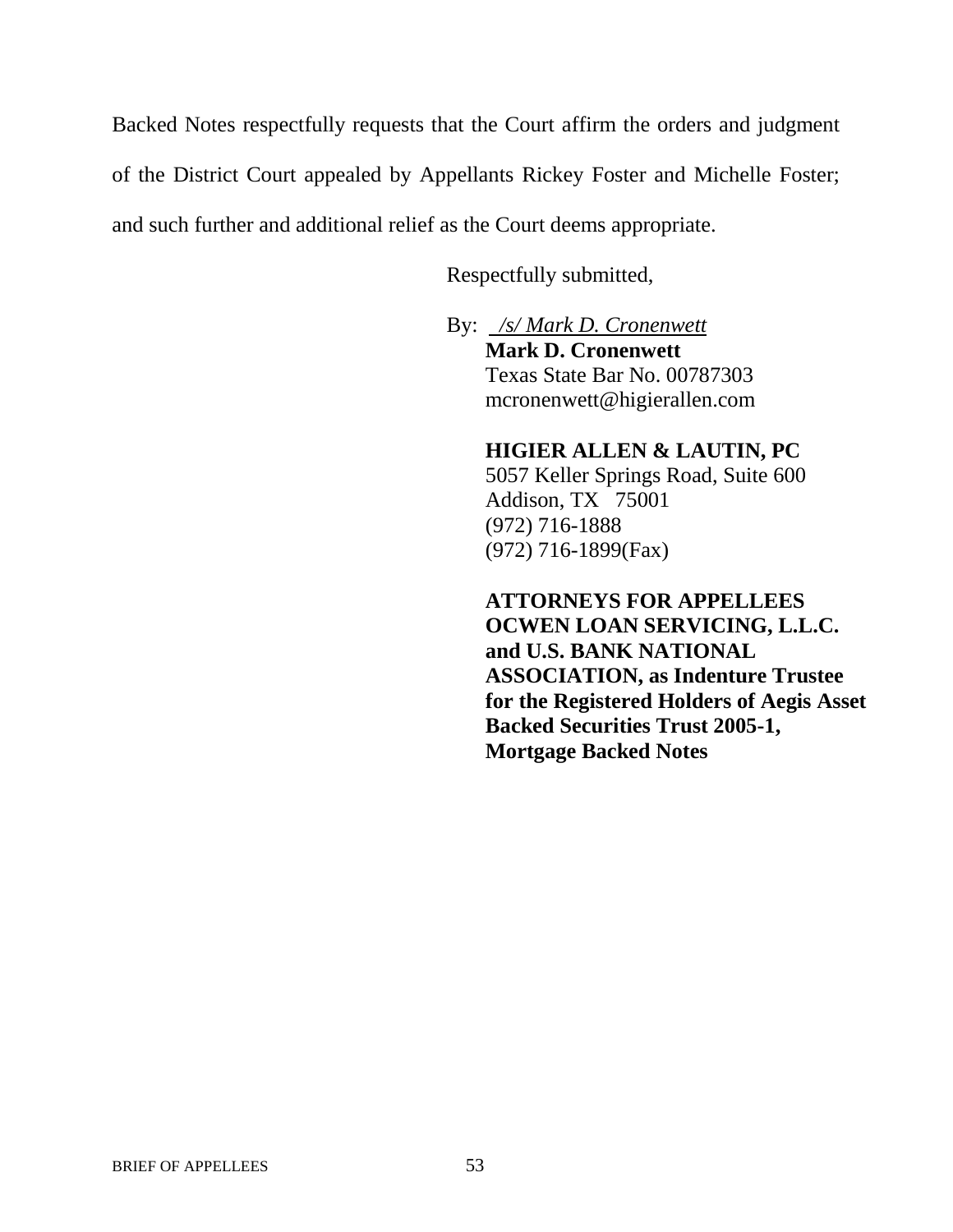Backed Notes respectfully requests that the Court affirm the orders and judgment of the District Court appealed by Appellants Rickey Foster and Michelle Foster; and such further and additional relief as the Court deems appropriate.

Respectfully submitted,

By: *\_/s/ Mark D. Cronenwett*
**Mark D. Cronenwett**
Texas State Bar No. 00787303
mcronenwett@higierallen.com

**HIGIER ALLEN & LAUTIN, PC**
5057 Keller Springs Road, Suite 600
Addison, TX 75001
(972) 716-1888
(972) 716-1899(Fax)

**ATTORNEYS FOR APPELLEES OCWEN LOAN SERVICING, L.L.C. and U.S. BANK NATIONAL ASSOCIATION, as Indenture Trustee for the Registered Holders of Aegis Asset Backed Securities Trust 2005-1, Mortgage Backed Notes**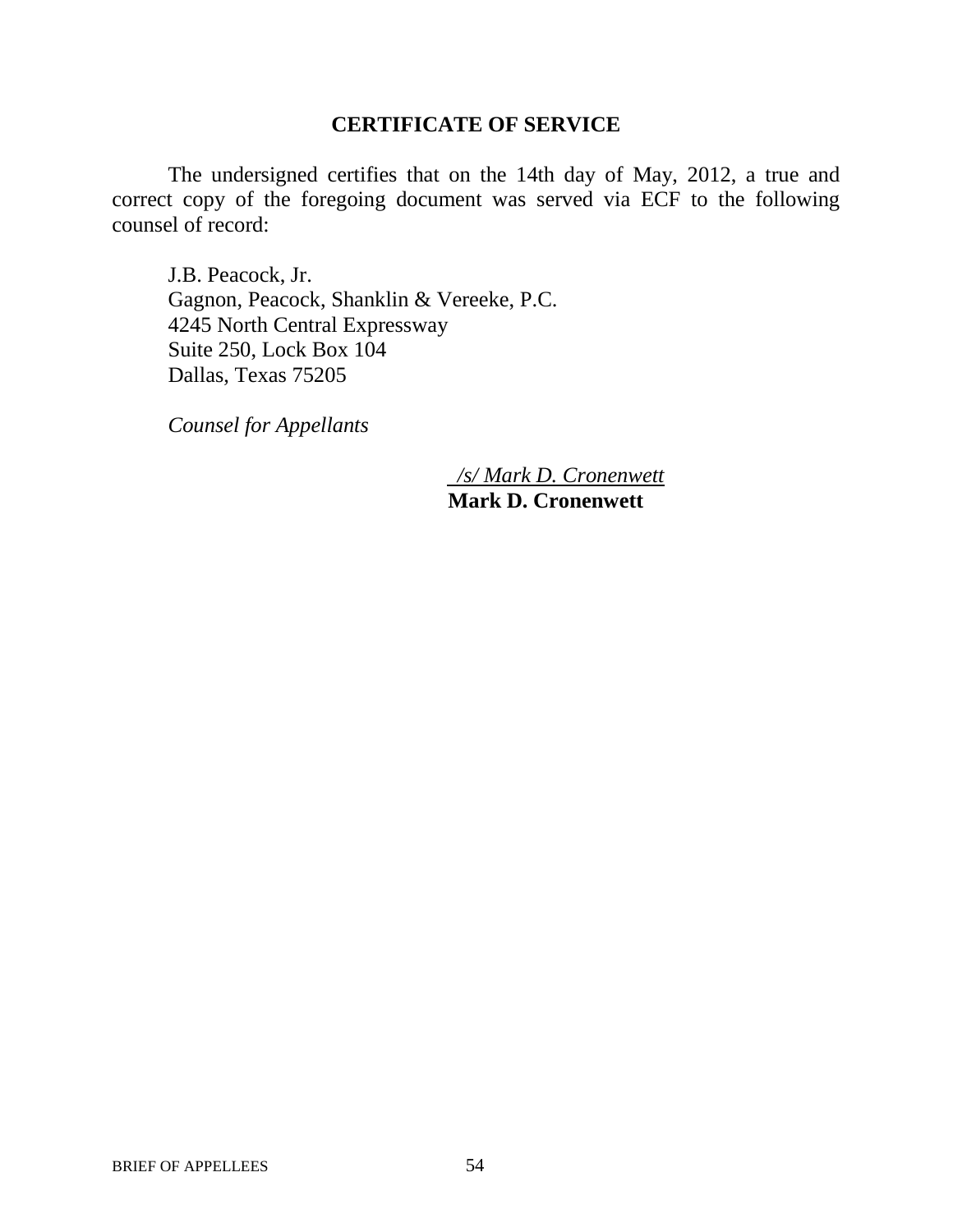## CERTIFICATE OF SERVICE

The undersigned certifies that on the 14th day of May, 2012, a true and correct copy of the foregoing document was served via ECF to the following counsel of record:

J.B. Peacock, Jr.
Gagnon, Peacock, Shanklin & Vereeke, P.C.
4245 North Central Expressway
Suite 250, Lock Box 104
Dallas, Texas 75205

*Counsel for Appellants*

*/s/ Mark D. Cronenwett*
**Mark D. Cronenwett**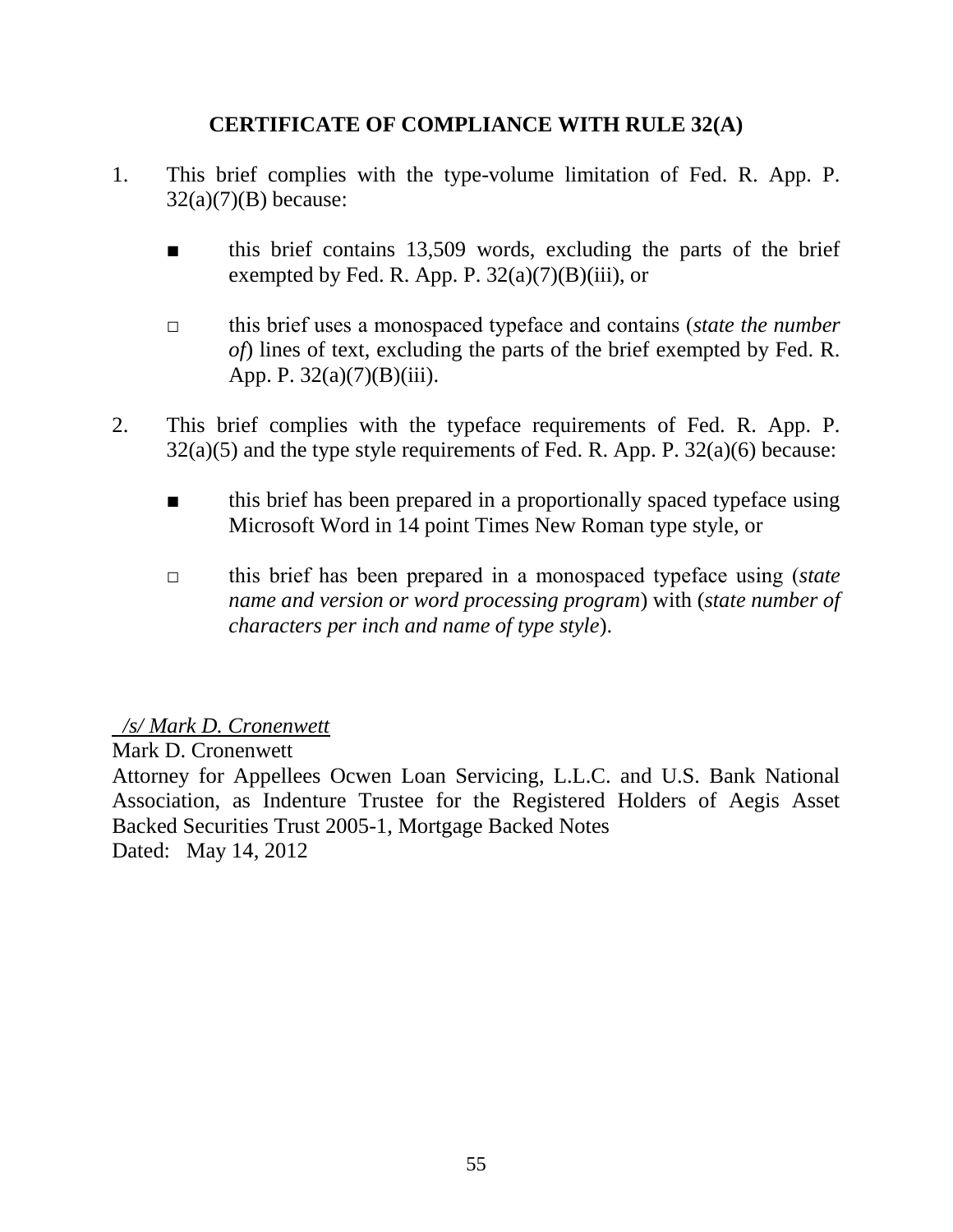## CERTIFICATE OF COMPLIANCE WITH RULE 32(A)

1. This brief complies with the type-volume limitation of Fed. R. App. P. 32(a)(7)(B) because:

   ■ this brief contains 13,509 words, excluding the parts of the brief exempted by Fed. R. App. P. 32(a)(7)(B)(iii), or

   □ this brief uses a monospaced typeface and contains (*state the number of*) lines of text, excluding the parts of the brief exempted by Fed. R. App. P. 32(a)(7)(B)(iii).

2. This brief complies with the typeface requirements of Fed. R. App. P. 32(a)(5) and the type style requirements of Fed. R. App. P. 32(a)(6) because:

   ■ this brief has been prepared in a proportionally spaced typeface using Microsoft Word in 14 point Times New Roman type style, or

   □ this brief has been prepared in a monospaced typeface using (*state name and version or word processing program*) with (*state number of characters per inch and name of type style*).

*/s/ Mark D. Cronenwett*
Mark D. Cronenwett
Attorney for Appellees Ocwen Loan Servicing, L.L.C. and U.S. Bank National Association, as Indenture Trustee for the Registered Holders of Aegis Asset Backed Securities Trust 2005-1, Mortgage Backed Notes
Dated: May 14, 2012